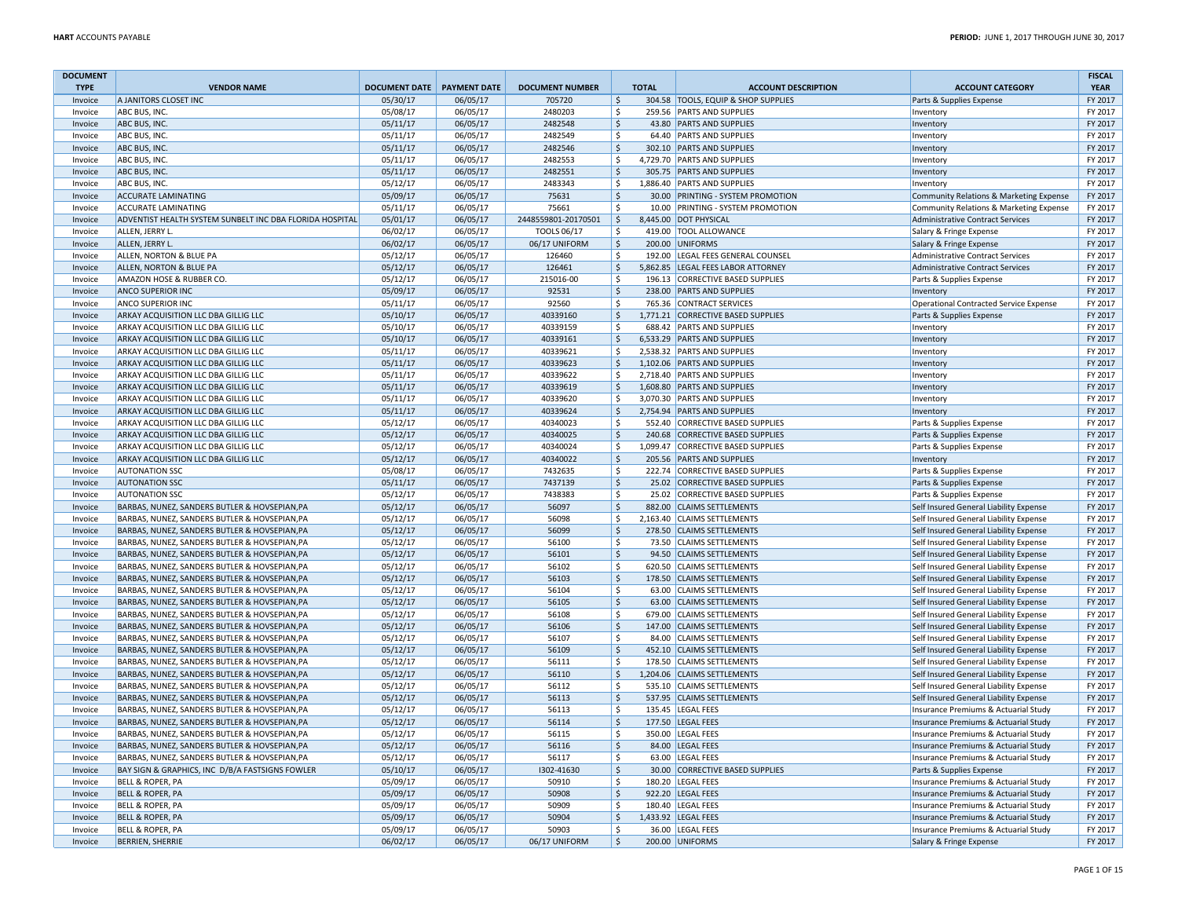| DOCUMENT TYPE | VENDOR NAME | DOCUMENT DATE | PAYMENT DATE | DOCUMENT NUMBER | TOTAL | ACCOUNT DESCRIPTION | ACCOUNT CATEGORY | FISCAL YEAR |
|---|---|---|---|---|---|---|---|---|
| Invoice | A JANITORS CLOSET INC | 05/30/17 | 06/05/17 | 705720 | $ 304.58 | TOOLS, EQUIP & SHOP SUPPLIES | Parts & Supplies Expense | FY 2017 |
| Invoice | ABC BUS, INC. | 05/08/17 | 06/05/17 | 2480203 | $ 259.56 | PARTS AND SUPPLIES | Inventory | FY 2017 |
| Invoice | ABC BUS, INC. | 05/11/17 | 06/05/17 | 2482548 | $ 43.80 | PARTS AND SUPPLIES | Inventory | FY 2017 |
| Invoice | ABC BUS, INC. | 05/11/17 | 06/05/17 | 2482549 | $ 64.40 | PARTS AND SUPPLIES | Inventory | FY 2017 |
| Invoice | ABC BUS, INC. | 05/11/17 | 06/05/17 | 2482546 | $ 302.10 | PARTS AND SUPPLIES | Inventory | FY 2017 |
| Invoice | ABC BUS, INC. | 05/11/17 | 06/05/17 | 2482553 | $ 4,729.70 | PARTS AND SUPPLIES | Inventory | FY 2017 |
| Invoice | ABC BUS, INC. | 05/11/17 | 06/05/17 | 2482551 | $ 305.75 | PARTS AND SUPPLIES | Inventory | FY 2017 |
| Invoice | ABC BUS, INC. | 05/12/17 | 06/05/17 | 2483343 | $ 1,886.40 | PARTS AND SUPPLIES | Inventory | FY 2017 |
| Invoice | ACCURATE LAMINATING | 05/09/17 | 06/05/17 | 75631 | $ 30.00 | PRINTING - SYSTEM PROMOTION | Community Relations & Marketing Expense | FY 2017 |
| Invoice | ACCURATE LAMINATING | 05/11/17 | 06/05/17 | 75661 | $ 10.00 | PRINTING - SYSTEM PROMOTION | Community Relations & Marketing Expense | FY 2017 |
| Invoice | ADVENTIST HEALTH SYSTEM SUNBELT INC DBA FLORIDA HOSPITAL | 05/01/17 | 06/05/17 | 2448559801-20170501 | $ 8,445.00 | DOT PHYSICAL | Administrative Contract Services | FY 2017 |
| Invoice | ALLEN, JERRY L. | 06/02/17 | 06/05/17 | TOOLS 06/17 | $ 419.00 | TOOL ALLOWANCE | Salary & Fringe Expense | FY 2017 |
| Invoice | ALLEN, JERRY L. | 06/02/17 | 06/05/17 | 06/17 UNIFORM | $ 200.00 | UNIFORMS | Salary & Fringe Expense | FY 2017 |
| Invoice | ALLEN, NORTON & BLUE PA | 05/12/17 | 06/05/17 | 126460 | $ 192.00 | LEGAL FEES GENERAL COUNSEL | Administrative Contract Services | FY 2017 |
| Invoice | ALLEN, NORTON & BLUE PA | 05/12/17 | 06/05/17 | 126461 | $ 5,862.85 | LEGAL FEES LABOR ATTORNEY | Administrative Contract Services | FY 2017 |
| Invoice | AMAZON HOSE & RUBBER CO. | 05/12/17 | 06/05/17 | 215016-00 | $ 196.13 | CORRECTIVE BASED SUPPLIES | Parts & Supplies Expense | FY 2017 |
| Invoice | ANCO SUPERIOR INC | 05/09/17 | 06/05/17 | 92531 | $ 238.00 | PARTS AND SUPPLIES | Inventory | FY 2017 |
| Invoice | ANCO SUPERIOR INC | 05/11/17 | 06/05/17 | 92560 | $ 765.36 | CONTRACT SERVICES | Operational Contracted Service Expense | FY 2017 |
| Invoice | ARKAY ACQUISITION LLC DBA GILLIG LLC | 05/10/17 | 06/05/17 | 40339160 | $ 1,771.21 | CORRECTIVE BASED SUPPLIES | Parts & Supplies Expense | FY 2017 |
| Invoice | ARKAY ACQUISITION LLC DBA GILLIG LLC | 05/10/17 | 06/05/17 | 40339159 | $ 688.42 | PARTS AND SUPPLIES | Inventory | FY 2017 |
| Invoice | ARKAY ACQUISITION LLC DBA GILLIG LLC | 05/10/17 | 06/05/17 | 40339161 | $ 6,533.29 | PARTS AND SUPPLIES | Inventory | FY 2017 |
| Invoice | ARKAY ACQUISITION LLC DBA GILLIG LLC | 05/11/17 | 06/05/17 | 40339621 | $ 2,538.32 | PARTS AND SUPPLIES | Inventory | FY 2017 |
| Invoice | ARKAY ACQUISITION LLC DBA GILLIG LLC | 05/11/17 | 06/05/17 | 40339623 | $ 1,102.06 | PARTS AND SUPPLIES | Inventory | FY 2017 |
| Invoice | ARKAY ACQUISITION LLC DBA GILLIG LLC | 05/11/17 | 06/05/17 | 40339622 | $ 2,718.40 | PARTS AND SUPPLIES | Inventory | FY 2017 |
| Invoice | ARKAY ACQUISITION LLC DBA GILLIG LLC | 05/11/17 | 06/05/17 | 40339619 | $ 1,608.80 | PARTS AND SUPPLIES | Inventory | FY 2017 |
| Invoice | ARKAY ACQUISITION LLC DBA GILLIG LLC | 05/11/17 | 06/05/17 | 40339620 | $ 3,070.30 | PARTS AND SUPPLIES | Inventory | FY 2017 |
| Invoice | ARKAY ACQUISITION LLC DBA GILLIG LLC | 05/11/17 | 06/05/17 | 40339624 | $ 2,754.94 | PARTS AND SUPPLIES | Inventory | FY 2017 |
| Invoice | ARKAY ACQUISITION LLC DBA GILLIG LLC | 05/12/17 | 06/05/17 | 40340023 | $ 552.40 | CORRECTIVE BASED SUPPLIES | Parts & Supplies Expense | FY 2017 |
| Invoice | ARKAY ACQUISITION LLC DBA GILLIG LLC | 05/12/17 | 06/05/17 | 40340025 | $ 240.68 | CORRECTIVE BASED SUPPLIES | Parts & Supplies Expense | FY 2017 |
| Invoice | ARKAY ACQUISITION LLC DBA GILLIG LLC | 05/12/17 | 06/05/17 | 40340024 | $ 1,099.47 | CORRECTIVE BASED SUPPLIES | Parts & Supplies Expense | FY 2017 |
| Invoice | ARKAY ACQUISITION LLC DBA GILLIG LLC | 05/12/17 | 06/05/17 | 40340022 | $ 205.56 | PARTS AND SUPPLIES | Inventory | FY 2017 |
| Invoice | AUTONATION SSC | 05/08/17 | 06/05/17 | 7432635 | $ 222.74 | CORRECTIVE BASED SUPPLIES | Parts & Supplies Expense | FY 2017 |
| Invoice | AUTONATION SSC | 05/11/17 | 06/05/17 | 7437139 | $ 25.02 | CORRECTIVE BASED SUPPLIES | Parts & Supplies Expense | FY 2017 |
| Invoice | AUTONATION SSC | 05/12/17 | 06/05/17 | 7438383 | $ 25.02 | CORRECTIVE BASED SUPPLIES | Parts & Supplies Expense | FY 2017 |
| Invoice | BARBAS, NUNEZ, SANDERS BUTLER & HOVSEPIAN,PA | 05/12/17 | 06/05/17 | 56097 | $ 882.00 | CLAIMS SETTLEMENTS | Self Insured General Liability Expense | FY 2017 |
| Invoice | BARBAS, NUNEZ, SANDERS BUTLER & HOVSEPIAN,PA | 05/12/17 | 06/05/17 | 56098 | $ 2,163.40 | CLAIMS SETTLEMENTS | Self Insured General Liability Expense | FY 2017 |
| Invoice | BARBAS, NUNEZ, SANDERS BUTLER & HOVSEPIAN,PA | 05/12/17 | 06/05/17 | 56099 | $ 278.50 | CLAIMS SETTLEMENTS | Self Insured General Liability Expense | FY 2017 |
| Invoice | BARBAS, NUNEZ, SANDERS BUTLER & HOVSEPIAN,PA | 05/12/17 | 06/05/17 | 56100 | $ 73.50 | CLAIMS SETTLEMENTS | Self Insured General Liability Expense | FY 2017 |
| Invoice | BARBAS, NUNEZ, SANDERS BUTLER & HOVSEPIAN,PA | 05/12/17 | 06/05/17 | 56101 | $ 94.50 | CLAIMS SETTLEMENTS | Self Insured General Liability Expense | FY 2017 |
| Invoice | BARBAS, NUNEZ, SANDERS BUTLER & HOVSEPIAN,PA | 05/12/17 | 06/05/17 | 56102 | $ 620.50 | CLAIMS SETTLEMENTS | Self Insured General Liability Expense | FY 2017 |
| Invoice | BARBAS, NUNEZ, SANDERS BUTLER & HOVSEPIAN,PA | 05/12/17 | 06/05/17 | 56103 | $ 178.50 | CLAIMS SETTLEMENTS | Self Insured General Liability Expense | FY 2017 |
| Invoice | BARBAS, NUNEZ, SANDERS BUTLER & HOVSEPIAN,PA | 05/12/17 | 06/05/17 | 56104 | $ 63.00 | CLAIMS SETTLEMENTS | Self Insured General Liability Expense | FY 2017 |
| Invoice | BARBAS, NUNEZ, SANDERS BUTLER & HOVSEPIAN,PA | 05/12/17 | 06/05/17 | 56105 | $ 63.00 | CLAIMS SETTLEMENTS | Self Insured General Liability Expense | FY 2017 |
| Invoice | BARBAS, NUNEZ, SANDERS BUTLER & HOVSEPIAN,PA | 05/12/17 | 06/05/17 | 56108 | $ 679.00 | CLAIMS SETTLEMENTS | Self Insured General Liability Expense | FY 2017 |
| Invoice | BARBAS, NUNEZ, SANDERS BUTLER & HOVSEPIAN,PA | 05/12/17 | 06/05/17 | 56106 | $ 147.00 | CLAIMS SETTLEMENTS | Self Insured General Liability Expense | FY 2017 |
| Invoice | BARBAS, NUNEZ, SANDERS BUTLER & HOVSEPIAN,PA | 05/12/17 | 06/05/17 | 56107 | $ 84.00 | CLAIMS SETTLEMENTS | Self Insured General Liability Expense | FY 2017 |
| Invoice | BARBAS, NUNEZ, SANDERS BUTLER & HOVSEPIAN,PA | 05/12/17 | 06/05/17 | 56109 | $ 452.10 | CLAIMS SETTLEMENTS | Self Insured General Liability Expense | FY 2017 |
| Invoice | BARBAS, NUNEZ, SANDERS BUTLER & HOVSEPIAN,PA | 05/12/17 | 06/05/17 | 56111 | $ 178.50 | CLAIMS SETTLEMENTS | Self Insured General Liability Expense | FY 2017 |
| Invoice | BARBAS, NUNEZ, SANDERS BUTLER & HOVSEPIAN,PA | 05/12/17 | 06/05/17 | 56110 | $ 1,204.06 | CLAIMS SETTLEMENTS | Self Insured General Liability Expense | FY 2017 |
| Invoice | BARBAS, NUNEZ, SANDERS BUTLER & HOVSEPIAN,PA | 05/12/17 | 06/05/17 | 56112 | $ 535.10 | CLAIMS SETTLEMENTS | Self Insured General Liability Expense | FY 2017 |
| Invoice | BARBAS, NUNEZ, SANDERS BUTLER & HOVSEPIAN,PA | 05/12/17 | 06/05/17 | 56113 | $ 537.95 | CLAIMS SETTLEMENTS | Self Insured General Liability Expense | FY 2017 |
| Invoice | BARBAS, NUNEZ, SANDERS BUTLER & HOVSEPIAN,PA | 05/12/17 | 06/05/17 | 56113 | $ 135.45 | LEGAL FEES | Insurance Premiums & Actuarial Study | FY 2017 |
| Invoice | BARBAS, NUNEZ, SANDERS BUTLER & HOVSEPIAN,PA | 05/12/17 | 06/05/17 | 56114 | $ 177.50 | LEGAL FEES | Insurance Premiums & Actuarial Study | FY 2017 |
| Invoice | BARBAS, NUNEZ, SANDERS BUTLER & HOVSEPIAN,PA | 05/12/17 | 06/05/17 | 56115 | $ 350.00 | LEGAL FEES | Insurance Premiums & Actuarial Study | FY 2017 |
| Invoice | BARBAS, NUNEZ, SANDERS BUTLER & HOVSEPIAN,PA | 05/12/17 | 06/05/17 | 56116 | $ 84.00 | LEGAL FEES | Insurance Premiums & Actuarial Study | FY 2017 |
| Invoice | BARBAS, NUNEZ, SANDERS BUTLER & HOVSEPIAN,PA | 05/12/17 | 06/05/17 | 56117 | $ 63.00 | LEGAL FEES | Insurance Premiums & Actuarial Study | FY 2017 |
| Invoice | BAY SIGN & GRAPHICS, INC D/B/A FASTSIGNS FOWLER | 05/10/17 | 06/05/17 | I302-41630 | $ 30.00 | CORRECTIVE BASED SUPPLIES | Parts & Supplies Expense | FY 2017 |
| Invoice | BELL & ROPER, PA | 05/09/17 | 06/05/17 | 50910 | $ 180.20 | LEGAL FEES | Insurance Premiums & Actuarial Study | FY 2017 |
| Invoice | BELL & ROPER, PA | 05/09/17 | 06/05/17 | 50908 | $ 922.20 | LEGAL FEES | Insurance Premiums & Actuarial Study | FY 2017 |
| Invoice | BELL & ROPER, PA | 05/09/17 | 06/05/17 | 50909 | $ 180.40 | LEGAL FEES | Insurance Premiums & Actuarial Study | FY 2017 |
| Invoice | BELL & ROPER, PA | 05/09/17 | 06/05/17 | 50904 | $ 1,433.92 | LEGAL FEES | Insurance Premiums & Actuarial Study | FY 2017 |
| Invoice | BELL & ROPER, PA | 05/09/17 | 06/05/17 | 50903 | $ 36.00 | LEGAL FEES | Insurance Premiums & Actuarial Study | FY 2017 |
| Invoice | BERRIEN, SHERRIE | 06/02/17 | 06/05/17 | 06/17 UNIFORM | $ 200.00 | UNIFORMS | Salary & Fringe Expense | FY 2017 |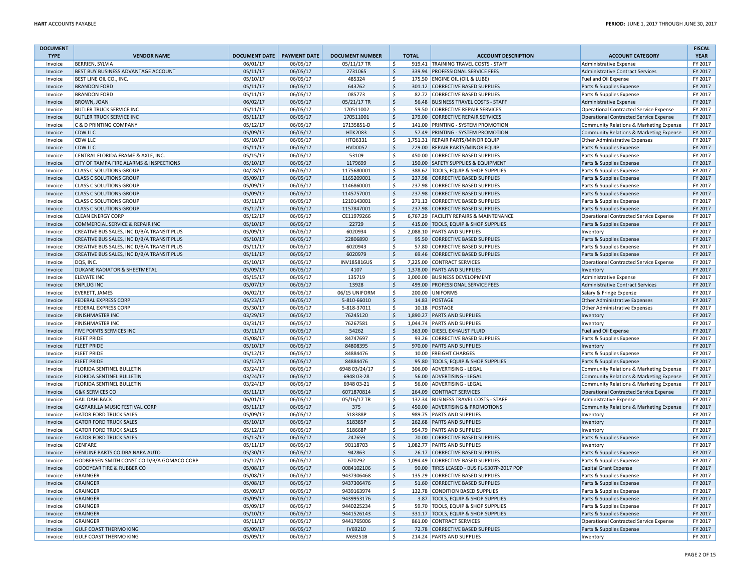| DOCUMENT TYPE | VENDOR NAME | DOCUMENT DATE | PAYMENT DATE | DOCUMENT NUMBER | TOTAL | ACCOUNT DESCRIPTION | ACCOUNT CATEGORY | FISCAL YEAR |
|---|---|---|---|---|---|---|---|---|
| Invoice | BERRIEN, SYLVIA | 06/01/17 | 06/05/17 | 05/11/17 TR | $ 919.41 | TRAINING TRAVEL COSTS - STAFF | Administrative Expense | FY 2017 |
| Invoice | BEST BUY BUSINESS ADVANTAGE ACCOUNT | 05/11/17 | 06/05/17 | 2731065 | $ 339.94 | PROFESSIONAL SERVICE FEES | Administrative Contract Services | FY 2017 |
| Invoice | BEST LINE OIL CO., INC. | 05/10/17 | 06/05/17 | 485324 | $ 175.50 | ENGINE OIL (OIL & LUBE) | Fuel and Oil Expense | FY 2017 |
| Invoice | BRANDON FORD | 05/11/17 | 06/05/17 | 643762 | $ 301.12 | CORRECTIVE BASED SUPPLIES | Parts & Supplies Expense | FY 2017 |
| Invoice | BRANDON FORD | 05/11/17 | 06/05/17 | 085773 | $ 82.72 | CORRECTIVE BASED SUPPLIES | Parts & Supplies Expense | FY 2017 |
| Invoice | BROWN, JOAN | 06/02/17 | 06/05/17 | 05/21/17 TR | $ 56.48 | BUSINESS TRAVEL COSTS - STAFF | Administrative Expense | FY 2017 |
| Invoice | BUTLER TRUCK SERVICE INC | 05/11/17 | 06/05/17 | 170511002 | $ 59.50 | CORRECTIVE REPAIR SERVICES | Operational Contracted Service Expense | FY 2017 |
| Invoice | BUTLER TRUCK SERVICE INC | 05/11/17 | 06/05/17 | 170511001 | $ 279.00 | CORRECTIVE REPAIR SERVICES | Operational Contracted Service Expense | FY 2017 |
| Invoice | C & D PRINTING COMPANY | 05/12/17 | 06/05/17 | 17135851-D | $ 141.00 | PRINTING - SYSTEM PROMOTION | Community Relations & Marketing Expense | FY 2017 |
| Invoice | CDW LLC | 05/09/17 | 06/05/17 | HTK2083 | $ 57.49 | PRINTING - SYSTEM PROMOTION | Community Relations & Marketing Expense | FY 2017 |
| Invoice | CDW LLC | 05/10/17 | 06/05/17 | HTQ6331 | $ 1,751.31 | REPAIR PARTS/MINOR EQUIP | Other Administrative Expenses | FY 2017 |
| Invoice | CDW LLC | 05/11/17 | 06/05/17 | HVD0057 | $ 229.00 | REPAIR PARTS/MINOR EQUIP | Parts & Supplies Expense | FY 2017 |
| Invoice | CENTRAL FLORIDA FRAME & AXLE, INC. | 05/15/17 | 06/05/17 | 53109 | $ 450.00 | CORRECTIVE BASED SUPPLIES | Parts & Supplies Expense | FY 2017 |
| Invoice | CITY OF TAMPA FIRE ALARMS & INSPECTIONS | 05/10/17 | 06/05/17 | 1179699 | $ 150.00 | SAFETY SUPPLIES & EQUIPMENT | Parts & Supplies Expense | FY 2017 |
| Invoice | CLASS C SOLUTIONS GROUP | 04/28/17 | 06/05/17 | 1175680001 | $ 388.62 | TOOLS, EQUIP & SHOP SUPPLIES | Parts & Supplies Expense | FY 2017 |
| Invoice | CLASS C SOLUTIONS GROUP | 05/09/17 | 06/05/17 | 1165209001 | $ 237.98 | CORRECTIVE BASED SUPPLIES | Parts & Supplies Expense | FY 2017 |
| Invoice | CLASS C SOLUTIONS GROUP | 05/09/17 | 06/05/17 | 1146860001 | $ 237.98 | CORRECTIVE BASED SUPPLIES | Parts & Supplies Expense | FY 2017 |
| Invoice | CLASS C SOLUTIONS GROUP | 05/09/17 | 06/05/17 | 1145757001 | $ 237.98 | CORRECTIVE BASED SUPPLIES | Parts & Supplies Expense | FY 2017 |
| Invoice | CLASS C SOLUTIONS GROUP | 05/11/17 | 06/05/17 | 1210143001 | $ 271.13 | CORRECTIVE BASED SUPPLIES | Parts & Supplies Expense | FY 2017 |
| Invoice | CLASS C SOLUTIONS GROUP | 05/12/17 | 06/05/17 | 1157847001 | $ 237.98 | CORRECTIVE BASED SUPPLIES | Parts & Supplies Expense | FY 2017 |
| Invoice | CLEAN ENERGY CORP | 05/12/17 | 06/05/17 | CE11979266 | $ 6,767.29 | FACILITY REPAIRS & MAINTENANCE | Operational Contracted Service Expense | FY 2017 |
| Invoice | COMMERCIAL SERVICE & REPAIR INC | 05/10/17 | 06/05/17 | 22729 | $ 415.00 | TOOLS, EQUIP & SHOP SUPPLIES | Parts & Supplies Expense | FY 2017 |
| Invoice | CREATIVE BUS SALES, INC D/B/A TRANSIT PLUS | 05/09/17 | 06/05/17 | 6020934 | $ 2,088.10 | PARTS AND SUPPLIES | Inventory | FY 2017 |
| Invoice | CREATIVE BUS SALES, INC D/B/A TRANSIT PLUS | 05/10/17 | 06/05/17 | 22806890 | $ 95.50 | CORRECTIVE BASED SUPPLIES | Parts & Supplies Expense | FY 2017 |
| Invoice | CREATIVE BUS SALES, INC D/B/A TRANSIT PLUS | 05/11/17 | 06/05/17 | 6020943 | $ 57.80 | CORRECTIVE BASED SUPPLIES | Parts & Supplies Expense | FY 2017 |
| Invoice | CREATIVE BUS SALES, INC D/B/A TRANSIT PLUS | 05/11/17 | 06/05/17 | 6020979 | $ 69.46 | CORRECTIVE BASED SUPPLIES | Parts & Supplies Expense | FY 2017 |
| Invoice | DQS, INC. | 05/10/17 | 06/05/17 | INV185816US | $ 7,225.00 | CONTRACT SERVICES | Operational Contracted Service Expense | FY 2017 |
| Invoice | DUKANE RADIATOR & SHEETMETAL | 05/09/17 | 06/05/17 | 4107 | $ 1,378.00 | PARTS AND SUPPLIES | Inventory | FY 2017 |
| Invoice | ELEVATE INC | 05/15/17 | 06/05/17 | 135719 | $ 3,000.00 | BUSINESS DEVELOPMENT | Administrative Expense | FY 2017 |
| Invoice | ENPLUG INC | 05/07/17 | 06/05/17 | 13928 | $ 499.00 | PROFESSIONAL SERVICE FEES | Administrative Contract Services | FY 2017 |
| Invoice | EVERETT, JAMES | 06/02/17 | 06/05/17 | 06/15 UNIFORM | $ 200.00 | UNIFORMS | Salary & Fringe Expense | FY 2017 |
| Invoice | FEDERAL EXPRESS CORP | 05/23/17 | 06/05/17 | 5-810-66010 | $ 14.83 | POSTAGE | Other Administrative Expenses | FY 2017 |
| Invoice | FEDERAL EXPRESS CORP | 05/30/17 | 06/05/17 | 5-818-37011 | $ 10.18 | POSTAGE | Other Administrative Expenses | FY 2017 |
| Invoice | FINISHMASTER INC | 03/29/17 | 06/05/17 | 76245120 | $ 1,890.27 | PARTS AND SUPPLIES | Inventory | FY 2017 |
| Invoice | FINISHMASTER INC | 03/31/17 | 06/05/17 | 76267581 | $ 1,044.74 | PARTS AND SUPPLIES | Inventory | FY 2017 |
| Invoice | FIVE POINTS SERVICES INC | 05/11/17 | 06/05/17 | 54262 | $ 363.00 | DIESEL EXHAUST FLUID | Fuel and Oil Expense | FY 2017 |
| Invoice | FLEET PRIDE | 05/08/17 | 06/05/17 | 84747697 | $ 93.26 | CORRECTIVE BASED SUPPLIES | Parts & Supplies Expense | FY 2017 |
| Invoice | FLEET PRIDE | 05/10/17 | 06/05/17 | 84808395 | $ 970.00 | PARTS AND SUPPLIES | Inventory | FY 2017 |
| Invoice | FLEET PRIDE | 05/12/17 | 06/05/17 | 84884476 | $ 10.00 | FREIGHT CHARGES | Parts & Supplies Expense | FY 2017 |
| Invoice | FLEET PRIDE | 05/12/17 | 06/05/17 | 84884476 | $ 95.80 | TOOLS, EQUIP & SHOP SUPPLIES | Parts & Supplies Expense | FY 2017 |
| Invoice | FLORIDA SENTINEL BULLETIN | 03/24/17 | 06/05/17 | 6948 03/24/17 | $ 306.00 | ADVERTISING - LEGAL | Community Relations & Marketing Expense | FY 2017 |
| Invoice | FLORIDA SENTINEL BULLETIN | 03/24/17 | 06/05/17 | 6948 03-28 | $ 56.00 | ADVERTISING - LEGAL | Community Relations & Marketing Expense | FY 2017 |
| Invoice | FLORIDA SENTINEL BULLETIN | 03/24/17 | 06/05/17 | 6948 03-21 | $ 56.00 | ADVERTISING - LEGAL | Community Relations & Marketing Expense | FY 2017 |
| Invoice | G&K SERVICES CO | 05/11/17 | 06/05/17 | 6071870814 | $ 264.09 | CONTRACT SERVICES | Operational Contracted Service Expense | FY 2017 |
| Invoice | GAIL DAHLBACK | 06/01/17 | 06/05/17 | 05/16/17 TR | $ 132.34 | BUSINESS TRAVEL COSTS - STAFF | Administrative Expense | FY 2017 |
| Invoice | GASPARILLA MUSIC FESTIVAL CORP | 05/11/17 | 06/05/17 | 375 | $ 450.00 | ADVERTISING & PROMOTIONS | Community Relations & Marketing Expense | FY 2017 |
| Invoice | GATOR FORD TRUCK SALES | 05/09/17 | 06/05/17 | 518388P | $ 989.75 | PARTS AND SUPPLIES | Inventory | FY 2017 |
| Invoice | GATOR FORD TRUCK SALES | 05/10/17 | 06/05/17 | 518385P | $ 262.68 | PARTS AND SUPPLIES | Inventory | FY 2017 |
| Invoice | GATOR FORD TRUCK SALES | 05/12/17 | 06/05/17 | 518668P | $ 954.79 | PARTS AND SUPPLIES | Inventory | FY 2017 |
| Invoice | GATOR FORD TRUCK SALES | 05/13/17 | 06/05/17 | 247659 | $ 70.00 | CORRECTIVE BASED SUPPLIES | Parts & Supplies Expense | FY 2017 |
| Invoice | GENFARE | 05/11/17 | 06/05/17 | 90118703 | $ 1,082.77 | PARTS AND SUPPLIES | Inventory | FY 2017 |
| Invoice | GENUINE PARTS CO DBA NAPA AUTO | 05/30/17 | 06/05/17 | 942863 | $ 26.17 | CORRECTIVE BASED SUPPLIES | Parts & Supplies Expense | FY 2017 |
| Invoice | GODBERSEN SMITH CONST CO D/B/A GOMACO CORP | 05/12/17 | 06/05/17 | 670292 | $ 1,094.49 | CORRECTIVE BASED SUPPLIES | Parts & Supplies Expense | FY 2017 |
| Invoice | GOODYEAR TIRE & RUBBER CO | 05/08/17 | 06/05/17 | 0084102106 | $ 90.00 | TIRES LEASED - BUS FL-5307P-2017 POP | Capital Grant Expense | FY 2017 |
| Invoice | GRAINGER | 05/08/17 | 06/05/17 | 9437306468 | $ 135.29 | CORRECTIVE BASED SUPPLIES | Parts & Supplies Expense | FY 2017 |
| Invoice | GRAINGER | 05/08/17 | 06/05/17 | 9437306476 | $ 51.60 | CORRECTIVE BASED SUPPLIES | Parts & Supplies Expense | FY 2017 |
| Invoice | GRAINGER | 05/09/17 | 06/05/17 | 9439163974 | $ 132.78 | CONDITION BASED SUPPLIES | Parts & Supplies Expense | FY 2017 |
| Invoice | GRAINGER | 05/09/17 | 06/05/17 | 9439953176 | $ 3.87 | TOOLS, EQUIP & SHOP SUPPLIES | Parts & Supplies Expense | FY 2017 |
| Invoice | GRAINGER | 05/09/17 | 06/05/17 | 9440225234 | $ 59.70 | TOOLS, EQUIP & SHOP SUPPLIES | Parts & Supplies Expense | FY 2017 |
| Invoice | GRAINGER | 05/10/17 | 06/05/17 | 9441526143 | $ 331.17 | TOOLS, EQUIP & SHOP SUPPLIES | Parts & Supplies Expense | FY 2017 |
| Invoice | GRAINGER | 05/11/17 | 06/05/17 | 9441765006 | $ 861.00 | CONTRACT SERVICES | Operational Contracted Service Expense | FY 2017 |
| Invoice | GULF COAST THERMO KING | 05/09/17 | 06/05/17 | IV69210 | $ 72.78 | CORRECTIVE BASED SUPPLIES | Parts & Supplies Expense | FY 2017 |
| Invoice | GULF COAST THERMO KING | 05/09/17 | 06/05/17 | IV69251B | $ 214.24 | PARTS AND SUPPLIES | Inventory | FY 2017 |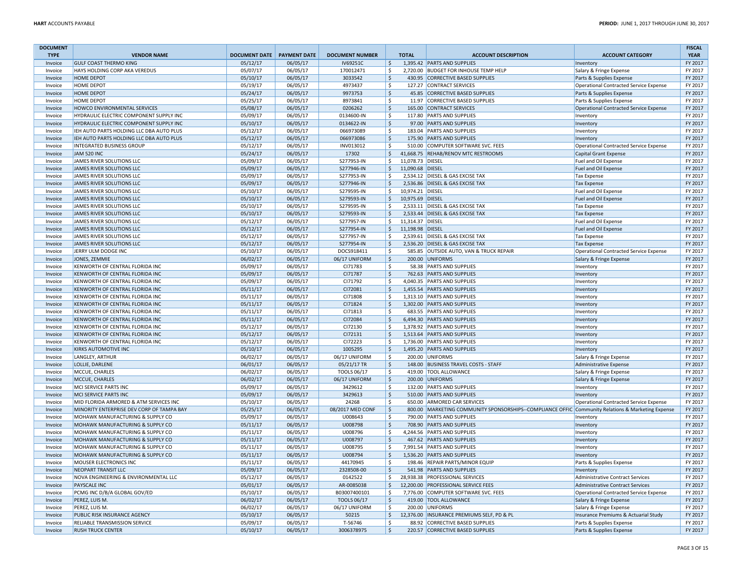| DOCUMENT TYPE | VENDOR NAME | DOCUMENT DATE | PAYMENT DATE | DOCUMENT NUMBER | TOTAL | ACCOUNT DESCRIPTION | ACCOUNT CATEGORY | FISCAL YEAR |
|---|---|---|---|---|---|---|---|---|
| Invoice | GULF COAST THERMO KING | 05/12/17 | 06/05/17 | IV69251C | $ 1,395.42 | PARTS AND SUPPLIES | Inventory | FY 2017 |
| Invoice | HAYS HOLDING CORP AKA VEREDUS | 05/07/17 | 06/05/17 | 170012471 | $ 2,720.00 | BUDGET FOR INHOUSE TEMP HELP | Salary & Fringe Expense | FY 2017 |
| Invoice | HOME DEPOT | 05/10/17 | 06/05/17 | 3033542 | $ 430.95 | CORRECTIVE BASED SUPPLIES | Parts & Supplies Expense | FY 2017 |
| Invoice | HOME DEPOT | 05/19/17 | 06/05/17 | 4973437 | $ 127.27 | CONTRACT SERVICES | Operational Contracted Service Expense | FY 2017 |
| Invoice | HOME DEPOT | 05/24/17 | 06/05/17 | 9973753 | $ 45.85 | CORRECTIVE BASED SUPPLIES | Parts & Supplies Expense | FY 2017 |
| Invoice | HOME DEPOT | 05/25/17 | 06/05/17 | 8973841 | $ 11.97 | CORRECTIVE BASED SUPPLIES | Parts & Supplies Expense | FY 2017 |
| Invoice | HOWCO ENVIRONMENTAL SERVICES | 05/08/17 | 06/05/17 | 0206262 | $ 165.00 | CONTRACT SERVICES | Operational Contracted Service Expense | FY 2017 |
| Invoice | HYDRAULIC ELECTRIC COMPONENT SUPPLY INC | 05/09/17 | 06/05/17 | 0134600-IN | $ 117.80 | PARTS AND SUPPLIES | Inventory | FY 2017 |
| Invoice | HYDRAULIC ELECTRIC COMPONENT SUPPLY INC | 05/10/17 | 06/05/17 | 0134622-IN | $ 97.00 | PARTS AND SUPPLIES | Inventory | FY 2017 |
| Invoice | IEH AUTO PARTS HOLDING LLC DBA AUTO PLUS | 05/12/17 | 06/05/17 | 066973089 | $ 183.04 | PARTS AND SUPPLIES | Inventory | FY 2017 |
| Invoice | IEH AUTO PARTS HOLDING LLC DBA AUTO PLUS | 05/12/17 | 06/05/17 | 066973086 | $ 175.90 | PARTS AND SUPPLIES | Inventory | FY 2017 |
| Invoice | INTEGRATED BUSINESS GROUP | 05/12/17 | 06/05/17 | INV013012 | $ 510.00 | COMPUTER SOFTWARE SVC. FEES | Operational Contracted Service Expense | FY 2017 |
| Invoice | JAM 520 INC | 05/24/17 | 06/05/17 | 17302 | $ 41,668.75 | REHAB/RENOV MTC RESTROOMS | Capital Grant Expense | FY 2017 |
| Invoice | JAMES RIVER SOLUTIONS LLC | 05/09/17 | 06/05/17 | S277953-IN | $ 11,078.73 | DIESEL | Fuel and Oil Expense | FY 2017 |
| Invoice | JAMES RIVER SOLUTIONS LLC | 05/09/17 | 06/05/17 | S277946-IN | $ 11,090.68 | DIESEL | Fuel and Oil Expense | FY 2017 |
| Invoice | JAMES RIVER SOLUTIONS LLC | 05/09/17 | 06/05/17 | S277953-IN | $ 2,534.12 | DIESEL & GAS EXCISE TAX | Tax Expense | FY 2017 |
| Invoice | JAMES RIVER SOLUTIONS LLC | 05/09/17 | 06/05/17 | S277946-IN | $ 2,536.86 | DIESEL & GAS EXCISE TAX | Tax Expense | FY 2017 |
| Invoice | JAMES RIVER SOLUTIONS LLC | 05/10/17 | 06/05/17 | S279595-IN | $ 10,974.21 | DIESEL | Fuel and Oil Expense | FY 2017 |
| Invoice | JAMES RIVER SOLUTIONS LLC | 05/10/17 | 06/05/17 | S279593-IN | $ 10,975.69 | DIESEL | Fuel and Oil Expense | FY 2017 |
| Invoice | JAMES RIVER SOLUTIONS LLC | 05/10/17 | 06/05/17 | S279595-IN | $ 2,533.11 | DIESEL & GAS EXCISE TAX | Tax Expense | FY 2017 |
| Invoice | JAMES RIVER SOLUTIONS LLC | 05/10/17 | 06/05/17 | S279593-IN | $ 2,533.44 | DIESEL & GAS EXCISE TAX | Tax Expense | FY 2017 |
| Invoice | JAMES RIVER SOLUTIONS LLC | 05/12/17 | 06/05/17 | S277957-IN | $ 11,314.37 | DIESEL | Fuel and Oil Expense | FY 2017 |
| Invoice | JAMES RIVER SOLUTIONS LLC | 05/12/17 | 06/05/17 | S277954-IN | $ 11,198.98 | DIESEL | Fuel and Oil Expense | FY 2017 |
| Invoice | JAMES RIVER SOLUTIONS LLC | 05/12/17 | 06/05/17 | S277957-IN | $ 2,539.61 | DIESEL & GAS EXCISE TAX | Tax Expense | FY 2017 |
| Invoice | JAMES RIVER SOLUTIONS LLC | 05/12/17 | 06/05/17 | S277954-IN | $ 2,536.20 | DIESEL & GAS EXCISE TAX | Tax Expense | FY 2017 |
| Invoice | JERRY ULM DODGE INC | 05/10/17 | 06/05/17 | DOCS918411 | $ 585.85 | OUTSIDE AUTO, VAN & TRUCK REPAIR | Operational Contracted Service Expense | FY 2017 |
| Invoice | JONES, ZEMMIE | 06/02/17 | 06/05/17 | 06/17 UNIFORM | $ 200.00 | UNIFORMS | Salary & Fringe Expense | FY 2017 |
| Invoice | KENWORTH OF CENTRAL FLORIDA INC | 05/09/17 | 06/05/17 | CI71783 | $ 58.38 | PARTS AND SUPPLIES | Inventory | FY 2017 |
| Invoice | KENWORTH OF CENTRAL FLORIDA INC | 05/09/17 | 06/05/17 | CI71787 | $ 762.63 | PARTS AND SUPPLIES | Inventory | FY 2017 |
| Invoice | KENWORTH OF CENTRAL FLORIDA INC | 05/09/17 | 06/05/17 | CI71792 | $ 4,040.35 | PARTS AND SUPPLIES | Inventory | FY 2017 |
| Invoice | KENWORTH OF CENTRAL FLORIDA INC | 05/11/17 | 06/05/17 | CI72081 | $ 1,455.54 | PARTS AND SUPPLIES | Inventory | FY 2017 |
| Invoice | KENWORTH OF CENTRAL FLORIDA INC | 05/11/17 | 06/05/17 | CI71808 | $ 1,313.10 | PARTS AND SUPPLIES | Inventory | FY 2017 |
| Invoice | KENWORTH OF CENTRAL FLORIDA INC | 05/11/17 | 06/05/17 | CI71824 | $ 1,302.00 | PARTS AND SUPPLIES | Inventory | FY 2017 |
| Invoice | KENWORTH OF CENTRAL FLORIDA INC | 05/11/17 | 06/05/17 | CI71813 | $ 683.55 | PARTS AND SUPPLIES | Inventory | FY 2017 |
| Invoice | KENWORTH OF CENTRAL FLORIDA INC | 05/11/17 | 06/05/17 | CI72084 | $ 6,494.30 | PARTS AND SUPPLIES | Inventory | FY 2017 |
| Invoice | KENWORTH OF CENTRAL FLORIDA INC | 05/12/17 | 06/05/17 | CI72130 | $ 1,378.92 | PARTS AND SUPPLIES | Inventory | FY 2017 |
| Invoice | KENWORTH OF CENTRAL FLORIDA INC | 05/12/17 | 06/05/17 | CI72131 | $ 1,513.64 | PARTS AND SUPPLIES | Inventory | FY 2017 |
| Invoice | KENWORTH OF CENTRAL FLORIDA INC | 05/12/17 | 06/05/17 | CI72223 | $ 1,736.00 | PARTS AND SUPPLIES | Inventory | FY 2017 |
| Invoice | KIRKS AUTOMOTIVE INC | 05/10/17 | 06/05/17 | 1005295 | $ 1,495.20 | PARTS AND SUPPLIES | Inventory | FY 2017 |
| Invoice | LANGLEY, ARTHUR | 06/02/17 | 06/05/17 | 06/17 UNIFORM | $ 200.00 | UNIFORMS | Salary & Fringe Expense | FY 2017 |
| Invoice | LOLLIE, DARLENE | 06/01/17 | 06/05/17 | 05/21/17 TR | $ 148.00 | BUSINESS TRAVEL COSTS - STAFF | Administrative Expense | FY 2017 |
| Invoice | MCCUE, CHARLES | 06/02/17 | 06/05/17 | TOOLS 06/17 | $ 419.00 | TOOL ALLOWANCE | Salary & Fringe Expense | FY 2017 |
| Invoice | MCCUE, CHARLES | 06/02/17 | 06/05/17 | 06/17 UNIFORM | $ 200.00 | UNIFORMS | Salary & Fringe Expense | FY 2017 |
| Invoice | MCI SERVICE PARTS INC | 05/09/17 | 06/05/17 | 3429612 | $ 132.00 | PARTS AND SUPPLIES | Inventory | FY 2017 |
| Invoice | MCI SERVICE PARTS INC | 05/09/17 | 06/05/17 | 3429613 | $ 510.00 | PARTS AND SUPPLIES | Inventory | FY 2017 |
| Invoice | MID FLORIDA ARMORED & ATM SERVICES INC | 05/10/17 | 06/05/17 | 24268 | $ 650.00 | ARMORED CAR SERVICES | Operational Contracted Service Expense | FY 2017 |
| Invoice | MINORITY ENTERPRISE DEV CORP OF TAMPA BAY | 05/25/17 | 06/05/17 | 08/2017 MED CONF | $ 800.00 | MARKETING COMMUNITY SPONSORSHIPS--COMPLIANCE OFFIC | Community Relations & Marketing Expense | FY 2017 |
| Invoice | MOHAWK MANUFACTURING & SUPPLY CO | 05/09/17 | 06/05/17 | U008643 | $ 790.00 | PARTS AND SUPPLIES | Inventory | FY 2017 |
| Invoice | MOHAWK MANUFACTURING & SUPPLY CO | 05/11/17 | 06/05/17 | U008798 | $ 708.90 | PARTS AND SUPPLIES | Inventory | FY 2017 |
| Invoice | MOHAWK MANUFACTURING & SUPPLY CO | 05/11/17 | 06/05/17 | U008796 | $ 4,244.56 | PARTS AND SUPPLIES | Inventory | FY 2017 |
| Invoice | MOHAWK MANUFACTURING & SUPPLY CO | 05/11/17 | 06/05/17 | U008797 | $ 467.62 | PARTS AND SUPPLIES | Inventory | FY 2017 |
| Invoice | MOHAWK MANUFACTURING & SUPPLY CO | 05/11/17 | 06/05/17 | U008795 | $ 7,991.54 | PARTS AND SUPPLIES | Inventory | FY 2017 |
| Invoice | MOHAWK MANUFACTURING & SUPPLY CO | 05/11/17 | 06/05/17 | U008794 | $ 1,536.20 | PARTS AND SUPPLIES | Inventory | FY 2017 |
| Invoice | MOUSER ELECTRONICS INC | 05/11/17 | 06/05/17 | 44170945 | $ 198.46 | REPAIR PARTS/MINOR EQUIP | Parts & Supplies Expense | FY 2017 |
| Invoice | NEOPART TRANSIT LLC | 05/09/17 | 06/05/17 | 2328508-00 | $ 541.98 | PARTS AND SUPPLIES | Inventory | FY 2017 |
| Invoice | NOVA ENGINEERING & ENVIRONMENTAL LLC | 05/12/17 | 06/05/17 | 0142522 | $ 28,938.38 | PROFESSIONAL SERVICES | Administrative Contract Services | FY 2017 |
| Invoice | PAYSCALE INC | 05/01/17 | 06/05/17 | AR-0085038 | $ 12,200.00 | PROFESSIONAL SERVICE FEES | Administrative Contract Services | FY 2017 |
| Invoice | PCMG INC D/B/A GLOBAL GOV/ED | 05/10/17 | 06/05/17 | B03007400101 | $ 7,776.00 | COMPUTER SOFTWARE SVC. FEES | Operational Contracted Service Expense | FY 2017 |
| Invoice | PEREZ, LUIS M. | 06/02/17 | 06/05/17 | TOOLS 06/17 | $ 419.00 | TOOL ALLOWANCE | Salary & Fringe Expense | FY 2017 |
| Invoice | PEREZ, LUIS M. | 06/02/17 | 06/05/17 | 06/17 UNIFORM | $ 200.00 | UNIFORMS | Salary & Fringe Expense | FY 2017 |
| Invoice | PUBLIC RISK INSURANCE AGENCY | 05/10/17 | 06/05/17 | 50215 | $ 12,376.00 | INSURANCE PREMIUMS SELF, PD & PL | Insurance Premiums & Actuarial Study | FY 2017 |
| Invoice | RELIABLE TRANSMISSION SERVICE | 05/09/17 | 06/05/17 | T-56746 | $ 88.92 | CORRECTIVE BASED SUPPLIES | Parts & Supplies Expense | FY 2017 |
| Invoice | RUSH TRUCK CENTER | 05/10/17 | 06/05/17 | 3006378975 | $ 220.57 | CORRECTIVE BASED SUPPLIES | Parts & Supplies Expense | FY 2017 |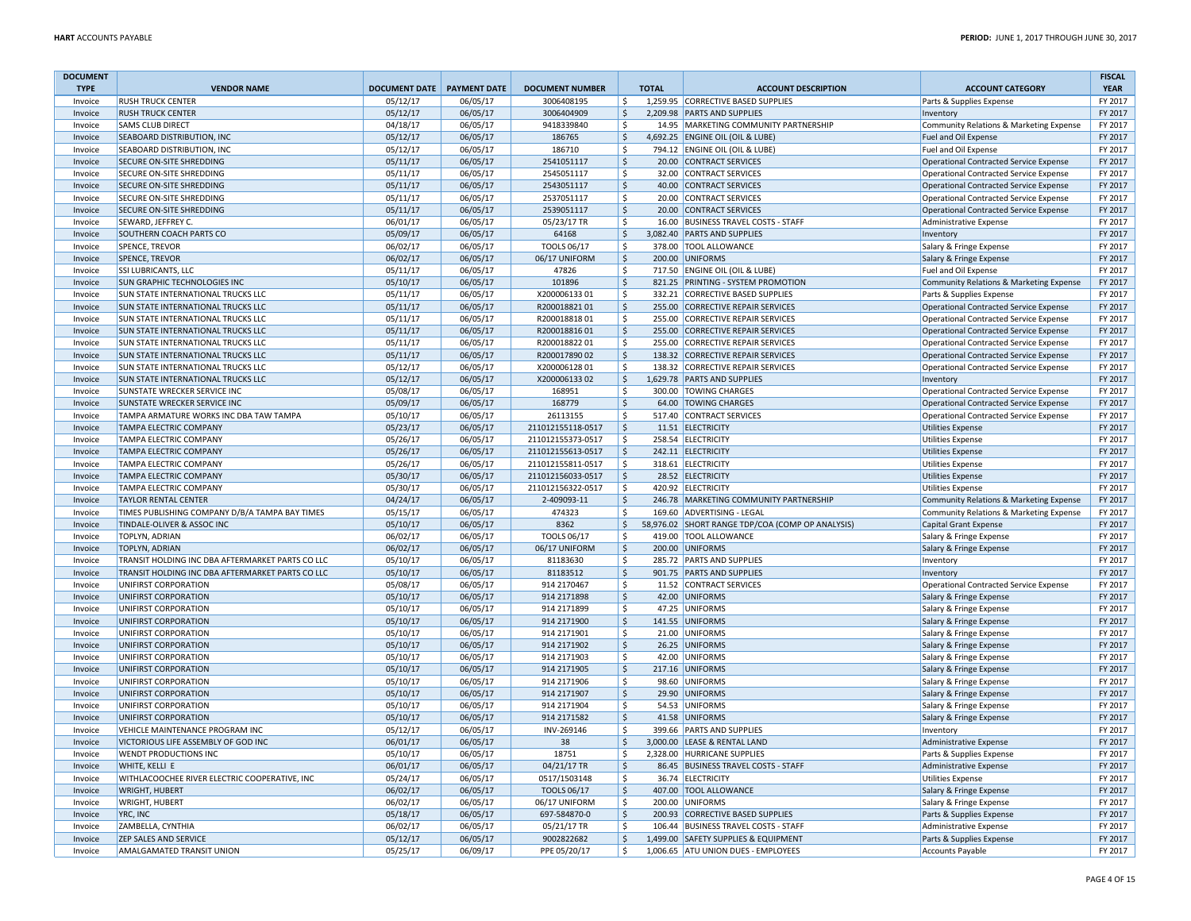| DOCUMENT TYPE | VENDOR NAME | DOCUMENT DATE | PAYMENT DATE | DOCUMENT NUMBER | TOTAL | ACCOUNT DESCRIPTION | ACCOUNT CATEGORY | FISCAL YEAR |
|---|---|---|---|---|---|---|---|---|
| Invoice | RUSH TRUCK CENTER | 05/12/17 | 06/05/17 | 3006408195 | $ 1,259.95 | CORRECTIVE BASED SUPPLIES | Parts & Supplies Expense | FY 2017 |
| Invoice | RUSH TRUCK CENTER | 05/12/17 | 06/05/17 | 3006404909 | $ 2,209.98 | PARTS AND SUPPLIES | Inventory | FY 2017 |
| Invoice | SAMS CLUB DIRECT | 04/18/17 | 06/05/17 | 9418339840 | $ 14.95 | MARKETING COMMUNITY PARTNERSHIP | Community Relations & Marketing Expense | FY 2017 |
| Invoice | SEABOARD DISTRIBUTION, INC | 05/12/17 | 06/05/17 | 186765 | $ 4,692.25 | ENGINE OIL (OIL & LUBE) | Fuel and Oil Expense | FY 2017 |
| Invoice | SEABOARD DISTRIBUTION, INC | 05/12/17 | 06/05/17 | 186710 | $ 794.12 | ENGINE OIL (OIL & LUBE) | Fuel and Oil Expense | FY 2017 |
| Invoice | SECURE ON-SITE SHREDDING | 05/11/17 | 06/05/17 | 2541051117 | $ 20.00 | CONTRACT SERVICES | Operational Contracted Service Expense | FY 2017 |
| Invoice | SECURE ON-SITE SHREDDING | 05/11/17 | 06/05/17 | 2545051117 | $ 32.00 | CONTRACT SERVICES | Operational Contracted Service Expense | FY 2017 |
| Invoice | SECURE ON-SITE SHREDDING | 05/11/17 | 06/05/17 | 2543051117 | $ 40.00 | CONTRACT SERVICES | Operational Contracted Service Expense | FY 2017 |
| Invoice | SECURE ON-SITE SHREDDING | 05/11/17 | 06/05/17 | 2537051117 | $ 20.00 | CONTRACT SERVICES | Operational Contracted Service Expense | FY 2017 |
| Invoice | SECURE ON-SITE SHREDDING | 05/11/17 | 06/05/17 | 2539051117 | $ 20.00 | CONTRACT SERVICES | Operational Contracted Service Expense | FY 2017 |
| Invoice | SEWARD, JEFFREY C. | 06/01/17 | 06/05/17 | 05/23/17 TR | $ 16.00 | BUSINESS TRAVEL COSTS - STAFF | Administrative Expense | FY 2017 |
| Invoice | SOUTHERN COACH PARTS CO | 05/09/17 | 06/05/17 | 64168 | $ 3,082.40 | PARTS AND SUPPLIES | Inventory | FY 2017 |
| Invoice | SPENCE, TREVOR | 06/02/17 | 06/05/17 | TOOLS 06/17 | $ 378.00 | TOOL ALLOWANCE | Salary & Fringe Expense | FY 2017 |
| Invoice | SPENCE, TREVOR | 06/02/17 | 06/05/17 | 06/17 UNIFORM | $ 200.00 | UNIFORMS | Salary & Fringe Expense | FY 2017 |
| Invoice | SSI LUBRICANTS, LLC | 05/11/17 | 06/05/17 | 47826 | $ 717.50 | ENGINE OIL (OIL & LUBE) | Fuel and Oil Expense | FY 2017 |
| Invoice | SUN GRAPHIC TECHNOLOGIES INC | 05/10/17 | 06/05/17 | 101896 | $ 821.25 | PRINTING - SYSTEM PROMOTION | Community Relations & Marketing Expense | FY 2017 |
| Invoice | SUN STATE INTERNATIONAL TRUCKS LLC | 05/11/17 | 06/05/17 | X200006133 01 | $ 332.21 | CORRECTIVE BASED SUPPLIES | Parts & Supplies Expense | FY 2017 |
| Invoice | SUN STATE INTERNATIONAL TRUCKS LLC | 05/11/17 | 06/05/17 | R200018821 01 | $ 255.00 | CORRECTIVE REPAIR SERVICES | Operational Contracted Service Expense | FY 2017 |
| Invoice | SUN STATE INTERNATIONAL TRUCKS LLC | 05/11/17 | 06/05/17 | R200018818 01 | $ 255.00 | CORRECTIVE REPAIR SERVICES | Operational Contracted Service Expense | FY 2017 |
| Invoice | SUN STATE INTERNATIONAL TRUCKS LLC | 05/11/17 | 06/05/17 | R200018816 01 | $ 255.00 | CORRECTIVE REPAIR SERVICES | Operational Contracted Service Expense | FY 2017 |
| Invoice | SUN STATE INTERNATIONAL TRUCKS LLC | 05/11/17 | 06/05/17 | R200018822 01 | $ 255.00 | CORRECTIVE REPAIR SERVICES | Operational Contracted Service Expense | FY 2017 |
| Invoice | SUN STATE INTERNATIONAL TRUCKS LLC | 05/11/17 | 06/05/17 | R200017890 02 | $ 138.32 | CORRECTIVE REPAIR SERVICES | Operational Contracted Service Expense | FY 2017 |
| Invoice | SUN STATE INTERNATIONAL TRUCKS LLC | 05/12/17 | 06/05/17 | X200006128 01 | $ 138.32 | CORRECTIVE REPAIR SERVICES | Operational Contracted Service Expense | FY 2017 |
| Invoice | SUN STATE INTERNATIONAL TRUCKS LLC | 05/12/17 | 06/05/17 | X200006133 02 | $ 1,629.78 | PARTS AND SUPPLIES | Inventory | FY 2017 |
| Invoice | SUNSTATE WRECKER SERVICE INC | 05/08/17 | 06/05/17 | 168951 | $ 300.00 | TOWING CHARGES | Operational Contracted Service Expense | FY 2017 |
| Invoice | SUNSTATE WRECKER SERVICE INC | 05/09/17 | 06/05/17 | 168779 | $ 64.00 | TOWING CHARGES | Operational Contracted Service Expense | FY 2017 |
| Invoice | TAMPA ARMATURE WORKS INC DBA TAW TAMPA | 05/10/17 | 06/05/17 | 26113155 | $ 517.40 | CONTRACT SERVICES | Operational Contracted Service Expense | FY 2017 |
| Invoice | TAMPA ELECTRIC COMPANY | 05/23/17 | 06/05/17 | 211012155118-0517 | $ 11.51 | ELECTRICITY | Utilities Expense | FY 2017 |
| Invoice | TAMPA ELECTRIC COMPANY | 05/26/17 | 06/05/17 | 211012155373-0517 | $ 258.54 | ELECTRICITY | Utilities Expense | FY 2017 |
| Invoice | TAMPA ELECTRIC COMPANY | 05/26/17 | 06/05/17 | 211012155613-0517 | $ 242.11 | ELECTRICITY | Utilities Expense | FY 2017 |
| Invoice | TAMPA ELECTRIC COMPANY | 05/26/17 | 06/05/17 | 211012155811-0517 | $ 318.61 | ELECTRICITY | Utilities Expense | FY 2017 |
| Invoice | TAMPA ELECTRIC COMPANY | 05/30/17 | 06/05/17 | 211012156033-0517 | $ 28.52 | ELECTRICITY | Utilities Expense | FY 2017 |
| Invoice | TAMPA ELECTRIC COMPANY | 05/30/17 | 06/05/17 | 211012156322-0517 | $ 420.92 | ELECTRICITY | Utilities Expense | FY 2017 |
| Invoice | TAYLOR RENTAL CENTER | 04/24/17 | 06/05/17 | 2-409093-11 | $ 246.78 | MARKETING COMMUNITY PARTNERSHIP | Community Relations & Marketing Expense | FY 2017 |
| Invoice | TIMES PUBLISHING COMPANY D/B/A TAMPA BAY TIMES | 05/15/17 | 06/05/17 | 474323 | $ 169.60 | ADVERTISING - LEGAL | Community Relations & Marketing Expense | FY 2017 |
| Invoice | TINDALE-OLIVER & ASSOC INC | 05/10/17 | 06/05/17 | 8362 | $ 58,976.02 | SHORT RANGE TDP/COA (COMP OP ANALYSIS) | Capital Grant Expense | FY 2017 |
| Invoice | TOPLYN, ADRIAN | 06/02/17 | 06/05/17 | TOOLS 06/17 | $ 419.00 | TOOL ALLOWANCE | Salary & Fringe Expense | FY 2017 |
| Invoice | TOPLYN, ADRIAN | 06/02/17 | 06/05/17 | 06/17 UNIFORM | $ 200.00 | UNIFORMS | Salary & Fringe Expense | FY 2017 |
| Invoice | TRANSIT HOLDING INC DBA AFTERMARKET PARTS CO LLC | 05/10/17 | 06/05/17 | 81183630 | $ 285.72 | PARTS AND SUPPLIES | Inventory | FY 2017 |
| Invoice | TRANSIT HOLDING INC DBA AFTERMARKET PARTS CO LLC | 05/10/17 | 06/05/17 | 81183512 | $ 901.75 | PARTS AND SUPPLIES | Inventory | FY 2017 |
| Invoice | UNIFIRST CORPORATION | 05/08/17 | 06/05/17 | 914 2170467 | $ 11.52 | CONTRACT SERVICES | Operational Contracted Service Expense | FY 2017 |
| Invoice | UNIFIRST CORPORATION | 05/10/17 | 06/05/17 | 914 2171898 | $ 42.00 | UNIFORMS | Salary & Fringe Expense | FY 2017 |
| Invoice | UNIFIRST CORPORATION | 05/10/17 | 06/05/17 | 914 2171899 | $ 47.25 | UNIFORMS | Salary & Fringe Expense | FY 2017 |
| Invoice | UNIFIRST CORPORATION | 05/10/17 | 06/05/17 | 914 2171900 | $ 141.55 | UNIFORMS | Salary & Fringe Expense | FY 2017 |
| Invoice | UNIFIRST CORPORATION | 05/10/17 | 06/05/17 | 914 2171901 | $ 21.00 | UNIFORMS | Salary & Fringe Expense | FY 2017 |
| Invoice | UNIFIRST CORPORATION | 05/10/17 | 06/05/17 | 914 2171902 | $ 26.25 | UNIFORMS | Salary & Fringe Expense | FY 2017 |
| Invoice | UNIFIRST CORPORATION | 05/10/17 | 06/05/17 | 914 2171903 | $ 42.00 | UNIFORMS | Salary & Fringe Expense | FY 2017 |
| Invoice | UNIFIRST CORPORATION | 05/10/17 | 06/05/17 | 914 2171905 | $ 217.16 | UNIFORMS | Salary & Fringe Expense | FY 2017 |
| Invoice | UNIFIRST CORPORATION | 05/10/17 | 06/05/17 | 914 2171906 | $ 98.60 | UNIFORMS | Salary & Fringe Expense | FY 2017 |
| Invoice | UNIFIRST CORPORATION | 05/10/17 | 06/05/17 | 914 2171907 | $ 29.90 | UNIFORMS | Salary & Fringe Expense | FY 2017 |
| Invoice | UNIFIRST CORPORATION | 05/10/17 | 06/05/17 | 914 2171904 | $ 54.53 | UNIFORMS | Salary & Fringe Expense | FY 2017 |
| Invoice | UNIFIRST CORPORATION | 05/10/17 | 06/05/17 | 914 2171582 | $ 41.58 | UNIFORMS | Salary & Fringe Expense | FY 2017 |
| Invoice | VEHICLE MAINTENANCE PROGRAM INC | 05/12/17 | 06/05/17 | INV-269146 | $ 399.66 | PARTS AND SUPPLIES | Inventory | FY 2017 |
| Invoice | VICTORIOUS LIFE ASSEMBLY OF GOD INC | 06/01/17 | 06/05/17 | 38 | $ 3,000.00 | LEASE & RENTAL LAND | Administrative Expense | FY 2017 |
| Invoice | WENDT PRODUCTIONS INC | 05/10/17 | 06/05/17 | 18751 | $ 2,328.00 | HURRICANE SUPPLIES | Parts & Supplies Expense | FY 2017 |
| Invoice | WHITE, KELLI E | 06/01/17 | 06/05/17 | 04/21/17 TR | $ 86.45 | BUSINESS TRAVEL COSTS - STAFF | Administrative Expense | FY 2017 |
| Invoice | WITHLACOOCHEE RIVER ELECTRIC COOPERATIVE, INC | 05/24/17 | 06/05/17 | 0517/1503148 | $ 36.74 | ELECTRICITY | Utilities Expense | FY 2017 |
| Invoice | WRIGHT, HUBERT | 06/02/17 | 06/05/17 | TOOLS 06/17 | $ 407.00 | TOOL ALLOWANCE | Salary & Fringe Expense | FY 2017 |
| Invoice | WRIGHT, HUBERT | 06/02/17 | 06/05/17 | 06/17 UNIFORM | $ 200.00 | UNIFORMS | Salary & Fringe Expense | FY 2017 |
| Invoice | YRC, INC | 05/18/17 | 06/05/17 | 697-584870-0 | $ 200.93 | CORRECTIVE BASED SUPPLIES | Parts & Supplies Expense | FY 2017 |
| Invoice | ZAMBELLA, CYNTHIA | 06/02/17 | 06/05/17 | 05/21/17 TR | $ 106.44 | BUSINESS TRAVEL COSTS - STAFF | Administrative Expense | FY 2017 |
| Invoice | ZEP SALES AND SERVICE | 05/12/17 | 06/05/17 | 9002822682 | $ 1,499.00 | SAFETY SUPPLIES & EQUIPMENT | Parts & Supplies Expense | FY 2017 |
| Invoice | AMALGAMATED TRANSIT UNION | 05/25/17 | 06/09/17 | PPE 05/20/17 | $ 1,006.65 | ATU UNION DUES - EMPLOYEES | Accounts Payable | FY 2017 |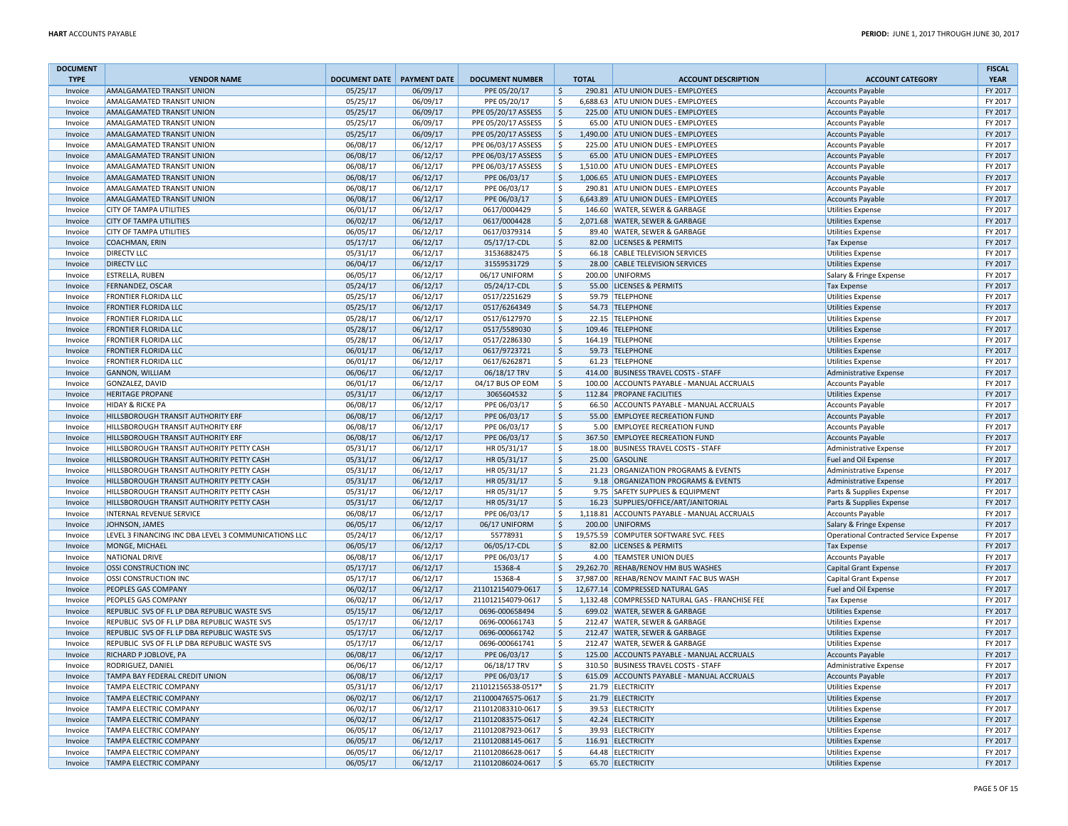| DOCUMENT TYPE | VENDOR NAME | DOCUMENT DATE | PAYMENT DATE | DOCUMENT NUMBER | TOTAL | ACCOUNT DESCRIPTION | ACCOUNT CATEGORY | FISCAL YEAR |
|---|---|---|---|---|---|---|---|---|
| Invoice | AMALGAMATED TRANSIT UNION | 05/25/17 | 06/09/17 | PPE 05/20/17 | $ 290.81 | ATU UNION DUES - EMPLOYEES | Accounts Payable | FY 2017 |
| Invoice | AMALGAMATED TRANSIT UNION | 05/25/17 | 06/09/17 | PPE 05/20/17 | $ 6,688.63 | ATU UNION DUES - EMPLOYEES | Accounts Payable | FY 2017 |
| Invoice | AMALGAMATED TRANSIT UNION | 05/25/17 | 06/09/17 | PPE 05/20/17 ASSESS | $ 225.00 | ATU UNION DUES - EMPLOYEES | Accounts Payable | FY 2017 |
| Invoice | AMALGAMATED TRANSIT UNION | 05/25/17 | 06/09/17 | PPE 05/20/17 ASSESS | $ 65.00 | ATU UNION DUES - EMPLOYEES | Accounts Payable | FY 2017 |
| Invoice | AMALGAMATED TRANSIT UNION | 05/25/17 | 06/09/17 | PPE 05/20/17 ASSESS | $ 1,490.00 | ATU UNION DUES - EMPLOYEES | Accounts Payable | FY 2017 |
| Invoice | AMALGAMATED TRANSIT UNION | 06/08/17 | 06/12/17 | PPE 06/03/17 ASSESS | $ 225.00 | ATU UNION DUES - EMPLOYEES | Accounts Payable | FY 2017 |
| Invoice | AMALGAMATED TRANSIT UNION | 06/08/17 | 06/12/17 | PPE 06/03/17 ASSESS | $ 65.00 | ATU UNION DUES - EMPLOYEES | Accounts Payable | FY 2017 |
| Invoice | AMALGAMATED TRANSIT UNION | 06/08/17 | 06/12/17 | PPE 06/03/17 ASSESS | $ 1,510.00 | ATU UNION DUES - EMPLOYEES | Accounts Payable | FY 2017 |
| Invoice | AMALGAMATED TRANSIT UNION | 06/08/17 | 06/12/17 | PPE 06/03/17 | $ 1,006.65 | ATU UNION DUES - EMPLOYEES | Accounts Payable | FY 2017 |
| Invoice | AMALGAMATED TRANSIT UNION | 06/08/17 | 06/12/17 | PPE 06/03/17 | $ 290.81 | ATU UNION DUES - EMPLOYEES | Accounts Payable | FY 2017 |
| Invoice | AMALGAMATED TRANSIT UNION | 06/08/17 | 06/12/17 | PPE 06/03/17 | $ 6,643.89 | ATU UNION DUES - EMPLOYEES | Accounts Payable | FY 2017 |
| Invoice | CITY OF TAMPA UTILITIES | 06/01/17 | 06/12/17 | 0617/0004429 | $ 146.60 | WATER, SEWER & GARBAGE | Utilities Expense | FY 2017 |
| Invoice | CITY OF TAMPA UTILITIES | 06/02/17 | 06/12/17 | 0617/0004428 | $ 2,071.68 | WATER, SEWER & GARBAGE | Utilities Expense | FY 2017 |
| Invoice | CITY OF TAMPA UTILITIES | 06/05/17 | 06/12/17 | 0617/0379314 | $ 89.40 | WATER, SEWER & GARBAGE | Utilities Expense | FY 2017 |
| Invoice | COACHMAN, ERIN | 05/17/17 | 06/12/17 | 05/17/17-CDL | $ 82.00 | LICENSES & PERMITS | Tax Expense | FY 2017 |
| Invoice | DIRECTV LLC | 05/31/17 | 06/12/17 | 31536882475 | $ 66.18 | CABLE TELEVISION SERVICES | Utilities Expense | FY 2017 |
| Invoice | DIRECTV LLC | 06/04/17 | 06/12/17 | 31559531729 | $ 28.00 | CABLE TELEVISION SERVICES | Utilities Expense | FY 2017 |
| Invoice | ESTRELLA, RUBEN | 06/05/17 | 06/12/17 | 06/17 UNIFORM | $ 200.00 | UNIFORMS | Salary & Fringe Expense | FY 2017 |
| Invoice | FERNANDEZ, OSCAR | 05/24/17 | 06/12/17 | 05/24/17-CDL | $ 55.00 | LICENSES & PERMITS | Tax Expense | FY 2017 |
| Invoice | FRONTIER FLORIDA LLC | 05/25/17 | 06/12/17 | 0517/2251629 | $ 59.79 | TELEPHONE | Utilities Expense | FY 2017 |
| Invoice | FRONTIER FLORIDA LLC | 05/25/17 | 06/12/17 | 0517/6264349 | $ 54.73 | TELEPHONE | Utilities Expense | FY 2017 |
| Invoice | FRONTIER FLORIDA LLC | 05/28/17 | 06/12/17 | 0517/6127970 | $ 22.15 | TELEPHONE | Utilities Expense | FY 2017 |
| Invoice | FRONTIER FLORIDA LLC | 05/28/17 | 06/12/17 | 0517/5589030 | $ 109.46 | TELEPHONE | Utilities Expense | FY 2017 |
| Invoice | FRONTIER FLORIDA LLC | 05/28/17 | 06/12/17 | 0517/2286330 | $ 164.19 | TELEPHONE | Utilities Expense | FY 2017 |
| Invoice | FRONTIER FLORIDA LLC | 06/01/17 | 06/12/17 | 0617/9723721 | $ 59.73 | TELEPHONE | Utilities Expense | FY 2017 |
| Invoice | FRONTIER FLORIDA LLC | 06/01/17 | 06/12/17 | 0617/6262871 | $ 61.23 | TELEPHONE | Utilities Expense | FY 2017 |
| Invoice | GANNON, WILLIAM | 06/06/17 | 06/12/17 | 06/18/17 TRV | $ 414.00 | BUSINESS TRAVEL COSTS - STAFF | Administrative Expense | FY 2017 |
| Invoice | GONZALEZ, DAVID | 06/01/17 | 06/12/17 | 04/17 BUS OP EOM | $ 100.00 | ACCOUNTS PAYABLE - MANUAL ACCRUALS | Accounts Payable | FY 2017 |
| Invoice | HERITAGE PROPANE | 05/31/17 | 06/12/17 | 3065604532 | $ 112.84 | PROPANE FACILITIES | Utilities Expense | FY 2017 |
| Invoice | HIDAY & RICKE PA | 06/08/17 | 06/12/17 | PPE 06/03/17 | $ 66.50 | ACCOUNTS PAYABLE - MANUAL ACCRUALS | Accounts Payable | FY 2017 |
| Invoice | HILLSBOROUGH TRANSIT AUTHORITY ERF | 06/08/17 | 06/12/17 | PPE 06/03/17 | $ 55.00 | EMPLOYEE RECREATION FUND | Accounts Payable | FY 2017 |
| Invoice | HILLSBOROUGH TRANSIT AUTHORITY ERF | 06/08/17 | 06/12/17 | PPE 06/03/17 | $ 5.00 | EMPLOYEE RECREATION FUND | Accounts Payable | FY 2017 |
| Invoice | HILLSBOROUGH TRANSIT AUTHORITY ERF | 06/08/17 | 06/12/17 | PPE 06/03/17 | $ 367.50 | EMPLOYEE RECREATION FUND | Accounts Payable | FY 2017 |
| Invoice | HILLSBOROUGH TRANSIT AUTHORITY PETTY CASH | 05/31/17 | 06/12/17 | HR 05/31/17 | $ 18.00 | BUSINESS TRAVEL COSTS - STAFF | Administrative Expense | FY 2017 |
| Invoice | HILLSBOROUGH TRANSIT AUTHORITY PETTY CASH | 05/31/17 | 06/12/17 | HR 05/31/17 | $ 25.00 | GASOLINE | Fuel and Oil Expense | FY 2017 |
| Invoice | HILLSBOROUGH TRANSIT AUTHORITY PETTY CASH | 05/31/17 | 06/12/17 | HR 05/31/17 | $ 21.23 | ORGANIZATION PROGRAMS & EVENTS | Administrative Expense | FY 2017 |
| Invoice | HILLSBOROUGH TRANSIT AUTHORITY PETTY CASH | 05/31/17 | 06/12/17 | HR 05/31/17 | $ 9.18 | ORGANIZATION PROGRAMS & EVENTS | Administrative Expense | FY 2017 |
| Invoice | HILLSBOROUGH TRANSIT AUTHORITY PETTY CASH | 05/31/17 | 06/12/17 | HR 05/31/17 | $ 9.75 | SAFETY SUPPLIES & EQUIPMENT | Parts & Supplies Expense | FY 2017 |
| Invoice | HILLSBOROUGH TRANSIT AUTHORITY PETTY CASH | 05/31/17 | 06/12/17 | HR 05/31/17 | $ 16.23 | SUPPLIES/OFFICE/ART/JANITORIAL | Parts & Supplies Expense | FY 2017 |
| Invoice | INTERNAL REVENUE SERVICE | 06/08/17 | 06/12/17 | PPE 06/03/17 | $ 1,118.81 | ACCOUNTS PAYABLE - MANUAL ACCRUALS | Accounts Payable | FY 2017 |
| Invoice | JOHNSON, JAMES | 06/05/17 | 06/12/17 | 06/17 UNIFORM | $ 200.00 | UNIFORMS | Salary & Fringe Expense | FY 2017 |
| Invoice | LEVEL 3 FINANCING INC DBA LEVEL 3 COMMUNICATIONS LLC | 05/24/17 | 06/12/17 | 55778931 | $ 19,575.59 | COMPUTER SOFTWARE SVC. FEES | Operational Contracted Service Expense | FY 2017 |
| Invoice | MONGE, MICHAEL | 06/05/17 | 06/12/17 | 06/05/17-CDL | $ 82.00 | LICENSES & PERMITS | Tax Expense | FY 2017 |
| Invoice | NATIONAL DRIVE | 06/08/17 | 06/12/17 | PPE 06/03/17 | $ 4.00 | TEAMSTER UNION DUES | Accounts Payable | FY 2017 |
| Invoice | OSSI CONSTRUCTION INC | 05/17/17 | 06/12/17 | 15368-4 | $ 29,262.70 | REHAB/RENOV HM BUS WASHES | Capital Grant Expense | FY 2017 |
| Invoice | OSSI CONSTRUCTION INC | 05/17/17 | 06/12/17 | 15368-4 | $ 37,987.00 | REHAB/RENOV MAINT FAC BUS WASH | Capital Grant Expense | FY 2017 |
| Invoice | PEOPLES GAS COMPANY | 06/02/17 | 06/12/17 | 211012154079-0617 | $ 12,677.14 | COMPRESSED NATURAL GAS | Fuel and Oil Expense | FY 2017 |
| Invoice | PEOPLES GAS COMPANY | 06/02/17 | 06/12/17 | 211012154079-0617 | $ 1,132.48 | COMPRESSED NATURAL GAS - FRANCHISE FEE | Tax Expense | FY 2017 |
| Invoice | REPUBLIC SVS OF FL LP DBA REPUBLIC WASTE SVS | 05/15/17 | 06/12/17 | 0696-000658494 | $ 699.02 | WATER, SEWER & GARBAGE | Utilities Expense | FY 2017 |
| Invoice | REPUBLIC SVS OF FL LP DBA REPUBLIC WASTE SVS | 05/17/17 | 06/12/17 | 0696-000661743 | $ 212.47 | WATER, SEWER & GARBAGE | Utilities Expense | FY 2017 |
| Invoice | REPUBLIC SVS OF FL LP DBA REPUBLIC WASTE SVS | 05/17/17 | 06/12/17 | 0696-000661742 | $ 212.47 | WATER, SEWER & GARBAGE | Utilities Expense | FY 2017 |
| Invoice | REPUBLIC SVS OF FL LP DBA REPUBLIC WASTE SVS | 05/17/17 | 06/12/17 | 0696-000661741 | $ 212.47 | WATER, SEWER & GARBAGE | Utilities Expense | FY 2017 |
| Invoice | RICHARD P JOBLOVE, PA | 06/08/17 | 06/12/17 | PPE 06/03/17 | $ 125.00 | ACCOUNTS PAYABLE - MANUAL ACCRUALS | Accounts Payable | FY 2017 |
| Invoice | RODRIGUEZ, DANIEL | 06/06/17 | 06/12/17 | 06/18/17 TRV | $ 310.50 | BUSINESS TRAVEL COSTS - STAFF | Administrative Expense | FY 2017 |
| Invoice | TAMPA BAY FEDERAL CREDIT UNION | 06/08/17 | 06/12/17 | PPE 06/03/17 | $ 615.09 | ACCOUNTS PAYABLE - MANUAL ACCRUALS | Accounts Payable | FY 2017 |
| Invoice | TAMPA ELECTRIC COMPANY | 05/31/17 | 06/12/17 | 211012156538-0517* | $ 21.79 | ELECTRICITY | Utilities Expense | FY 2017 |
| Invoice | TAMPA ELECTRIC COMPANY | 06/02/17 | 06/12/17 | 211000476575-0617 | $ 21.79 | ELECTRICITY | Utilities Expense | FY 2017 |
| Invoice | TAMPA ELECTRIC COMPANY | 06/02/17 | 06/12/17 | 211012083310-0617 | $ 39.53 | ELECTRICITY | Utilities Expense | FY 2017 |
| Invoice | TAMPA ELECTRIC COMPANY | 06/02/17 | 06/12/17 | 211012083575-0617 | $ 42.24 | ELECTRICITY | Utilities Expense | FY 2017 |
| Invoice | TAMPA ELECTRIC COMPANY | 06/05/17 | 06/12/17 | 211012087923-0617 | $ 39.93 | ELECTRICITY | Utilities Expense | FY 2017 |
| Invoice | TAMPA ELECTRIC COMPANY | 06/05/17 | 06/12/17 | 211012088145-0617 | $ 116.91 | ELECTRICITY | Utilities Expense | FY 2017 |
| Invoice | TAMPA ELECTRIC COMPANY | 06/05/17 | 06/12/17 | 211012086628-0617 | $ 64.48 | ELECTRICITY | Utilities Expense | FY 2017 |
| Invoice | TAMPA ELECTRIC COMPANY | 06/05/17 | 06/12/17 | 211012086024-0617 | $ 65.70 | ELECTRICITY | Utilities Expense | FY 2017 |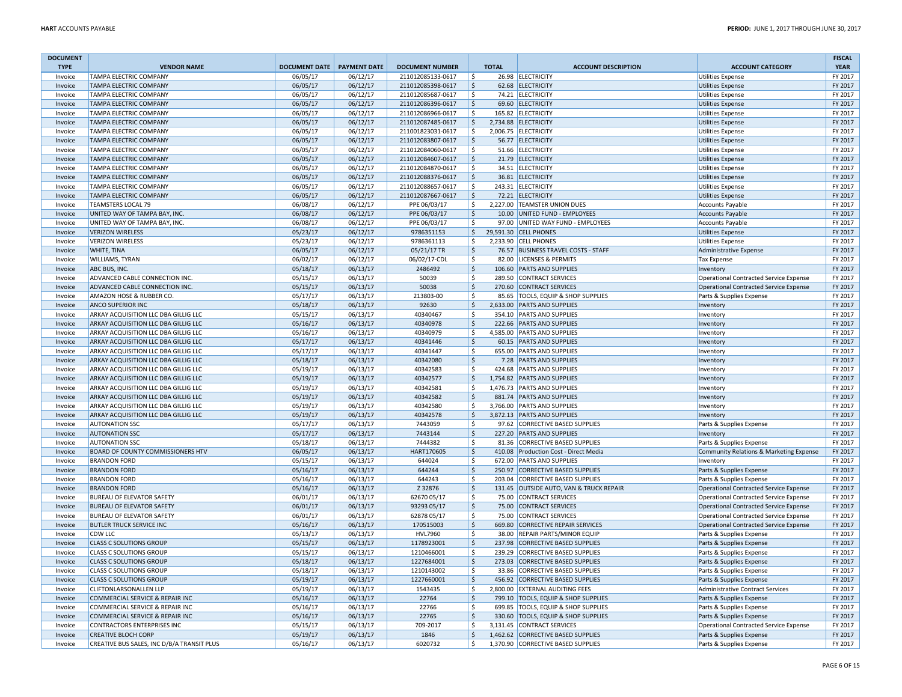| DOCUMENT TYPE | VENDOR NAME | DOCUMENT DATE | PAYMENT DATE | DOCUMENT NUMBER | TOTAL | ACCOUNT DESCRIPTION | ACCOUNT CATEGORY | FISCAL YEAR |
|---|---|---|---|---|---|---|---|---|
| Invoice | TAMPA ELECTRIC COMPANY | 06/05/17 | 06/12/17 | 211012085133-0617 | $ 26.98 | ELECTRICITY | Utilities Expense | FY 2017 |
| Invoice | TAMPA ELECTRIC COMPANY | 06/05/17 | 06/12/17 | 211012085398-0617 | $ 62.68 | ELECTRICITY | Utilities Expense | FY 2017 |
| Invoice | TAMPA ELECTRIC COMPANY | 06/05/17 | 06/12/17 | 211012085687-0617 | $ 74.21 | ELECTRICITY | Utilities Expense | FY 2017 |
| Invoice | TAMPA ELECTRIC COMPANY | 06/05/17 | 06/12/17 | 211012086396-0617 | $ 69.60 | ELECTRICITY | Utilities Expense | FY 2017 |
| Invoice | TAMPA ELECTRIC COMPANY | 06/05/17 | 06/12/17 | 211012086966-0617 | $ 165.82 | ELECTRICITY | Utilities Expense | FY 2017 |
| Invoice | TAMPA ELECTRIC COMPANY | 06/05/17 | 06/12/17 | 211012087485-0617 | $ 2,734.88 | ELECTRICITY | Utilities Expense | FY 2017 |
| Invoice | TAMPA ELECTRIC COMPANY | 06/05/17 | 06/12/17 | 211001823031-0617 | $ 2,006.75 | ELECTRICITY | Utilities Expense | FY 2017 |
| Invoice | TAMPA ELECTRIC COMPANY | 06/05/17 | 06/12/17 | 211012083807-0617 | $ 56.77 | ELECTRICITY | Utilities Expense | FY 2017 |
| Invoice | TAMPA ELECTRIC COMPANY | 06/05/17 | 06/12/17 | 211012084060-0617 | $ 51.66 | ELECTRICITY | Utilities Expense | FY 2017 |
| Invoice | TAMPA ELECTRIC COMPANY | 06/05/17 | 06/12/17 | 211012084607-0617 | $ 21.79 | ELECTRICITY | Utilities Expense | FY 2017 |
| Invoice | TAMPA ELECTRIC COMPANY | 06/05/17 | 06/12/17 | 211012084870-0617 | $ 34.51 | ELECTRICITY | Utilities Expense | FY 2017 |
| Invoice | TAMPA ELECTRIC COMPANY | 06/05/17 | 06/12/17 | 211012088376-0617 | $ 36.81 | ELECTRICITY | Utilities Expense | FY 2017 |
| Invoice | TAMPA ELECTRIC COMPANY | 06/05/17 | 06/12/17 | 211012088657-0617 | $ 243.31 | ELECTRICITY | Utilities Expense | FY 2017 |
| Invoice | TAMPA ELECTRIC COMPANY | 06/05/17 | 06/12/17 | 211012087667-0617 | $ 72.21 | ELECTRICITY | Utilities Expense | FY 2017 |
| Invoice | TEAMSTERS LOCAL 79 | 06/08/17 | 06/12/17 | PPE 06/03/17 | $ 2,227.00 | TEAMSTER UNION DUES | Accounts Payable | FY 2017 |
| Invoice | UNITED WAY OF TAMPA BAY, INC. | 06/08/17 | 06/12/17 | PPE 06/03/17 | $ 10.00 | UNITED FUND - EMPLOYEES | Accounts Payable | FY 2017 |
| Invoice | UNITED WAY OF TAMPA BAY, INC. | 06/08/17 | 06/12/17 | PPE 06/03/17 | $ 97.00 | UNITED WAY FUND - EMPLOYEES | Accounts Payable | FY 2017 |
| Invoice | VERIZON WIRELESS | 05/23/17 | 06/12/17 | 9786351153 | $ 29,591.30 | CELL PHONES | Utilities Expense | FY 2017 |
| Invoice | VERIZON WIRELESS | 05/23/17 | 06/12/17 | 9786361113 | $ 2,233.90 | CELL PHONES | Utilities Expense | FY 2017 |
| Invoice | WHITE, TINA | 06/05/17 | 06/12/17 | 05/21/17 TR | $ 76.57 | BUSINESS TRAVEL COSTS - STAFF | Administrative Expense | FY 2017 |
| Invoice | WILLIAMS, TYRAN | 06/02/17 | 06/12/17 | 06/02/17-CDL | $ 82.00 | LICENSES & PERMITS | Tax Expense | FY 2017 |
| Invoice | ABC BUS, INC. | 05/18/17 | 06/13/17 | 2486492 | $ 106.60 | PARTS AND SUPPLIES | Inventory | FY 2017 |
| Invoice | ADVANCED CABLE CONNECTION INC. | 05/15/17 | 06/13/17 | 50039 | $ 289.50 | CONTRACT SERVICES | Operational Contracted Service Expense | FY 2017 |
| Invoice | ADVANCED CABLE CONNECTION INC. | 05/15/17 | 06/13/17 | 50038 | $ 270.60 | CONTRACT SERVICES | Operational Contracted Service Expense | FY 2017 |
| Invoice | AMAZON HOSE & RUBBER CO. | 05/17/17 | 06/13/17 | 213803-00 | $ 85.65 | TOOLS, EQUIP & SHOP SUPPLIES | Parts & Supplies Expense | FY 2017 |
| Invoice | ANCO SUPERIOR INC | 05/18/17 | 06/13/17 | 92630 | $ 2,633.00 | PARTS AND SUPPLIES | Inventory | FY 2017 |
| Invoice | ARKAY ACQUISITION LLC DBA GILLIG LLC | 05/15/17 | 06/13/17 | 40340467 | $ 354.10 | PARTS AND SUPPLIES | Inventory | FY 2017 |
| Invoice | ARKAY ACQUISITION LLC DBA GILLIG LLC | 05/16/17 | 06/13/17 | 40340978 | $ 222.66 | PARTS AND SUPPLIES | Inventory | FY 2017 |
| Invoice | ARKAY ACQUISITION LLC DBA GILLIG LLC | 05/16/17 | 06/13/17 | 40340979 | $ 4,585.00 | PARTS AND SUPPLIES | Inventory | FY 2017 |
| Invoice | ARKAY ACQUISITION LLC DBA GILLIG LLC | 05/17/17 | 06/13/17 | 40341446 | $ 60.15 | PARTS AND SUPPLIES | Inventory | FY 2017 |
| Invoice | ARKAY ACQUISITION LLC DBA GILLIG LLC | 05/17/17 | 06/13/17 | 40341447 | $ 655.00 | PARTS AND SUPPLIES | Inventory | FY 2017 |
| Invoice | ARKAY ACQUISITION LLC DBA GILLIG LLC | 05/18/17 | 06/13/17 | 40342080 | $ 7.28 | PARTS AND SUPPLIES | Inventory | FY 2017 |
| Invoice | ARKAY ACQUISITION LLC DBA GILLIG LLC | 05/19/17 | 06/13/17 | 40342583 | $ 424.68 | PARTS AND SUPPLIES | Inventory | FY 2017 |
| Invoice | ARKAY ACQUISITION LLC DBA GILLIG LLC | 05/19/17 | 06/13/17 | 40342577 | $ 1,754.82 | PARTS AND SUPPLIES | Inventory | FY 2017 |
| Invoice | ARKAY ACQUISITION LLC DBA GILLIG LLC | 05/19/17 | 06/13/17 | 40342581 | $ 1,476.73 | PARTS AND SUPPLIES | Inventory | FY 2017 |
| Invoice | ARKAY ACQUISITION LLC DBA GILLIG LLC | 05/19/17 | 06/13/17 | 40342582 | $ 881.74 | PARTS AND SUPPLIES | Inventory | FY 2017 |
| Invoice | ARKAY ACQUISITION LLC DBA GILLIG LLC | 05/19/17 | 06/13/17 | 40342580 | $ 3,766.00 | PARTS AND SUPPLIES | Inventory | FY 2017 |
| Invoice | ARKAY ACQUISITION LLC DBA GILLIG LLC | 05/19/17 | 06/13/17 | 40342578 | $ 3,872.13 | PARTS AND SUPPLIES | Inventory | FY 2017 |
| Invoice | AUTONATION SSC | 05/17/17 | 06/13/17 | 7443059 | $ 97.62 | CORRECTIVE BASED SUPPLIES | Parts & Supplies Expense | FY 2017 |
| Invoice | AUTONATION SSC | 05/17/17 | 06/13/17 | 7443144 | $ 227.20 | PARTS AND SUPPLIES | Inventory | FY 2017 |
| Invoice | AUTONATION SSC | 05/18/17 | 06/13/17 | 7444382 | $ 81.36 | CORRECTIVE BASED SUPPLIES | Parts & Supplies Expense | FY 2017 |
| Invoice | BOARD OF COUNTY COMMISSIONERS HTV | 06/05/17 | 06/13/17 | HART170605 | $ 410.08 | Production Cost - Direct Media | Community Relations & Marketing Expense | FY 2017 |
| Invoice | BRANDON FORD | 05/15/17 | 06/13/17 | 644024 | $ 672.00 | PARTS AND SUPPLIES | Inventory | FY 2017 |
| Invoice | BRANDON FORD | 05/16/17 | 06/13/17 | 644244 | $ 250.97 | CORRECTIVE BASED SUPPLIES | Parts & Supplies Expense | FY 2017 |
| Invoice | BRANDON FORD | 05/16/17 | 06/13/17 | 644243 | $ 203.04 | CORRECTIVE BASED SUPPLIES | Parts & Supplies Expense | FY 2017 |
| Invoice | BRANDON FORD | 05/16/17 | 06/13/17 | Z 32876 | $ 131.45 | OUTSIDE AUTO, VAN & TRUCK REPAIR | Operational Contracted Service Expense | FY 2017 |
| Invoice | BUREAU OF ELEVATOR SAFETY | 06/01/17 | 06/13/17 | 62670 05/17 | $ 75.00 | CONTRACT SERVICES | Operational Contracted Service Expense | FY 2017 |
| Invoice | BUREAU OF ELEVATOR SAFETY | 06/01/17 | 06/13/17 | 93293 05/17 | $ 75.00 | CONTRACT SERVICES | Operational Contracted Service Expense | FY 2017 |
| Invoice | BUREAU OF ELEVATOR SAFETY | 06/01/17 | 06/13/17 | 62878 05/17 | $ 75.00 | CONTRACT SERVICES | Operational Contracted Service Expense | FY 2017 |
| Invoice | BUTLER TRUCK SERVICE INC | 05/16/17 | 06/13/17 | 170515003 | $ 669.80 | CORRECTIVE REPAIR SERVICES | Operational Contracted Service Expense | FY 2017 |
| Invoice | CDW LLC | 05/13/17 | 06/13/17 | HVL7960 | $ 38.00 | REPAIR PARTS/MINOR EQUIP | Parts & Supplies Expense | FY 2017 |
| Invoice | CLASS C SOLUTIONS GROUP | 05/15/17 | 06/13/17 | 1178923001 | $ 237.98 | CORRECTIVE BASED SUPPLIES | Parts & Supplies Expense | FY 2017 |
| Invoice | CLASS C SOLUTIONS GROUP | 05/15/17 | 06/13/17 | 1210466001 | $ 239.29 | CORRECTIVE BASED SUPPLIES | Parts & Supplies Expense | FY 2017 |
| Invoice | CLASS C SOLUTIONS GROUP | 05/18/17 | 06/13/17 | 1227684001 | $ 273.03 | CORRECTIVE BASED SUPPLIES | Parts & Supplies Expense | FY 2017 |
| Invoice | CLASS C SOLUTIONS GROUP | 05/18/17 | 06/13/17 | 1210143002 | $ 33.86 | CORRECTIVE BASED SUPPLIES | Parts & Supplies Expense | FY 2017 |
| Invoice | CLASS C SOLUTIONS GROUP | 05/19/17 | 06/13/17 | 1227660001 | $ 456.92 | CORRECTIVE BASED SUPPLIES | Parts & Supplies Expense | FY 2017 |
| Invoice | CLIFTONLARSONALLEN LLP | 05/19/17 | 06/13/17 | 1543435 | $ 2,800.00 | EXTERNAL AUDITING FEES | Administrative Contract Services | FY 2017 |
| Invoice | COMMERCIAL SERVICE & REPAIR INC | 05/16/17 | 06/13/17 | 22764 | $ 799.10 | TOOLS, EQUIP & SHOP SUPPLIES | Parts & Supplies Expense | FY 2017 |
| Invoice | COMMERCIAL SERVICE & REPAIR INC | 05/16/17 | 06/13/17 | 22766 | $ 699.85 | TOOLS, EQUIP & SHOP SUPPLIES | Parts & Supplies Expense | FY 2017 |
| Invoice | COMMERCIAL SERVICE & REPAIR INC | 05/16/17 | 06/13/17 | 22765 | $ 330.60 | TOOLS, EQUIP & SHOP SUPPLIES | Parts & Supplies Expense | FY 2017 |
| Invoice | CONTRACTORS ENTERPRISES INC | 05/15/17 | 06/13/17 | 709-2017 | $ 3,131.45 | CONTRACT SERVICES | Operational Contracted Service Expense | FY 2017 |
| Invoice | CREATIVE BLOCH CORP | 05/19/17 | 06/13/17 | 1846 | $ 1,462.62 | CORRECTIVE BASED SUPPLIES | Parts & Supplies Expense | FY 2017 |
| Invoice | CREATIVE BUS SALES, INC D/B/A TRANSIT PLUS | 05/16/17 | 06/13/17 | 6020732 | $ 1,370.90 | CORRECTIVE BASED SUPPLIES | Parts & Supplies Expense | FY 2017 |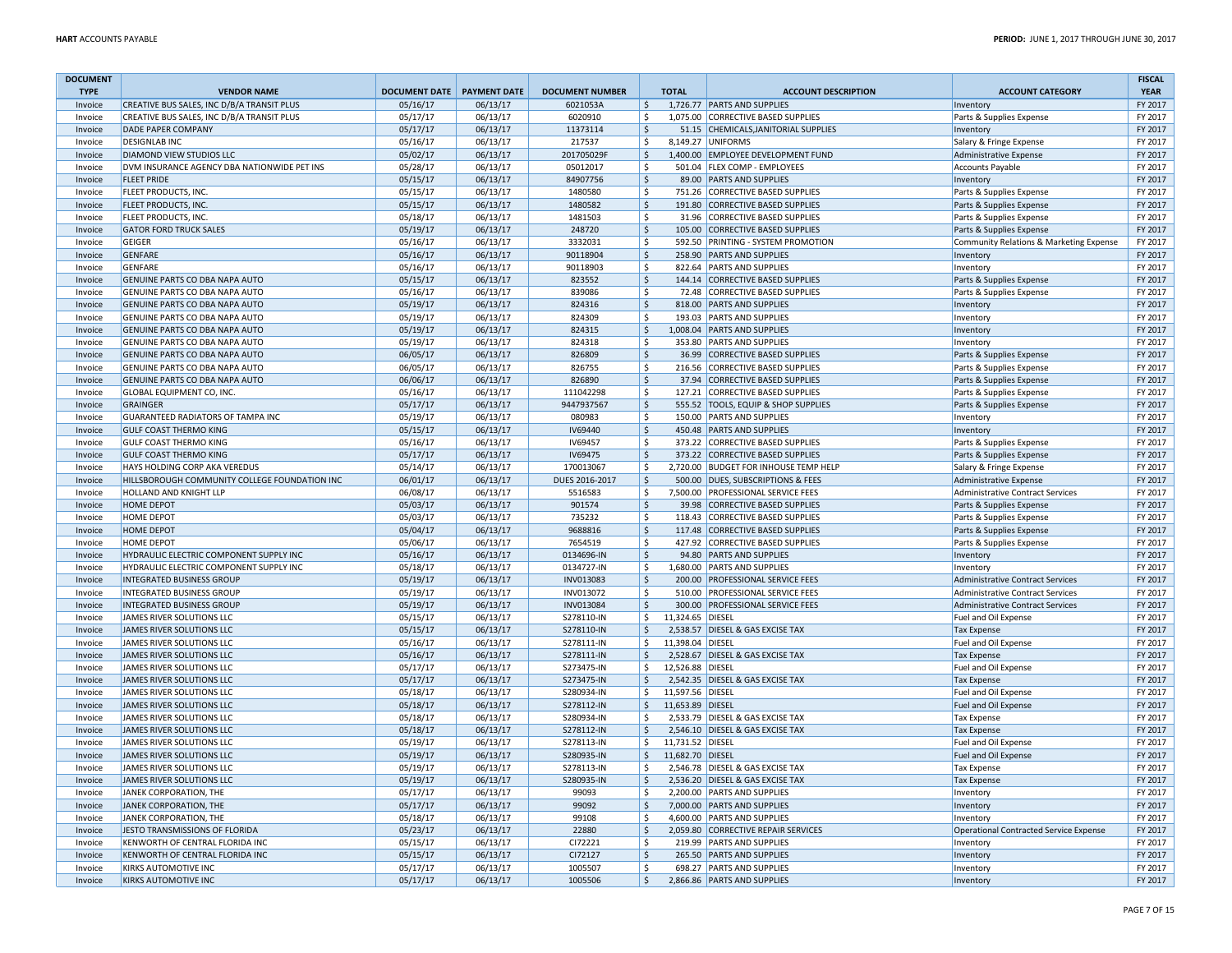| DOCUMENT TYPE | VENDOR NAME | DOCUMENT DATE | PAYMENT DATE | DOCUMENT NUMBER | TOTAL | ACCOUNT DESCRIPTION | ACCOUNT CATEGORY | FISCAL YEAR |
|---|---|---|---|---|---|---|---|---|
| Invoice | CREATIVE BUS SALES, INC D/B/A TRANSIT PLUS | 05/16/17 | 06/13/17 | 6021053A | $ 1,726.77 | PARTS AND SUPPLIES | Inventory | FY 2017 |
| Invoice | CREATIVE BUS SALES, INC D/B/A TRANSIT PLUS | 05/17/17 | 06/13/17 | 6020910 | $ 1,075.00 | CORRECTIVE BASED SUPPLIES | Parts & Supplies Expense | FY 2017 |
| Invoice | DADE PAPER COMPANY | 05/17/17 | 06/13/17 | 11373114 | $ 51.15 | CHEMICALS,JANITORIAL SUPPLIES | Inventory | FY 2017 |
| Invoice | DESIGNLAB INC | 05/16/17 | 06/13/17 | 217537 | $ 8,149.27 | UNIFORMS | Salary & Fringe Expense | FY 2017 |
| Invoice | DIAMOND VIEW STUDIOS LLC | 05/02/17 | 06/13/17 | 201705029F | $ 1,400.00 | EMPLOYEE DEVELOPMENT FUND | Administrative Expense | FY 2017 |
| Invoice | DVM INSURANCE AGENCY DBA NATIONWIDE PET INS | 05/28/17 | 06/13/17 | 05012017 | $ 501.04 | FLEX COMP - EMPLOYEES | Accounts Payable | FY 2017 |
| Invoice | FLEET PRIDE | 05/15/17 | 06/13/17 | 84907756 | $ 89.00 | PARTS AND SUPPLIES | Inventory | FY 2017 |
| Invoice | FLEET PRODUCTS, INC. | 05/15/17 | 06/13/17 | 1480580 | $ 751.26 | CORRECTIVE BASED SUPPLIES | Parts & Supplies Expense | FY 2017 |
| Invoice | FLEET PRODUCTS, INC. | 05/15/17 | 06/13/17 | 1480582 | $ 191.80 | CORRECTIVE BASED SUPPLIES | Parts & Supplies Expense | FY 2017 |
| Invoice | FLEET PRODUCTS, INC. | 05/18/17 | 06/13/17 | 1481503 | $ 31.96 | CORRECTIVE BASED SUPPLIES | Parts & Supplies Expense | FY 2017 |
| Invoice | GATOR FORD TRUCK SALES | 05/19/17 | 06/13/17 | 248720 | $ 105.00 | CORRECTIVE BASED SUPPLIES | Parts & Supplies Expense | FY 2017 |
| Invoice | GEIGER | 05/16/17 | 06/13/17 | 3332031 | $ 592.50 | PRINTING - SYSTEM PROMOTION | Community Relations & Marketing Expense | FY 2017 |
| Invoice | GENFARE | 05/16/17 | 06/13/17 | 90118904 | $ 258.90 | PARTS AND SUPPLIES | Inventory | FY 2017 |
| Invoice | GENFARE | 05/16/17 | 06/13/17 | 90118903 | $ 822.64 | PARTS AND SUPPLIES | Inventory | FY 2017 |
| Invoice | GENUINE PARTS CO DBA NAPA AUTO | 05/15/17 | 06/13/17 | 823552 | $ 144.14 | CORRECTIVE BASED SUPPLIES | Parts & Supplies Expense | FY 2017 |
| Invoice | GENUINE PARTS CO DBA NAPA AUTO | 05/16/17 | 06/13/17 | 839086 | $ 72.48 | CORRECTIVE BASED SUPPLIES | Parts & Supplies Expense | FY 2017 |
| Invoice | GENUINE PARTS CO DBA NAPA AUTO | 05/19/17 | 06/13/17 | 824316 | $ 818.00 | PARTS AND SUPPLIES | Inventory | FY 2017 |
| Invoice | GENUINE PARTS CO DBA NAPA AUTO | 05/19/17 | 06/13/17 | 824309 | $ 193.03 | PARTS AND SUPPLIES | Inventory | FY 2017 |
| Invoice | GENUINE PARTS CO DBA NAPA AUTO | 05/19/17 | 06/13/17 | 824315 | $ 1,008.04 | PARTS AND SUPPLIES | Inventory | FY 2017 |
| Invoice | GENUINE PARTS CO DBA NAPA AUTO | 05/19/17 | 06/13/17 | 824318 | $ 353.80 | PARTS AND SUPPLIES | Inventory | FY 2017 |
| Invoice | GENUINE PARTS CO DBA NAPA AUTO | 06/05/17 | 06/13/17 | 826809 | $ 36.99 | CORRECTIVE BASED SUPPLIES | Parts & Supplies Expense | FY 2017 |
| Invoice | GENUINE PARTS CO DBA NAPA AUTO | 06/05/17 | 06/13/17 | 826755 | $ 216.56 | CORRECTIVE BASED SUPPLIES | Parts & Supplies Expense | FY 2017 |
| Invoice | GENUINE PARTS CO DBA NAPA AUTO | 06/06/17 | 06/13/17 | 826890 | $ 37.94 | CORRECTIVE BASED SUPPLIES | Parts & Supplies Expense | FY 2017 |
| Invoice | GLOBAL EQUIPMENT CO, INC. | 05/16/17 | 06/13/17 | 111042298 | $ 127.21 | CORRECTIVE BASED SUPPLIES | Parts & Supplies Expense | FY 2017 |
| Invoice | GRAINGER | 05/17/17 | 06/13/17 | 9447937567 | $ 555.52 | TOOLS, EQUIP & SHOP SUPPLIES | Parts & Supplies Expense | FY 2017 |
| Invoice | GUARANTEED RADIATORS OF TAMPA INC | 05/19/17 | 06/13/17 | 080983 | $ 150.00 | PARTS AND SUPPLIES | Inventory | FY 2017 |
| Invoice | GULF COAST THERMO KING | 05/15/17 | 06/13/17 | IV69440 | $ 450.48 | PARTS AND SUPPLIES | Inventory | FY 2017 |
| Invoice | GULF COAST THERMO KING | 05/16/17 | 06/13/17 | IV69457 | $ 373.22 | CORRECTIVE BASED SUPPLIES | Parts & Supplies Expense | FY 2017 |
| Invoice | GULF COAST THERMO KING | 05/17/17 | 06/13/17 | IV69475 | $ 373.22 | CORRECTIVE BASED SUPPLIES | Parts & Supplies Expense | FY 2017 |
| Invoice | HAYS HOLDING CORP AKA VEREDUS | 05/14/17 | 06/13/17 | 170013067 | $ 2,720.00 | BUDGET FOR INHOUSE TEMP HELP | Salary & Fringe Expense | FY 2017 |
| Invoice | HILLSBOROUGH COMMUNITY COLLEGE FOUNDATION INC | 06/01/17 | 06/13/17 | DUES 2016-2017 | $ 500.00 | DUES, SUBSCRIPTIONS & FEES | Administrative Expense | FY 2017 |
| Invoice | HOLLAND AND KNIGHT LLP | 06/08/17 | 06/13/17 | 5516583 | $ 7,500.00 | PROFESSIONAL SERVICE FEES | Administrative Contract Services | FY 2017 |
| Invoice | HOME DEPOT | 05/03/17 | 06/13/17 | 901574 | $ 39.98 | CORRECTIVE BASED SUPPLIES | Parts & Supplies Expense | FY 2017 |
| Invoice | HOME DEPOT | 05/03/17 | 06/13/17 | 735232 | $ 118.43 | CORRECTIVE BASED SUPPLIES | Parts & Supplies Expense | FY 2017 |
| Invoice | HOME DEPOT | 05/04/17 | 06/13/17 | 9688816 | $ 117.48 | CORRECTIVE BASED SUPPLIES | Parts & Supplies Expense | FY 2017 |
| Invoice | HOME DEPOT | 05/06/17 | 06/13/17 | 7654519 | $ 427.92 | CORRECTIVE BASED SUPPLIES | Parts & Supplies Expense | FY 2017 |
| Invoice | HYDRAULIC ELECTRIC COMPONENT SUPPLY INC | 05/16/17 | 06/13/17 | 0134696-IN | $ 94.80 | PARTS AND SUPPLIES | Inventory | FY 2017 |
| Invoice | HYDRAULIC ELECTRIC COMPONENT SUPPLY INC | 05/18/17 | 06/13/17 | 0134727-IN | $ 1,680.00 | PARTS AND SUPPLIES | Inventory | FY 2017 |
| Invoice | INTEGRATED BUSINESS GROUP | 05/19/17 | 06/13/17 | INV013083 | $ 200.00 | PROFESSIONAL SERVICE FEES | Administrative Contract Services | FY 2017 |
| Invoice | INTEGRATED BUSINESS GROUP | 05/19/17 | 06/13/17 | INV013072 | $ 510.00 | PROFESSIONAL SERVICE FEES | Administrative Contract Services | FY 2017 |
| Invoice | INTEGRATED BUSINESS GROUP | 05/19/17 | 06/13/17 | INV013084 | $ 300.00 | PROFESSIONAL SERVICE FEES | Administrative Contract Services | FY 2017 |
| Invoice | JAMES RIVER SOLUTIONS LLC | 05/15/17 | 06/13/17 | S278110-IN | $ 11,324.65 | DIESEL | Fuel and Oil Expense | FY 2017 |
| Invoice | JAMES RIVER SOLUTIONS LLC | 05/15/17 | 06/13/17 | S278110-IN | $ 2,538.57 | DIESEL & GAS EXCISE TAX | Tax Expense | FY 2017 |
| Invoice | JAMES RIVER SOLUTIONS LLC | 05/16/17 | 06/13/17 | S278111-IN | $ 11,398.04 | DIESEL | Fuel and Oil Expense | FY 2017 |
| Invoice | JAMES RIVER SOLUTIONS LLC | 05/16/17 | 06/13/17 | S278111-IN | $ 2,528.67 | DIESEL & GAS EXCISE TAX | Tax Expense | FY 2017 |
| Invoice | JAMES RIVER SOLUTIONS LLC | 05/17/17 | 06/13/17 | S273475-IN | $ 12,526.88 | DIESEL | Fuel and Oil Expense | FY 2017 |
| Invoice | JAMES RIVER SOLUTIONS LLC | 05/17/17 | 06/13/17 | S273475-IN | $ 2,542.35 | DIESEL & GAS EXCISE TAX | Tax Expense | FY 2017 |
| Invoice | JAMES RIVER SOLUTIONS LLC | 05/18/17 | 06/13/17 | S280934-IN | $ 11,597.56 | DIESEL | Fuel and Oil Expense | FY 2017 |
| Invoice | JAMES RIVER SOLUTIONS LLC | 05/18/17 | 06/13/17 | S278112-IN | $ 11,653.89 | DIESEL | Fuel and Oil Expense | FY 2017 |
| Invoice | JAMES RIVER SOLUTIONS LLC | 05/18/17 | 06/13/17 | S280934-IN | $ 2,533.79 | DIESEL & GAS EXCISE TAX | Tax Expense | FY 2017 |
| Invoice | JAMES RIVER SOLUTIONS LLC | 05/18/17 | 06/13/17 | S278112-IN | $ 2,546.10 | DIESEL & GAS EXCISE TAX | Tax Expense | FY 2017 |
| Invoice | JAMES RIVER SOLUTIONS LLC | 05/19/17 | 06/13/17 | S278113-IN | $ 11,731.52 | DIESEL | Fuel and Oil Expense | FY 2017 |
| Invoice | JAMES RIVER SOLUTIONS LLC | 05/19/17 | 06/13/17 | S280935-IN | $ 11,682.70 | DIESEL | Fuel and Oil Expense | FY 2017 |
| Invoice | JAMES RIVER SOLUTIONS LLC | 05/19/17 | 06/13/17 | S278113-IN | $ 2,546.78 | DIESEL & GAS EXCISE TAX | Tax Expense | FY 2017 |
| Invoice | JAMES RIVER SOLUTIONS LLC | 05/19/17 | 06/13/17 | S280935-IN | $ 2,536.20 | DIESEL & GAS EXCISE TAX | Tax Expense | FY 2017 |
| Invoice | JANEK CORPORATION, THE | 05/17/17 | 06/13/17 | 99093 | $ 2,200.00 | PARTS AND SUPPLIES | Inventory | FY 2017 |
| Invoice | JANEK CORPORATION, THE | 05/17/17 | 06/13/17 | 99092 | $ 7,000.00 | PARTS AND SUPPLIES | Inventory | FY 2017 |
| Invoice | JANEK CORPORATION, THE | 05/18/17 | 06/13/17 | 99108 | $ 4,600.00 | PARTS AND SUPPLIES | Inventory | FY 2017 |
| Invoice | JESTO TRANSMISSIONS OF FLORIDA | 05/23/17 | 06/13/17 | 22880 | $ 2,059.80 | CORRECTIVE REPAIR SERVICES | Operational Contracted Service Expense | FY 2017 |
| Invoice | KENWORTH OF CENTRAL FLORIDA INC | 05/15/17 | 06/13/17 | CI72221 | $ 219.99 | PARTS AND SUPPLIES | Inventory | FY 2017 |
| Invoice | KENWORTH OF CENTRAL FLORIDA INC | 05/15/17 | 06/13/17 | CI72127 | $ 265.50 | PARTS AND SUPPLIES | Inventory | FY 2017 |
| Invoice | KIRKS AUTOMOTIVE INC | 05/17/17 | 06/13/17 | 1005507 | $ 698.27 | PARTS AND SUPPLIES | Inventory | FY 2017 |
| Invoice | KIRKS AUTOMOTIVE INC | 05/17/17 | 06/13/17 | 1005506 | $ 2,866.86 | PARTS AND SUPPLIES | Inventory | FY 2017 |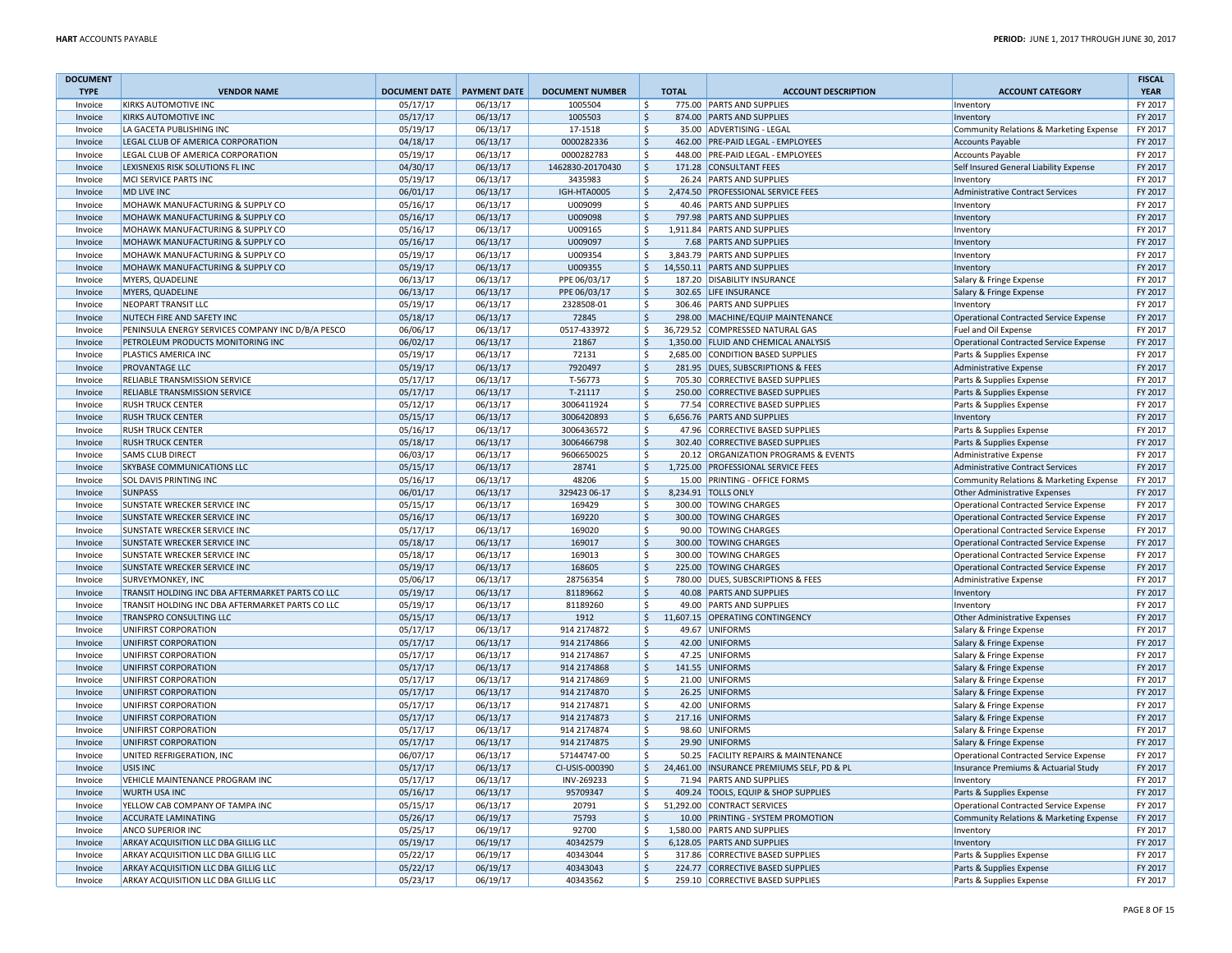| DOCUMENT TYPE | VENDOR NAME | DOCUMENT DATE | PAYMENT DATE | DOCUMENT NUMBER | TOTAL | ACCOUNT DESCRIPTION | ACCOUNT CATEGORY | FISCAL YEAR |
|---|---|---|---|---|---|---|---|---|
| Invoice | KIRKS AUTOMOTIVE INC | 05/17/17 | 06/13/17 | 1005504 | $ 775.00 | PARTS AND SUPPLIES | Inventory | FY 2017 |
| Invoice | KIRKS AUTOMOTIVE INC | 05/17/17 | 06/13/17 | 1005503 | $ 874.00 | PARTS AND SUPPLIES | Inventory | FY 2017 |
| Invoice | LA GACETA PUBLISHING INC | 05/19/17 | 06/13/17 | 17-1518 | $ 35.00 | ADVERTISING - LEGAL | Community Relations & Marketing Expense | FY 2017 |
| Invoice | LEGAL CLUB OF AMERICA CORPORATION | 04/18/17 | 06/13/17 | 0000282336 | $ 462.00 | PRE-PAID LEGAL - EMPLOYEES | Accounts Payable | FY 2017 |
| Invoice | LEGAL CLUB OF AMERICA CORPORATION | 05/19/17 | 06/13/17 | 0000282783 | $ 448.00 | PRE-PAID LEGAL - EMPLOYEES | Accounts Payable | FY 2017 |
| Invoice | LEXISNEXIS RISK SOLUTIONS FL INC | 04/30/17 | 06/13/17 | 1462830-20170430 | $ 171.28 | CONSULTANT FEES | Self Insured General Liability Expense | FY 2017 |
| Invoice | MCI SERVICE PARTS INC | 05/19/17 | 06/13/17 | 3435983 | $ 26.24 | PARTS AND SUPPLIES | Inventory | FY 2017 |
| Invoice | MD LIVE INC | 06/01/17 | 06/13/17 | IGH-HTA0005 | $ 2,474.50 | PROFESSIONAL SERVICE FEES | Administrative Contract Services | FY 2017 |
| Invoice | MOHAWK MANUFACTURING & SUPPLY CO | 05/16/17 | 06/13/17 | U009099 | $ 40.46 | PARTS AND SUPPLIES | Inventory | FY 2017 |
| Invoice | MOHAWK MANUFACTURING & SUPPLY CO | 05/16/17 | 06/13/17 | U009098 | $ 797.98 | PARTS AND SUPPLIES | Inventory | FY 2017 |
| Invoice | MOHAWK MANUFACTURING & SUPPLY CO | 05/16/17 | 06/13/17 | U009165 | $ 1,911.84 | PARTS AND SUPPLIES | Inventory | FY 2017 |
| Invoice | MOHAWK MANUFACTURING & SUPPLY CO | 05/16/17 | 06/13/17 | U009097 | $ 7.68 | PARTS AND SUPPLIES | Inventory | FY 2017 |
| Invoice | MOHAWK MANUFACTURING & SUPPLY CO | 05/19/17 | 06/13/17 | U009354 | $ 3,843.79 | PARTS AND SUPPLIES | Inventory | FY 2017 |
| Invoice | MOHAWK MANUFACTURING & SUPPLY CO | 05/19/17 | 06/13/17 | U009355 | $ 14,550.11 | PARTS AND SUPPLIES | Inventory | FY 2017 |
| Invoice | MYERS, QUADELINE | 06/13/17 | 06/13/17 | PPE 06/03/17 | $ 187.20 | DISABILITY INSURANCE | Salary & Fringe Expense | FY 2017 |
| Invoice | MYERS, QUADELINE | 06/13/17 | 06/13/17 | PPE 06/03/17 | $ 302.65 | LIFE INSURANCE | Salary & Fringe Expense | FY 2017 |
| Invoice | NEOPART TRANSIT LLC | 05/19/17 | 06/13/17 | 2328508-01 | $ 306.46 | PARTS AND SUPPLIES | Inventory | FY 2017 |
| Invoice | NUTECH FIRE AND SAFETY INC | 05/18/17 | 06/13/17 | 72845 | $ 298.00 | MACHINE/EQUIP MAINTENANCE | Operational Contracted Service Expense | FY 2017 |
| Invoice | PENINSULA ENERGY SERVICES COMPANY INC D/B/A PESCO | 06/06/17 | 06/13/17 | 0517-433972 | $ 36,729.52 | COMPRESSED NATURAL GAS | Fuel and Oil Expense | FY 2017 |
| Invoice | PETROLEUM PRODUCTS MONITORING INC | 06/02/17 | 06/13/17 | 21867 | $ 1,350.00 | FLUID AND CHEMICAL ANALYSIS | Operational Contracted Service Expense | FY 2017 |
| Invoice | PLASTICS AMERICA INC | 05/19/17 | 06/13/17 | 72131 | $ 2,685.00 | CONDITION BASED SUPPLIES | Parts & Supplies Expense | FY 2017 |
| Invoice | PROVANTAGE LLC | 05/19/17 | 06/13/17 | 7920497 | $ 281.95 | DUES, SUBSCRIPTIONS & FEES | Administrative Expense | FY 2017 |
| Invoice | RELIABLE TRANSMISSION SERVICE | 05/17/17 | 06/13/17 | T-56773 | $ 705.30 | CORRECTIVE BASED SUPPLIES | Parts & Supplies Expense | FY 2017 |
| Invoice | RELIABLE TRANSMISSION SERVICE | 05/17/17 | 06/13/17 | T-21117 | $ 250.00 | CORRECTIVE BASED SUPPLIES | Parts & Supplies Expense | FY 2017 |
| Invoice | RUSH TRUCK CENTER | 05/12/17 | 06/13/17 | 3006411924 | $ 77.54 | CORRECTIVE BASED SUPPLIES | Parts & Supplies Expense | FY 2017 |
| Invoice | RUSH TRUCK CENTER | 05/15/17 | 06/13/17 | 3006420893 | $ 6,656.76 | PARTS AND SUPPLIES | Inventory | FY 2017 |
| Invoice | RUSH TRUCK CENTER | 05/16/17 | 06/13/17 | 3006436572 | $ 47.96 | CORRECTIVE BASED SUPPLIES | Parts & Supplies Expense | FY 2017 |
| Invoice | RUSH TRUCK CENTER | 05/18/17 | 06/13/17 | 3006466798 | $ 302.40 | CORRECTIVE BASED SUPPLIES | Parts & Supplies Expense | FY 2017 |
| Invoice | SAMS CLUB DIRECT | 06/03/17 | 06/13/17 | 9606650025 | $ 20.12 | ORGANIZATION PROGRAMS & EVENTS | Administrative Expense | FY 2017 |
| Invoice | SKYBASE COMMUNICATIONS LLC | 05/15/17 | 06/13/17 | 28741 | $ 1,725.00 | PROFESSIONAL SERVICE FEES | Administrative Contract Services | FY 2017 |
| Invoice | SOL DAVIS PRINTING INC | 05/16/17 | 06/13/17 | 48206 | $ 15.00 | PRINTING - OFFICE FORMS | Community Relations & Marketing Expense | FY 2017 |
| Invoice | SUNPASS | 06/01/17 | 06/13/17 | 329423 06-17 | $ 8,234.91 | TOLLS ONLY | Other Administrative Expenses | FY 2017 |
| Invoice | SUNSTATE WRECKER SERVICE INC | 05/15/17 | 06/13/17 | 169429 | $ 300.00 | TOWING CHARGES | Operational Contracted Service Expense | FY 2017 |
| Invoice | SUNSTATE WRECKER SERVICE INC | 05/16/17 | 06/13/17 | 169220 | $ 300.00 | TOWING CHARGES | Operational Contracted Service Expense | FY 2017 |
| Invoice | SUNSTATE WRECKER SERVICE INC | 05/17/17 | 06/13/17 | 169020 | $ 90.00 | TOWING CHARGES | Operational Contracted Service Expense | FY 2017 |
| Invoice | SUNSTATE WRECKER SERVICE INC | 05/18/17 | 06/13/17 | 169017 | $ 300.00 | TOWING CHARGES | Operational Contracted Service Expense | FY 2017 |
| Invoice | SUNSTATE WRECKER SERVICE INC | 05/18/17 | 06/13/17 | 169013 | $ 300.00 | TOWING CHARGES | Operational Contracted Service Expense | FY 2017 |
| Invoice | SUNSTATE WRECKER SERVICE INC | 05/19/17 | 06/13/17 | 168605 | $ 225.00 | TOWING CHARGES | Operational Contracted Service Expense | FY 2017 |
| Invoice | SURVEYMONKEY, INC | 05/06/17 | 06/13/17 | 28756354 | $ 780.00 | DUES, SUBSCRIPTIONS & FEES | Administrative Expense | FY 2017 |
| Invoice | TRANSIT HOLDING INC DBA AFTERMARKET PARTS CO LLC | 05/19/17 | 06/13/17 | 81189662 | $ 40.08 | PARTS AND SUPPLIES | Inventory | FY 2017 |
| Invoice | TRANSIT HOLDING INC DBA AFTERMARKET PARTS CO LLC | 05/19/17 | 06/13/17 | 81189260 | $ 49.00 | PARTS AND SUPPLIES | Inventory | FY 2017 |
| Invoice | TRANSPRO CONSULTING LLC | 05/15/17 | 06/13/17 | 1912 | $ 11,607.15 | OPERATING CONTINGENCY | Other Administrative Expenses | FY 2017 |
| Invoice | UNIFIRST CORPORATION | 05/17/17 | 06/13/17 | 914 2174872 | $ 49.67 | UNIFORMS | Salary & Fringe Expense | FY 2017 |
| Invoice | UNIFIRST CORPORATION | 05/17/17 | 06/13/17 | 914 2174866 | $ 42.00 | UNIFORMS | Salary & Fringe Expense | FY 2017 |
| Invoice | UNIFIRST CORPORATION | 05/17/17 | 06/13/17 | 914 2174867 | $ 47.25 | UNIFORMS | Salary & Fringe Expense | FY 2017 |
| Invoice | UNIFIRST CORPORATION | 05/17/17 | 06/13/17 | 914 2174868 | $ 141.55 | UNIFORMS | Salary & Fringe Expense | FY 2017 |
| Invoice | UNIFIRST CORPORATION | 05/17/17 | 06/13/17 | 914 2174869 | $ 21.00 | UNIFORMS | Salary & Fringe Expense | FY 2017 |
| Invoice | UNIFIRST CORPORATION | 05/17/17 | 06/13/17 | 914 2174870 | $ 26.25 | UNIFORMS | Salary & Fringe Expense | FY 2017 |
| Invoice | UNIFIRST CORPORATION | 05/17/17 | 06/13/17 | 914 2174871 | $ 42.00 | UNIFORMS | Salary & Fringe Expense | FY 2017 |
| Invoice | UNIFIRST CORPORATION | 05/17/17 | 06/13/17 | 914 2174873 | $ 217.16 | UNIFORMS | Salary & Fringe Expense | FY 2017 |
| Invoice | UNIFIRST CORPORATION | 05/17/17 | 06/13/17 | 914 2174874 | $ 98.60 | UNIFORMS | Salary & Fringe Expense | FY 2017 |
| Invoice | UNIFIRST CORPORATION | 05/17/17 | 06/13/17 | 914 2174875 | $ 29.90 | UNIFORMS | Salary & Fringe Expense | FY 2017 |
| Invoice | UNITED REFRIGERATION, INC | 06/07/17 | 06/13/17 | 57144747-00 | $ 50.25 | FACILITY REPAIRS & MAINTENANCE | Operational Contracted Service Expense | FY 2017 |
| Invoice | USIS INC | 05/17/17 | 06/13/17 | CI-USIS-000390 | $ 24,461.00 | INSURANCE PREMIUMS SELF, PD & PL | Insurance Premiums & Actuarial Study | FY 2017 |
| Invoice | VEHICLE MAINTENANCE PROGRAM INC | 05/17/17 | 06/13/17 | INV-269233 | $ 71.94 | PARTS AND SUPPLIES | Inventory | FY 2017 |
| Invoice | WURTH USA INC | 05/16/17 | 06/13/17 | 95709347 | $ 409.24 | TOOLS, EQUIP & SHOP SUPPLIES | Parts & Supplies Expense | FY 2017 |
| Invoice | YELLOW CAB COMPANY OF TAMPA INC | 05/15/17 | 06/13/17 | 20791 | $ 51,292.00 | CONTRACT SERVICES | Operational Contracted Service Expense | FY 2017 |
| Invoice | ACCURATE LAMINATING | 05/26/17 | 06/19/17 | 75793 | $ 10.00 | PRINTING - SYSTEM PROMOTION | Community Relations & Marketing Expense | FY 2017 |
| Invoice | ANCO SUPERIOR INC | 05/25/17 | 06/19/17 | 92700 | $ 1,580.00 | PARTS AND SUPPLIES | Inventory | FY 2017 |
| Invoice | ARKAY ACQUISITION LLC DBA GILLIG LLC | 05/19/17 | 06/19/17 | 40342579 | $ 6,128.05 | PARTS AND SUPPLIES | Inventory | FY 2017 |
| Invoice | ARKAY ACQUISITION LLC DBA GILLIG LLC | 05/22/17 | 06/19/17 | 40343044 | $ 317.86 | CORRECTIVE BASED SUPPLIES | Parts & Supplies Expense | FY 2017 |
| Invoice | ARKAY ACQUISITION LLC DBA GILLIG LLC | 05/22/17 | 06/19/17 | 40343043 | $ 224.77 | CORRECTIVE BASED SUPPLIES | Parts & Supplies Expense | FY 2017 |
| Invoice | ARKAY ACQUISITION LLC DBA GILLIG LLC | 05/23/17 | 06/19/17 | 40343562 | $ 259.10 | CORRECTIVE BASED SUPPLIES | Parts & Supplies Expense | FY 2017 |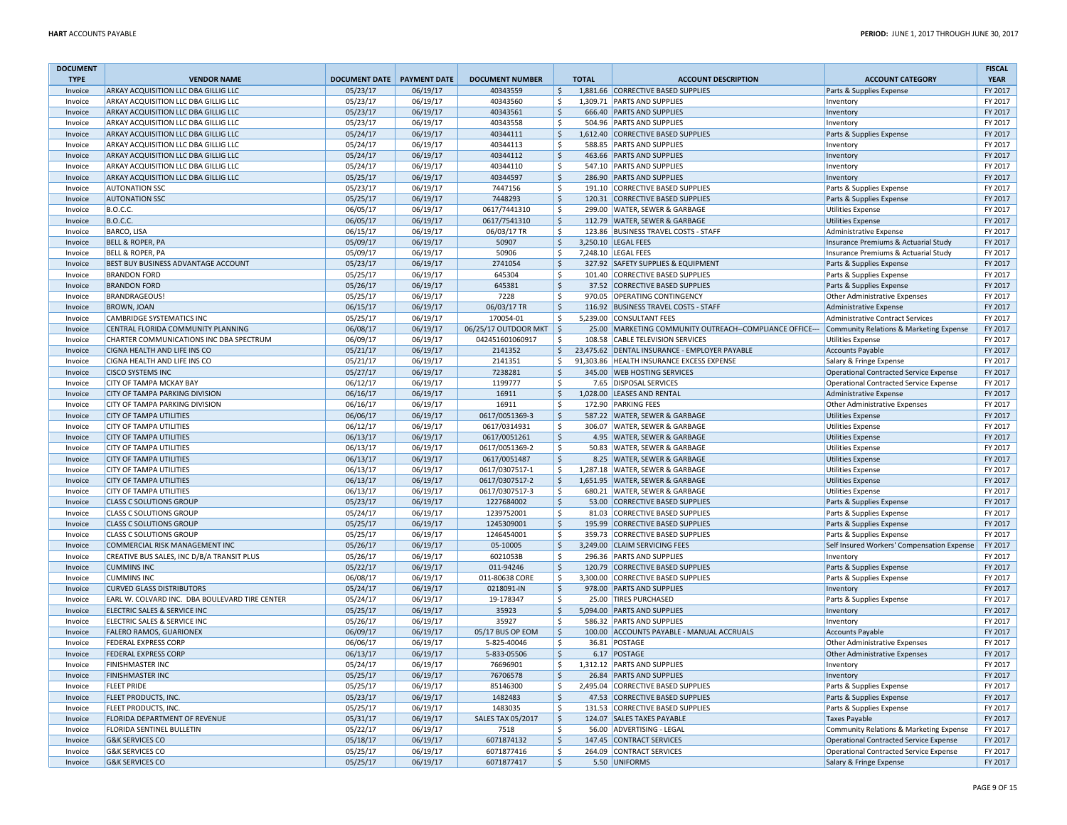| DOCUMENT TYPE | VENDOR NAME | DOCUMENT DATE | PAYMENT DATE | DOCUMENT NUMBER | TOTAL | ACCOUNT DESCRIPTION | ACCOUNT CATEGORY | FISCAL YEAR |
|---|---|---|---|---|---|---|---|---|
| Invoice | ARKAY ACQUISITION LLC DBA GILLIG LLC | 05/23/17 | 06/19/17 | 40343559 | $ 1,881.66 | CORRECTIVE BASED SUPPLIES | Parts & Supplies Expense | FY 2017 |
| Invoice | ARKAY ACQUISITION LLC DBA GILLIG LLC | 05/23/17 | 06/19/17 | 40343560 | $ 1,309.71 | PARTS AND SUPPLIES | Inventory | FY 2017 |
| Invoice | ARKAY ACQUISITION LLC DBA GILLIG LLC | 05/23/17 | 06/19/17 | 40343561 | $ 666.40 | PARTS AND SUPPLIES | Inventory | FY 2017 |
| Invoice | ARKAY ACQUISITION LLC DBA GILLIG LLC | 05/23/17 | 06/19/17 | 40343558 | $ 504.96 | PARTS AND SUPPLIES | Inventory | FY 2017 |
| Invoice | ARKAY ACQUISITION LLC DBA GILLIG LLC | 05/24/17 | 06/19/17 | 40344111 | $ 1,612.40 | CORRECTIVE BASED SUPPLIES | Parts & Supplies Expense | FY 2017 |
| Invoice | ARKAY ACQUISITION LLC DBA GILLIG LLC | 05/24/17 | 06/19/17 | 40344113 | $ 588.85 | PARTS AND SUPPLIES | Inventory | FY 2017 |
| Invoice | ARKAY ACQUISITION LLC DBA GILLIG LLC | 05/24/17 | 06/19/17 | 40344112 | $ 463.66 | PARTS AND SUPPLIES | Inventory | FY 2017 |
| Invoice | ARKAY ACQUISITION LLC DBA GILLIG LLC | 05/24/17 | 06/19/17 | 40344110 | $ 547.10 | PARTS AND SUPPLIES | Inventory | FY 2017 |
| Invoice | ARKAY ACQUISITION LLC DBA GILLIG LLC | 05/25/17 | 06/19/17 | 40344597 | $ 286.90 | PARTS AND SUPPLIES | Inventory | FY 2017 |
| Invoice | AUTONATION SSC | 05/23/17 | 06/19/17 | 7447156 | $ 191.10 | CORRECTIVE BASED SUPPLIES | Parts & Supplies Expense | FY 2017 |
| Invoice | AUTONATION SSC | 05/25/17 | 06/19/17 | 7448293 | $ 120.31 | CORRECTIVE BASED SUPPLIES | Parts & Supplies Expense | FY 2017 |
| Invoice | B.O.C.C. | 06/05/17 | 06/19/17 | 0617/7441310 | $ 299.00 | WATER, SEWER & GARBAGE | Utilities Expense | FY 2017 |
| Invoice | B.O.C.C. | 06/05/17 | 06/19/17 | 0617/7541310 | $ 112.79 | WATER, SEWER & GARBAGE | Utilities Expense | FY 2017 |
| Invoice | BARCO, LISA | 06/15/17 | 06/19/17 | 06/03/17 TR | $ 123.86 | BUSINESS TRAVEL COSTS - STAFF | Administrative Expense | FY 2017 |
| Invoice | BELL & ROPER, PA | 05/09/17 | 06/19/17 | 50907 | $ 3,250.10 | LEGAL FEES | Insurance Premiums & Actuarial Study | FY 2017 |
| Invoice | BELL & ROPER, PA | 05/09/17 | 06/19/17 | 50906 | $ 7,248.10 | LEGAL FEES | Insurance Premiums & Actuarial Study | FY 2017 |
| Invoice | BEST BUY BUSINESS ADVANTAGE ACCOUNT | 05/23/17 | 06/19/17 | 2741054 | $ 327.92 | SAFETY SUPPLIES & EQUIPMENT | Parts & Supplies Expense | FY 2017 |
| Invoice | BRANDON FORD | 05/25/17 | 06/19/17 | 645304 | $ 101.40 | CORRECTIVE BASED SUPPLIES | Parts & Supplies Expense | FY 2017 |
| Invoice | BRANDON FORD | 05/26/17 | 06/19/17 | 645381 | $ 37.52 | CORRECTIVE BASED SUPPLIES | Parts & Supplies Expense | FY 2017 |
| Invoice | BRANDRAGEOUS! | 05/25/17 | 06/19/17 | 7228 | $ 970.05 | OPERATING CONTINGENCY | Other Administrative Expenses | FY 2017 |
| Invoice | BROWN, JOAN | 06/15/17 | 06/19/17 | 06/03/17 TR | $ 116.92 | BUSINESS TRAVEL COSTS - STAFF | Administrative Expense | FY 2017 |
| Invoice | CAMBRIDGE SYSTEMATICS INC | 05/25/17 | 06/19/17 | 170054-01 | $ 5,239.00 | CONSULTANT FEES | Administrative Contract Services | FY 2017 |
| Invoice | CENTRAL FLORIDA COMMUNITY PLANNING | 06/08/17 | 06/19/17 | 06/25/17 OUTDOOR MKT | $ 25.00 | MARKETING COMMUNITY OUTREACH--COMPLIANCE OFFICE--- | Community Relations & Marketing Expense | FY 2017 |
| Invoice | CHARTER COMMUNICATIONS INC DBA SPECTRUM | 06/09/17 | 06/19/17 | 042451601060917 | $ 108.58 | CABLE TELEVISION SERVICES | Utilities Expense | FY 2017 |
| Invoice | CIGNA HEALTH AND LIFE INS CO | 05/21/17 | 06/19/17 | 2141352 | $ 23,475.62 | DENTAL INSURANCE - EMPLOYER PAYABLE | Accounts Payable | FY 2017 |
| Invoice | CIGNA HEALTH AND LIFE INS CO | 05/21/17 | 06/19/17 | 2141351 | $ 91,303.86 | HEALTH INSURANCE EXCESS EXPENSE | Salary & Fringe Expense | FY 2017 |
| Invoice | CISCO SYSTEMS INC | 05/27/17 | 06/19/17 | 7238281 | $ 345.00 | WEB HOSTING SERVICES | Operational Contracted Service Expense | FY 2017 |
| Invoice | CITY OF TAMPA MCKAY BAY | 06/12/17 | 06/19/17 | 1199777 | $ 7.65 | DISPOSAL SERVICES | Operational Contracted Service Expense | FY 2017 |
| Invoice | CITY OF TAMPA PARKING DIVISION | 06/16/17 | 06/19/17 | 16911 | $ 1,028.00 | LEASES AND RENTAL | Administrative Expense | FY 2017 |
| Invoice | CITY OF TAMPA PARKING DIVISION | 06/16/17 | 06/19/17 | 16911 | $ 172.90 | PARKING FEES | Other Administrative Expenses | FY 2017 |
| Invoice | CITY OF TAMPA UTILITIES | 06/06/17 | 06/19/17 | 0617/0051369-3 | $ 587.22 | WATER, SEWER & GARBAGE | Utilities Expense | FY 2017 |
| Invoice | CITY OF TAMPA UTILITIES | 06/12/17 | 06/19/17 | 0617/0314931 | $ 306.07 | WATER, SEWER & GARBAGE | Utilities Expense | FY 2017 |
| Invoice | CITY OF TAMPA UTILITIES | 06/13/17 | 06/19/17 | 0617/0051261 | $ 4.95 | WATER, SEWER & GARBAGE | Utilities Expense | FY 2017 |
| Invoice | CITY OF TAMPA UTILITIES | 06/13/17 | 06/19/17 | 0617/0051369-2 | $ 50.83 | WATER, SEWER & GARBAGE | Utilities Expense | FY 2017 |
| Invoice | CITY OF TAMPA UTILITIES | 06/13/17 | 06/19/17 | 0617/0051487 | $ 8.25 | WATER, SEWER & GARBAGE | Utilities Expense | FY 2017 |
| Invoice | CITY OF TAMPA UTILITIES | 06/13/17 | 06/19/17 | 0617/0307517-1 | $ 1,287.18 | WATER, SEWER & GARBAGE | Utilities Expense | FY 2017 |
| Invoice | CITY OF TAMPA UTILITIES | 06/13/17 | 06/19/17 | 0617/0307517-2 | $ 1,651.95 | WATER, SEWER & GARBAGE | Utilities Expense | FY 2017 |
| Invoice | CITY OF TAMPA UTILITIES | 06/13/17 | 06/19/17 | 0617/0307517-3 | $ 680.21 | WATER, SEWER & GARBAGE | Utilities Expense | FY 2017 |
| Invoice | CLASS C SOLUTIONS GROUP | 05/23/17 | 06/19/17 | 1227684002 | $ 53.00 | CORRECTIVE BASED SUPPLIES | Parts & Supplies Expense | FY 2017 |
| Invoice | CLASS C SOLUTIONS GROUP | 05/24/17 | 06/19/17 | 1239752001 | $ 81.03 | CORRECTIVE BASED SUPPLIES | Parts & Supplies Expense | FY 2017 |
| Invoice | CLASS C SOLUTIONS GROUP | 05/25/17 | 06/19/17 | 1245309001 | $ 195.99 | CORRECTIVE BASED SUPPLIES | Parts & Supplies Expense | FY 2017 |
| Invoice | CLASS C SOLUTIONS GROUP | 05/25/17 | 06/19/17 | 1246454001 | $ 359.73 | CORRECTIVE BASED SUPPLIES | Parts & Supplies Expense | FY 2017 |
| Invoice | COMMERCIAL RISK MANAGEMENT INC | 05/26/17 | 06/19/17 | 05-10005 | $ 3,249.00 | CLAIM SERVICING FEES | Self Insured Workers' Compensation Expense | FY 2017 |
| Invoice | CREATIVE BUS SALES, INC D/B/A TRANSIT PLUS | 05/26/17 | 06/19/17 | 6021053B | $ 296.36 | PARTS AND SUPPLIES | Inventory | FY 2017 |
| Invoice | CUMMINS INC | 05/22/17 | 06/19/17 | 011-94246 | $ 120.79 | CORRECTIVE BASED SUPPLIES | Parts & Supplies Expense | FY 2017 |
| Invoice | CUMMINS INC | 06/08/17 | 06/19/17 | 011-80638 CORE | $ 3,300.00 | CORRECTIVE BASED SUPPLIES | Parts & Supplies Expense | FY 2017 |
| Invoice | CURVED GLASS DISTRIBUTORS | 05/24/17 | 06/19/17 | 0218091-IN | $ 978.00 | PARTS AND SUPPLIES | Inventory | FY 2017 |
| Invoice | EARL W. COLVARD INC. DBA BOULEVARD TIRE CENTER | 05/24/17 | 06/19/17 | 19-178347 | $ 25.00 | TIRES PURCHASED | Parts & Supplies Expense | FY 2017 |
| Invoice | ELECTRIC SALES & SERVICE INC | 05/25/17 | 06/19/17 | 35923 | $ 5,094.00 | PARTS AND SUPPLIES | Inventory | FY 2017 |
| Invoice | ELECTRIC SALES & SERVICE INC | 05/26/17 | 06/19/17 | 35927 | $ 586.32 | PARTS AND SUPPLIES | Inventory | FY 2017 |
| Invoice | FALERO RAMOS, GUARIONEX | 06/09/17 | 06/19/17 | 05/17 BUS OP EOM | $ 100.00 | ACCOUNTS PAYABLE - MANUAL ACCRUALS | Accounts Payable | FY 2017 |
| Invoice | FEDERAL EXPRESS CORP | 06/06/17 | 06/19/17 | 5-825-40046 | $ 36.81 | POSTAGE | Other Administrative Expenses | FY 2017 |
| Invoice | FEDERAL EXPRESS CORP | 06/13/17 | 06/19/17 | 5-833-05506 | $ 6.17 | POSTAGE | Other Administrative Expenses | FY 2017 |
| Invoice | FINISHMASTER INC | 05/24/17 | 06/19/17 | 76696901 | $ 1,312.12 | PARTS AND SUPPLIES | Inventory | FY 2017 |
| Invoice | FINISHMASTER INC | 05/25/17 | 06/19/17 | 76706578 | $ 26.84 | PARTS AND SUPPLIES | Inventory | FY 2017 |
| Invoice | FLEET PRIDE | 05/25/17 | 06/19/17 | 85146300 | $ 2,495.04 | CORRECTIVE BASED SUPPLIES | Parts & Supplies Expense | FY 2017 |
| Invoice | FLEET PRODUCTS, INC. | 05/23/17 | 06/19/17 | 1482483 | $ 47.53 | CORRECTIVE BASED SUPPLIES | Parts & Supplies Expense | FY 2017 |
| Invoice | FLEET PRODUCTS, INC. | 05/25/17 | 06/19/17 | 1483035 | $ 131.53 | CORRECTIVE BASED SUPPLIES | Parts & Supplies Expense | FY 2017 |
| Invoice | FLORIDA DEPARTMENT OF REVENUE | 05/31/17 | 06/19/17 | SALES TAX 05/2017 | $ 124.07 | SALES TAXES PAYABLE | Taxes Payable | FY 2017 |
| Invoice | FLORIDA SENTINEL BULLETIN | 05/22/17 | 06/19/17 | 7518 | $ 56.00 | ADVERTISING - LEGAL | Community Relations & Marketing Expense | FY 2017 |
| Invoice | G&K SERVICES CO | 05/18/17 | 06/19/17 | 6071874132 | $ 147.45 | CONTRACT SERVICES | Operational Contracted Service Expense | FY 2017 |
| Invoice | G&K SERVICES CO | 05/25/17 | 06/19/17 | 6071877416 | $ 264.09 | CONTRACT SERVICES | Operational Contracted Service Expense | FY 2017 |
| Invoice | G&K SERVICES CO | 05/25/17 | 06/19/17 | 6071877417 | $ 5.50 | UNIFORMS | Salary & Fringe Expense | FY 2017 |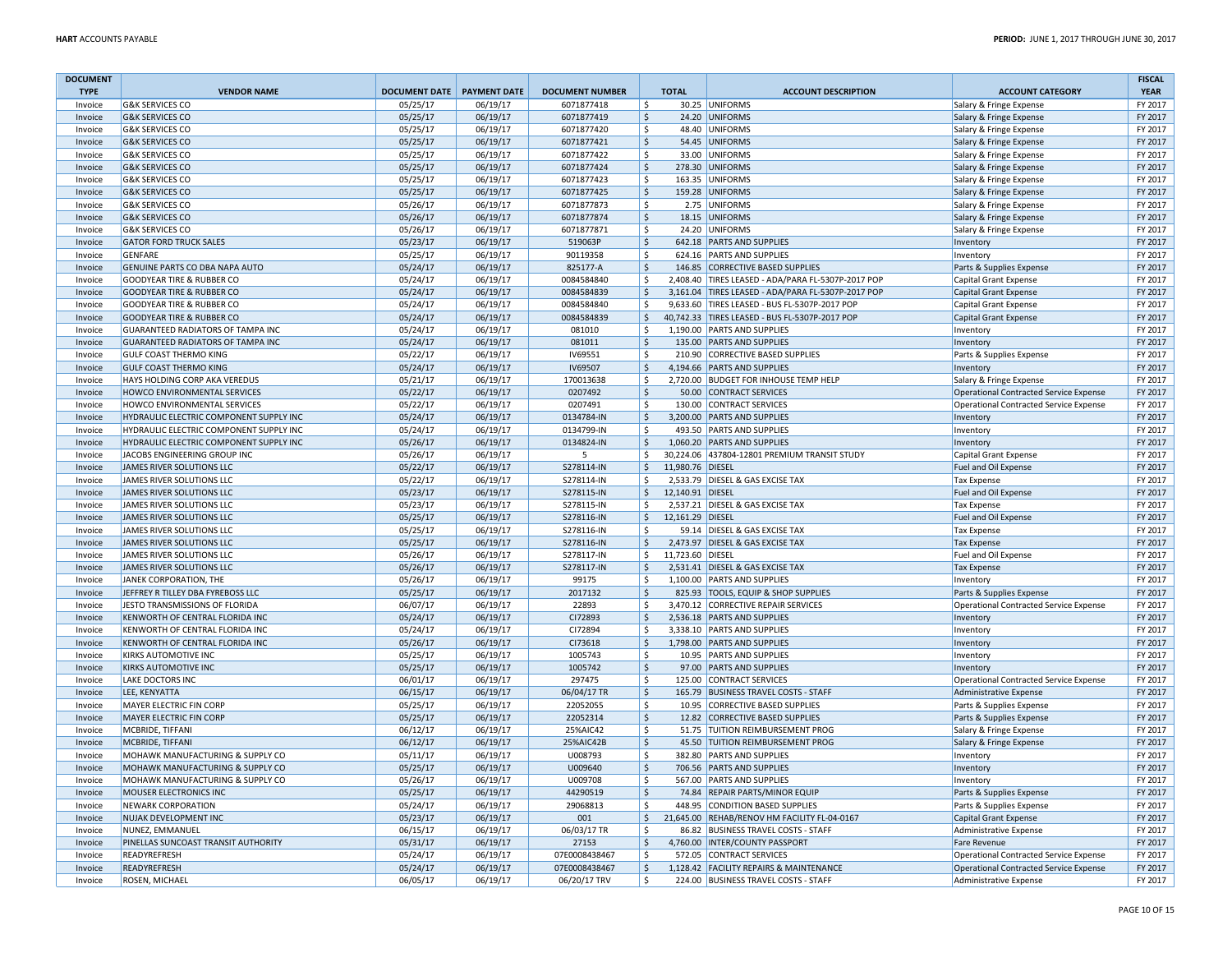| DOCUMENT TYPE | VENDOR NAME | DOCUMENT DATE | PAYMENT DATE | DOCUMENT NUMBER | TOTAL | ACCOUNT DESCRIPTION | ACCOUNT CATEGORY | FISCAL YEAR |
|---|---|---|---|---|---|---|---|---|
| Invoice | G&K SERVICES CO | 05/25/17 | 06/19/17 | 6071877418 | $ 30.25 | UNIFORMS | Salary & Fringe Expense | FY 2017 |
| Invoice | G&K SERVICES CO | 05/25/17 | 06/19/17 | 6071877419 | $ 24.20 | UNIFORMS | Salary & Fringe Expense | FY 2017 |
| Invoice | G&K SERVICES CO | 05/25/17 | 06/19/17 | 6071877420 | $ 48.40 | UNIFORMS | Salary & Fringe Expense | FY 2017 |
| Invoice | G&K SERVICES CO | 05/25/17 | 06/19/17 | 6071877421 | $ 54.45 | UNIFORMS | Salary & Fringe Expense | FY 2017 |
| Invoice | G&K SERVICES CO | 05/25/17 | 06/19/17 | 6071877422 | $ 33.00 | UNIFORMS | Salary & Fringe Expense | FY 2017 |
| Invoice | G&K SERVICES CO | 05/25/17 | 06/19/17 | 6071877424 | $ 278.30 | UNIFORMS | Salary & Fringe Expense | FY 2017 |
| Invoice | G&K SERVICES CO | 05/25/17 | 06/19/17 | 6071877423 | $ 163.35 | UNIFORMS | Salary & Fringe Expense | FY 2017 |
| Invoice | G&K SERVICES CO | 05/25/17 | 06/19/17 | 6071877425 | $ 159.28 | UNIFORMS | Salary & Fringe Expense | FY 2017 |
| Invoice | G&K SERVICES CO | 05/26/17 | 06/19/17 | 6071877873 | $ 2.75 | UNIFORMS | Salary & Fringe Expense | FY 2017 |
| Invoice | G&K SERVICES CO | 05/26/17 | 06/19/17 | 6071877874 | $ 18.15 | UNIFORMS | Salary & Fringe Expense | FY 2017 |
| Invoice | G&K SERVICES CO | 05/26/17 | 06/19/17 | 6071877871 | $ 24.20 | UNIFORMS | Salary & Fringe Expense | FY 2017 |
| Invoice | GATOR FORD TRUCK SALES | 05/23/17 | 06/19/17 | 519063P | $ 642.18 | PARTS AND SUPPLIES | Inventory | FY 2017 |
| Invoice | GENFARE | 05/25/17 | 06/19/17 | 90119358 | $ 624.16 | PARTS AND SUPPLIES | Inventory | FY 2017 |
| Invoice | GENUINE PARTS CO DBA NAPA AUTO | 05/24/17 | 06/19/17 | 825177-A | $ 146.85 | CORRECTIVE BASED SUPPLIES | Parts & Supplies Expense | FY 2017 |
| Invoice | GOODYEAR TIRE & RUBBER CO | 05/24/17 | 06/19/17 | 0084584840 | $ 2,408.40 | TIRES LEASED - ADA/PARA FL-5307P-2017 POP | Capital Grant Expense | FY 2017 |
| Invoice | GOODYEAR TIRE & RUBBER CO | 05/24/17 | 06/19/17 | 0084584839 | $ 3,161.04 | TIRES LEASED - ADA/PARA FL-5307P-2017 POP | Capital Grant Expense | FY 2017 |
| Invoice | GOODYEAR TIRE & RUBBER CO | 05/24/17 | 06/19/17 | 0084584840 | $ 9,633.60 | TIRES LEASED - BUS FL-5307P-2017 POP | Capital Grant Expense | FY 2017 |
| Invoice | GOODYEAR TIRE & RUBBER CO | 05/24/17 | 06/19/17 | 0084584839 | $ 40,742.33 | TIRES LEASED - BUS FL-5307P-2017 POP | Capital Grant Expense | FY 2017 |
| Invoice | GUARANTEED RADIATORS OF TAMPA INC | 05/24/17 | 06/19/17 | 081010 | $ 1,190.00 | PARTS AND SUPPLIES | Inventory | FY 2017 |
| Invoice | GUARANTEED RADIATORS OF TAMPA INC | 05/24/17 | 06/19/17 | 081011 | $ 135.00 | PARTS AND SUPPLIES | Inventory | FY 2017 |
| Invoice | GULF COAST THERMO KING | 05/22/17 | 06/19/17 | IV69551 | $ 210.90 | CORRECTIVE BASED SUPPLIES | Parts & Supplies Expense | FY 2017 |
| Invoice | GULF COAST THERMO KING | 05/24/17 | 06/19/17 | IV69507 | $ 4,194.66 | PARTS AND SUPPLIES | Inventory | FY 2017 |
| Invoice | HAYS HOLDING CORP AKA VEREDUS | 05/21/17 | 06/19/17 | 170013638 | $ 2,720.00 | BUDGET FOR INHOUSE TEMP HELP | Salary & Fringe Expense | FY 2017 |
| Invoice | HOWCO ENVIRONMENTAL SERVICES | 05/22/17 | 06/19/17 | 0207492 | $ 50.00 | CONTRACT SERVICES | Operational Contracted Service Expense | FY 2017 |
| Invoice | HOWCO ENVIRONMENTAL SERVICES | 05/22/17 | 06/19/17 | 0207491 | $ 130.00 | CONTRACT SERVICES | Operational Contracted Service Expense | FY 2017 |
| Invoice | HYDRAULIC ELECTRIC COMPONENT SUPPLY INC | 05/24/17 | 06/19/17 | 0134784-IN | $ 3,200.00 | PARTS AND SUPPLIES | Inventory | FY 2017 |
| Invoice | HYDRAULIC ELECTRIC COMPONENT SUPPLY INC | 05/24/17 | 06/19/17 | 0134799-IN | $ 493.50 | PARTS AND SUPPLIES | Inventory | FY 2017 |
| Invoice | HYDRAULIC ELECTRIC COMPONENT SUPPLY INC | 05/26/17 | 06/19/17 | 0134824-IN | $ 1,060.20 | PARTS AND SUPPLIES | Inventory | FY 2017 |
| Invoice | JACOBS ENGINEERING GROUP INC | 05/26/17 | 06/19/17 | 5 | $ 30,224.06 | 437804-12801 PREMIUM TRANSIT STUDY | Capital Grant Expense | FY 2017 |
| Invoice | JAMES RIVER SOLUTIONS LLC | 05/22/17 | 06/19/17 | S278114-IN | $ 11,980.76 | DIESEL | Fuel and Oil Expense | FY 2017 |
| Invoice | JAMES RIVER SOLUTIONS LLC | 05/22/17 | 06/19/17 | S278114-IN | $ 2,533.79 | DIESEL & GAS EXCISE TAX | Tax Expense | FY 2017 |
| Invoice | JAMES RIVER SOLUTIONS LLC | 05/23/17 | 06/19/17 | S278115-IN | $ 12,140.91 | DIESEL | Fuel and Oil Expense | FY 2017 |
| Invoice | JAMES RIVER SOLUTIONS LLC | 05/23/17 | 06/19/17 | S278115-IN | $ 2,537.21 | DIESEL & GAS EXCISE TAX | Tax Expense | FY 2017 |
| Invoice | JAMES RIVER SOLUTIONS LLC | 05/25/17 | 06/19/17 | S278116-IN | $ 12,161.29 | DIESEL | Fuel and Oil Expense | FY 2017 |
| Invoice | JAMES RIVER SOLUTIONS LLC | 05/25/17 | 06/19/17 | S278116-IN | $ 59.14 | DIESEL & GAS EXCISE TAX | Tax Expense | FY 2017 |
| Invoice | JAMES RIVER SOLUTIONS LLC | 05/25/17 | 06/19/17 | S278116-IN | $ 2,473.97 | DIESEL & GAS EXCISE TAX | Tax Expense | FY 2017 |
| Invoice | JAMES RIVER SOLUTIONS LLC | 05/26/17 | 06/19/17 | S278117-IN | $ 11,723.60 | DIESEL | Fuel and Oil Expense | FY 2017 |
| Invoice | JAMES RIVER SOLUTIONS LLC | 05/26/17 | 06/19/17 | S278117-IN | $ 2,531.41 | DIESEL & GAS EXCISE TAX | Tax Expense | FY 2017 |
| Invoice | JANEK CORPORATION, THE | 05/26/17 | 06/19/17 | 99175 | $ 1,100.00 | PARTS AND SUPPLIES | Inventory | FY 2017 |
| Invoice | JEFFREY R TILLEY DBA FYREBOSS LLC | 05/25/17 | 06/19/17 | 2017132 | $ 825.93 | TOOLS, EQUIP & SHOP SUPPLIES | Parts & Supplies Expense | FY 2017 |
| Invoice | JESTO TRANSMISSIONS OF FLORIDA | 06/07/17 | 06/19/17 | 22893 | $ 3,470.12 | CORRECTIVE REPAIR SERVICES | Operational Contracted Service Expense | FY 2017 |
| Invoice | KENWORTH OF CENTRAL FLORIDA INC | 05/24/17 | 06/19/17 | CI72893 | $ 2,536.18 | PARTS AND SUPPLIES | Inventory | FY 2017 |
| Invoice | KENWORTH OF CENTRAL FLORIDA INC | 05/24/17 | 06/19/17 | CI72894 | $ 3,338.10 | PARTS AND SUPPLIES | Inventory | FY 2017 |
| Invoice | KENWORTH OF CENTRAL FLORIDA INC | 05/26/17 | 06/19/17 | CI73618 | $ 1,798.00 | PARTS AND SUPPLIES | Inventory | FY 2017 |
| Invoice | KIRKS AUTOMOTIVE INC | 05/25/17 | 06/19/17 | 1005743 | $ 10.95 | PARTS AND SUPPLIES | Inventory | FY 2017 |
| Invoice | KIRKS AUTOMOTIVE INC | 05/25/17 | 06/19/17 | 1005742 | $ 97.00 | PARTS AND SUPPLIES | Inventory | FY 2017 |
| Invoice | LAKE DOCTORS INC | 06/01/17 | 06/19/17 | 297475 | $ 125.00 | CONTRACT SERVICES | Operational Contracted Service Expense | FY 2017 |
| Invoice | LEE, KENYATTA | 06/15/17 | 06/19/17 | 06/04/17 TR | $ 165.79 | BUSINESS TRAVEL COSTS - STAFF | Administrative Expense | FY 2017 |
| Invoice | MAYER ELECTRIC FIN CORP | 05/25/17 | 06/19/17 | 22052055 | $ 10.95 | CORRECTIVE BASED SUPPLIES | Parts & Supplies Expense | FY 2017 |
| Invoice | MAYER ELECTRIC FIN CORP | 05/25/17 | 06/19/17 | 22052314 | $ 12.82 | CORRECTIVE BASED SUPPLIES | Parts & Supplies Expense | FY 2017 |
| Invoice | MCBRIDE, TIFFANI | 06/12/17 | 06/19/17 | 25%AIC42 | $ 51.75 | TUITION REIMBURSEMENT PROG | Salary & Fringe Expense | FY 2017 |
| Invoice | MCBRIDE, TIFFANI | 06/12/17 | 06/19/17 | 25%AIC42B | $ 45.50 | TUITION REIMBURSEMENT PROG | Salary & Fringe Expense | FY 2017 |
| Invoice | MOHAWK MANUFACTURING & SUPPLY CO | 05/11/17 | 06/19/17 | U008793 | $ 382.80 | PARTS AND SUPPLIES | Inventory | FY 2017 |
| Invoice | MOHAWK MANUFACTURING & SUPPLY CO | 05/25/17 | 06/19/17 | U009640 | $ 706.56 | PARTS AND SUPPLIES | Inventory | FY 2017 |
| Invoice | MOHAWK MANUFACTURING & SUPPLY CO | 05/26/17 | 06/19/17 | U009708 | $ 567.00 | PARTS AND SUPPLIES | Inventory | FY 2017 |
| Invoice | MOUSER ELECTRONICS INC | 05/25/17 | 06/19/17 | 44290519 | $ 74.84 | REPAIR PARTS/MINOR EQUIP | Parts & Supplies Expense | FY 2017 |
| Invoice | NEWARK CORPORATION | 05/24/17 | 06/19/17 | 29068813 | $ 448.95 | CONDITION BASED SUPPLIES | Parts & Supplies Expense | FY 2017 |
| Invoice | NUJAK DEVELOPMENT INC | 05/23/17 | 06/19/17 | 001 | $ 21,645.00 | REHAB/RENOV HM FACILITY FL-04-0167 | Capital Grant Expense | FY 2017 |
| Invoice | NUNEZ, EMMANUEL | 06/15/17 | 06/19/17 | 06/03/17 TR | $ 86.82 | BUSINESS TRAVEL COSTS - STAFF | Administrative Expense | FY 2017 |
| Invoice | PINELLAS SUNCOAST TRANSIT AUTHORITY | 05/31/17 | 06/19/17 | 27153 | $ 4,760.00 | INTER/COUNTY PASSPORT | Fare Revenue | FY 2017 |
| Invoice | READYREFRESH | 05/24/17 | 06/19/17 | 07E0008438467 | $ 572.05 | CONTRACT SERVICES | Operational Contracted Service Expense | FY 2017 |
| Invoice | READYREFRESH | 05/24/17 | 06/19/17 | 07E0008438467 | $ 1,128.42 | FACILITY REPAIRS & MAINTENANCE | Operational Contracted Service Expense | FY 2017 |
| Invoice | ROSEN, MICHAEL | 06/05/17 | 06/19/17 | 06/20/17 TRV | $ 224.00 | BUSINESS TRAVEL COSTS - STAFF | Administrative Expense | FY 2017 |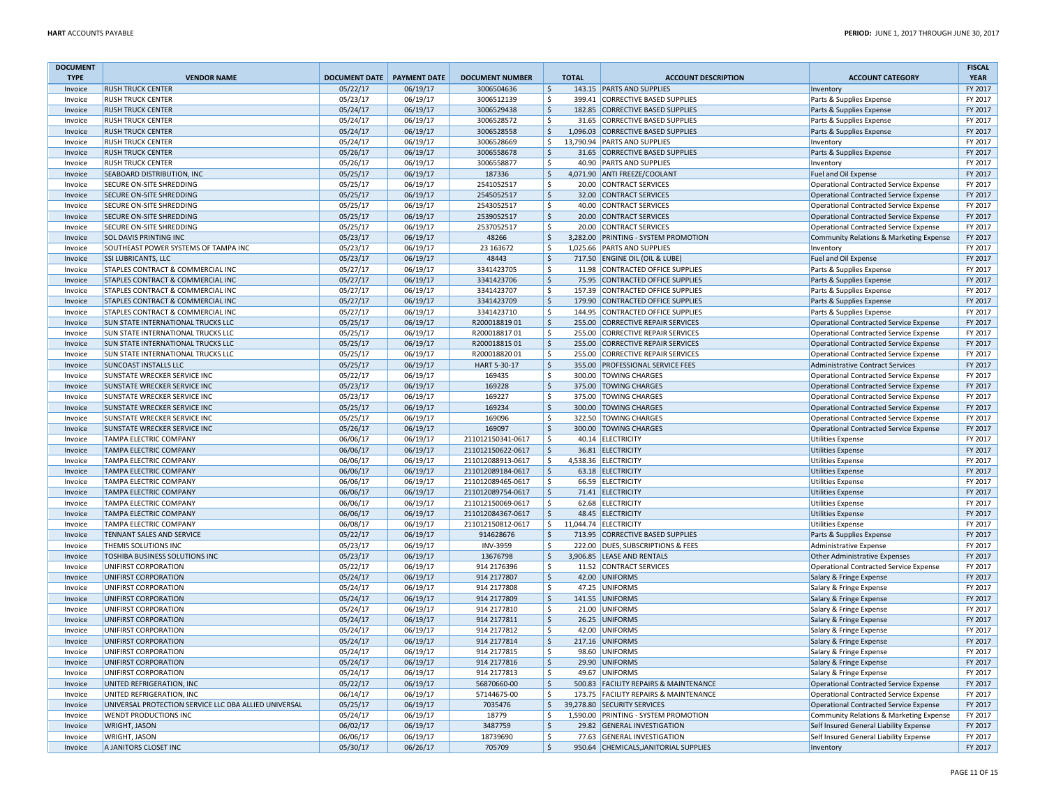| DOCUMENT TYPE | VENDOR NAME | DOCUMENT DATE | PAYMENT DATE | DOCUMENT NUMBER | TOTAL | ACCOUNT DESCRIPTION | ACCOUNT CATEGORY | FISCAL YEAR |
|---|---|---|---|---|---|---|---|---|
| Invoice | RUSH TRUCK CENTER | 05/22/17 | 06/19/17 | 3006504636 | $ 143.15 | PARTS AND SUPPLIES | Inventory | FY 2017 |
| Invoice | RUSH TRUCK CENTER | 05/23/17 | 06/19/17 | 3006512139 | $ 399.41 | CORRECTIVE BASED SUPPLIES | Parts & Supplies Expense | FY 2017 |
| Invoice | RUSH TRUCK CENTER | 05/24/17 | 06/19/17 | 3006529438 | $ 182.85 | CORRECTIVE BASED SUPPLIES | Parts & Supplies Expense | FY 2017 |
| Invoice | RUSH TRUCK CENTER | 05/24/17 | 06/19/17 | 3006528572 | $ 31.65 | CORRECTIVE BASED SUPPLIES | Parts & Supplies Expense | FY 2017 |
| Invoice | RUSH TRUCK CENTER | 05/24/17 | 06/19/17 | 3006528558 | $ 1,096.03 | CORRECTIVE BASED SUPPLIES | Parts & Supplies Expense | FY 2017 |
| Invoice | RUSH TRUCK CENTER | 05/24/17 | 06/19/17 | 3006528669 | $ 13,790.94 | PARTS AND SUPPLIES | Inventory | FY 2017 |
| Invoice | RUSH TRUCK CENTER | 05/26/17 | 06/19/17 | 3006558678 | $ 31.65 | CORRECTIVE BASED SUPPLIES | Parts & Supplies Expense | FY 2017 |
| Invoice | RUSH TRUCK CENTER | 05/26/17 | 06/19/17 | 3006558877 | $ 40.90 | PARTS AND SUPPLIES | Inventory | FY 2017 |
| Invoice | SEABOARD DISTRIBUTION, INC | 05/25/17 | 06/19/17 | 187336 | $ 4,071.90 | ANTI FREEZE/COOLANT | Fuel and Oil Expense | FY 2017 |
| Invoice | SECURE ON-SITE SHREDDING | 05/25/17 | 06/19/17 | 2541052517 | $ 20.00 | CONTRACT SERVICES | Operational Contracted Service Expense | FY 2017 |
| Invoice | SECURE ON-SITE SHREDDING | 05/25/17 | 06/19/17 | 2545052517 | $ 32.00 | CONTRACT SERVICES | Operational Contracted Service Expense | FY 2017 |
| Invoice | SECURE ON-SITE SHREDDING | 05/25/17 | 06/19/17 | 2543052517 | $ 40.00 | CONTRACT SERVICES | Operational Contracted Service Expense | FY 2017 |
| Invoice | SECURE ON-SITE SHREDDING | 05/25/17 | 06/19/17 | 2539052517 | $ 20.00 | CONTRACT SERVICES | Operational Contracted Service Expense | FY 2017 |
| Invoice | SECURE ON-SITE SHREDDING | 05/25/17 | 06/19/17 | 2537052517 | $ 20.00 | CONTRACT SERVICES | Operational Contracted Service Expense | FY 2017 |
| Invoice | SOL DAVIS PRINTING INC | 05/23/17 | 06/19/17 | 48266 | $ 3,282.00 | PRINTING - SYSTEM PROMOTION | Community Relations & Marketing Expense | FY 2017 |
| Invoice | SOUTHEAST POWER SYSTEMS OF TAMPA INC | 05/23/17 | 06/19/17 | 23 163672 | $ 1,025.66 | PARTS AND SUPPLIES | Inventory | FY 2017 |
| Invoice | SSI LUBRICANTS, LLC | 05/23/17 | 06/19/17 | 48443 | $ 717.50 | ENGINE OIL (OIL & LUBE) | Fuel and Oil Expense | FY 2017 |
| Invoice | STAPLES CONTRACT & COMMERCIAL INC | 05/27/17 | 06/19/17 | 3341423705 | $ 11.98 | CONTRACTED OFFICE SUPPLIES | Parts & Supplies Expense | FY 2017 |
| Invoice | STAPLES CONTRACT & COMMERCIAL INC | 05/27/17 | 06/19/17 | 3341423706 | $ 75.95 | CONTRACTED OFFICE SUPPLIES | Parts & Supplies Expense | FY 2017 |
| Invoice | STAPLES CONTRACT & COMMERCIAL INC | 05/27/17 | 06/19/17 | 3341423707 | $ 157.39 | CONTRACTED OFFICE SUPPLIES | Parts & Supplies Expense | FY 2017 |
| Invoice | STAPLES CONTRACT & COMMERCIAL INC | 05/27/17 | 06/19/17 | 3341423709 | $ 179.90 | CONTRACTED OFFICE SUPPLIES | Parts & Supplies Expense | FY 2017 |
| Invoice | STAPLES CONTRACT & COMMERCIAL INC | 05/27/17 | 06/19/17 | 3341423710 | $ 144.95 | CONTRACTED OFFICE SUPPLIES | Parts & Supplies Expense | FY 2017 |
| Invoice | SUN STATE INTERNATIONAL TRUCKS LLC | 05/25/17 | 06/19/17 | R200018819 01 | $ 255.00 | CORRECTIVE REPAIR SERVICES | Operational Contracted Service Expense | FY 2017 |
| Invoice | SUN STATE INTERNATIONAL TRUCKS LLC | 05/25/17 | 06/19/17 | R200018817 01 | $ 255.00 | CORRECTIVE REPAIR SERVICES | Operational Contracted Service Expense | FY 2017 |
| Invoice | SUN STATE INTERNATIONAL TRUCKS LLC | 05/25/17 | 06/19/17 | R200018815 01 | $ 255.00 | CORRECTIVE REPAIR SERVICES | Operational Contracted Service Expense | FY 2017 |
| Invoice | SUN STATE INTERNATIONAL TRUCKS LLC | 05/25/17 | 06/19/17 | R200018820 01 | $ 255.00 | CORRECTIVE REPAIR SERVICES | Operational Contracted Service Expense | FY 2017 |
| Invoice | SUNCOAST INSTALLS LLC | 05/25/17 | 06/19/17 | HART 5-30-17 | $ 355.00 | PROFESSIONAL SERVICE FEES | Administrative Contract Services | FY 2017 |
| Invoice | SUNSTATE WRECKER SERVICE INC | 05/22/17 | 06/19/17 | 169435 | $ 300.00 | TOWING CHARGES | Operational Contracted Service Expense | FY 2017 |
| Invoice | SUNSTATE WRECKER SERVICE INC | 05/23/17 | 06/19/17 | 169228 | $ 375.00 | TOWING CHARGES | Operational Contracted Service Expense | FY 2017 |
| Invoice | SUNSTATE WRECKER SERVICE INC | 05/23/17 | 06/19/17 | 169227 | $ 375.00 | TOWING CHARGES | Operational Contracted Service Expense | FY 2017 |
| Invoice | SUNSTATE WRECKER SERVICE INC | 05/25/17 | 06/19/17 | 169234 | $ 300.00 | TOWING CHARGES | Operational Contracted Service Expense | FY 2017 |
| Invoice | SUNSTATE WRECKER SERVICE INC | 05/25/17 | 06/19/17 | 169096 | $ 322.50 | TOWING CHARGES | Operational Contracted Service Expense | FY 2017 |
| Invoice | SUNSTATE WRECKER SERVICE INC | 05/26/17 | 06/19/17 | 169097 | $ 300.00 | TOWING CHARGES | Operational Contracted Service Expense | FY 2017 |
| Invoice | TAMPA ELECTRIC COMPANY | 06/06/17 | 06/19/17 | 211012150341-0617 | $ 40.14 | ELECTRICITY | Utilities Expense | FY 2017 |
| Invoice | TAMPA ELECTRIC COMPANY | 06/06/17 | 06/19/17 | 211012150622-0617 | $ 36.81 | ELECTRICITY | Utilities Expense | FY 2017 |
| Invoice | TAMPA ELECTRIC COMPANY | 06/06/17 | 06/19/17 | 211012088913-0617 | $ 4,538.36 | ELECTRICITY | Utilities Expense | FY 2017 |
| Invoice | TAMPA ELECTRIC COMPANY | 06/06/17 | 06/19/17 | 211012089184-0617 | $ 63.18 | ELECTRICITY | Utilities Expense | FY 2017 |
| Invoice | TAMPA ELECTRIC COMPANY | 06/06/17 | 06/19/17 | 211012089465-0617 | $ 66.59 | ELECTRICITY | Utilities Expense | FY 2017 |
| Invoice | TAMPA ELECTRIC COMPANY | 06/06/17 | 06/19/17 | 211012089754-0617 | $ 71.41 | ELECTRICITY | Utilities Expense | FY 2017 |
| Invoice | TAMPA ELECTRIC COMPANY | 06/06/17 | 06/19/17 | 211012150069-0617 | $ 62.68 | ELECTRICITY | Utilities Expense | FY 2017 |
| Invoice | TAMPA ELECTRIC COMPANY | 06/06/17 | 06/19/17 | 211012084367-0617 | $ 48.45 | ELECTRICITY | Utilities Expense | FY 2017 |
| Invoice | TAMPA ELECTRIC COMPANY | 06/08/17 | 06/19/17 | 211012150812-0617 | $ 11,044.74 | ELECTRICITY | Utilities Expense | FY 2017 |
| Invoice | TENNANT SALES AND SERVICE | 05/22/17 | 06/19/17 | 914628676 | $ 713.95 | CORRECTIVE BASED SUPPLIES | Parts & Supplies Expense | FY 2017 |
| Invoice | THEMIS SOLUTIONS INC | 05/23/17 | 06/19/17 | INV-3959 | $ 222.00 | DUES, SUBSCRIPTIONS & FEES | Administrative Expense | FY 2017 |
| Invoice | TOSHIBA BUSINESS SOLUTIONS INC | 05/23/17 | 06/19/17 | 13676798 | $ 3,906.85 | LEASE AND RENTALS | Other Administrative Expenses | FY 2017 |
| Invoice | UNIFIRST CORPORATION | 05/22/17 | 06/19/17 | 914 2176396 | $ 11.52 | CONTRACT SERVICES | Operational Contracted Service Expense | FY 2017 |
| Invoice | UNIFIRST CORPORATION | 05/24/17 | 06/19/17 | 914 2177807 | $ 42.00 | UNIFORMS | Salary & Fringe Expense | FY 2017 |
| Invoice | UNIFIRST CORPORATION | 05/24/17 | 06/19/17 | 914 2177808 | $ 47.25 | UNIFORMS | Salary & Fringe Expense | FY 2017 |
| Invoice | UNIFIRST CORPORATION | 05/24/17 | 06/19/17 | 914 2177809 | $ 141.55 | UNIFORMS | Salary & Fringe Expense | FY 2017 |
| Invoice | UNIFIRST CORPORATION | 05/24/17 | 06/19/17 | 914 2177810 | $ 21.00 | UNIFORMS | Salary & Fringe Expense | FY 2017 |
| Invoice | UNIFIRST CORPORATION | 05/24/17 | 06/19/17 | 914 2177811 | $ 26.25 | UNIFORMS | Salary & Fringe Expense | FY 2017 |
| Invoice | UNIFIRST CORPORATION | 05/24/17 | 06/19/17 | 914 2177812 | $ 42.00 | UNIFORMS | Salary & Fringe Expense | FY 2017 |
| Invoice | UNIFIRST CORPORATION | 05/24/17 | 06/19/17 | 914 2177814 | $ 217.16 | UNIFORMS | Salary & Fringe Expense | FY 2017 |
| Invoice | UNIFIRST CORPORATION | 05/24/17 | 06/19/17 | 914 2177815 | $ 98.60 | UNIFORMS | Salary & Fringe Expense | FY 2017 |
| Invoice | UNIFIRST CORPORATION | 05/24/17 | 06/19/17 | 914 2177816 | $ 29.90 | UNIFORMS | Salary & Fringe Expense | FY 2017 |
| Invoice | UNIFIRST CORPORATION | 05/24/17 | 06/19/17 | 914 2177813 | $ 49.67 | UNIFORMS | Salary & Fringe Expense | FY 2017 |
| Invoice | UNITED REFRIGERATION, INC | 05/22/17 | 06/19/17 | 56870660-00 | $ 500.83 | FACILITY REPAIRS & MAINTENANCE | Operational Contracted Service Expense | FY 2017 |
| Invoice | UNITED REFRIGERATION, INC | 06/14/17 | 06/19/17 | 57144675-00 | $ 173.75 | FACILITY REPAIRS & MAINTENANCE | Operational Contracted Service Expense | FY 2017 |
| Invoice | UNIVERSAL PROTECTION SERVICE LLC DBA ALLIED UNIVERSAL | 05/25/17 | 06/19/17 | 7035476 | $ 39,278.80 | SECURITY SERVICES | Operational Contracted Service Expense | FY 2017 |
| Invoice | WENDT PRODUCTIONS INC | 05/24/17 | 06/19/17 | 18779 | $ 1,590.00 | PRINTING - SYSTEM PROMOTION | Community Relations & Marketing Expense | FY 2017 |
| Invoice | WRIGHT, JASON | 06/02/17 | 06/19/17 | 3487759 | $ 29.82 | GENERAL INVESTIGATION | Self Insured General Liability Expense | FY 2017 |
| Invoice | WRIGHT, JASON | 06/06/17 | 06/19/17 | 18739690 | $ 77.63 | GENERAL INVESTIGATION | Self Insured General Liability Expense | FY 2017 |
| Invoice | A JANITORS CLOSET INC | 05/30/17 | 06/26/17 | 705709 | $ 950.64 | CHEMICALS,JANITORIAL SUPPLIES | Inventory | FY 2017 |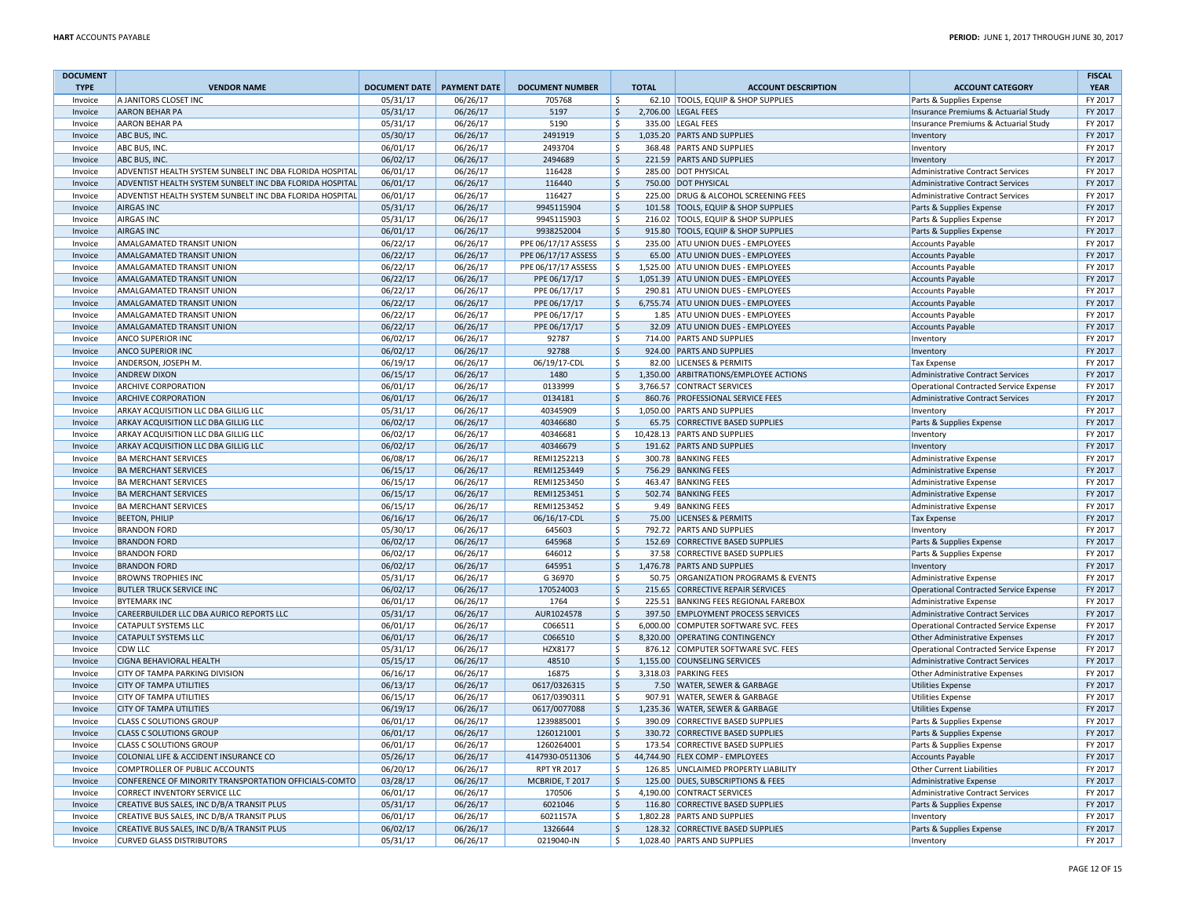| DOCUMENT TYPE | VENDOR NAME | DOCUMENT DATE | PAYMENT DATE | DOCUMENT NUMBER | TOTAL | ACCOUNT DESCRIPTION | ACCOUNT CATEGORY | FISCAL YEAR |
|---|---|---|---|---|---|---|---|---|
| Invoice | A JANITORS CLOSET INC | 05/31/17 | 06/26/17 | 705768 | $ 62.10 | TOOLS, EQUIP & SHOP SUPPLIES | Parts & Supplies Expense | FY 2017 |
| Invoice | AARON BEHAR PA | 05/31/17 | 06/26/17 | 5197 | $ 2,706.00 | LEGAL FEES | Insurance Premiums & Actuarial Study | FY 2017 |
| Invoice | AARON BEHAR PA | 05/31/17 | 06/26/17 | 5190 | $ 335.00 | LEGAL FEES | Insurance Premiums & Actuarial Study | FY 2017 |
| Invoice | ABC BUS, INC. | 05/30/17 | 06/26/17 | 2491919 | $ 1,035.20 | PARTS AND SUPPLIES | Inventory | FY 2017 |
| Invoice | ABC BUS, INC. | 06/01/17 | 06/26/17 | 2493704 | $ 368.48 | PARTS AND SUPPLIES | Inventory | FY 2017 |
| Invoice | ABC BUS, INC. | 06/02/17 | 06/26/17 | 2494689 | $ 221.59 | PARTS AND SUPPLIES | Inventory | FY 2017 |
| Invoice | ADVENTIST HEALTH SYSTEM SUNBELT INC DBA FLORIDA HOSPITAL | 06/01/17 | 06/26/17 | 116428 | $ 285.00 | DOT PHYSICAL | Administrative Contract Services | FY 2017 |
| Invoice | ADVENTIST HEALTH SYSTEM SUNBELT INC DBA FLORIDA HOSPITAL | 06/01/17 | 06/26/17 | 116440 | $ 750.00 | DOT PHYSICAL | Administrative Contract Services | FY 2017 |
| Invoice | ADVENTIST HEALTH SYSTEM SUNBELT INC DBA FLORIDA HOSPITAL | 06/01/17 | 06/26/17 | 116427 | $ 225.00 | DRUG & ALCOHOL SCREENING FEES | Administrative Contract Services | FY 2017 |
| Invoice | AIRGAS INC | 05/31/17 | 06/26/17 | 9945115904 | $ 101.58 | TOOLS, EQUIP & SHOP SUPPLIES | Parts & Supplies Expense | FY 2017 |
| Invoice | AIRGAS INC | 05/31/17 | 06/26/17 | 9945115903 | $ 216.02 | TOOLS, EQUIP & SHOP SUPPLIES | Parts & Supplies Expense | FY 2017 |
| Invoice | AIRGAS INC | 06/01/17 | 06/26/17 | 9938252004 | $ 915.80 | TOOLS, EQUIP & SHOP SUPPLIES | Parts & Supplies Expense | FY 2017 |
| Invoice | AMALGAMATED TRANSIT UNION | 06/22/17 | 06/26/17 | PPE 06/17/17 ASSESS | $ 235.00 | ATU UNION DUES - EMPLOYEES | Accounts Payable | FY 2017 |
| Invoice | AMALGAMATED TRANSIT UNION | 06/22/17 | 06/26/17 | PPE 06/17/17 ASSESS | $ 65.00 | ATU UNION DUES - EMPLOYEES | Accounts Payable | FY 2017 |
| Invoice | AMALGAMATED TRANSIT UNION | 06/22/17 | 06/26/17 | PPE 06/17/17 ASSESS | $ 1,525.00 | ATU UNION DUES - EMPLOYEES | Accounts Payable | FY 2017 |
| Invoice | AMALGAMATED TRANSIT UNION | 06/22/17 | 06/26/17 | PPE 06/17/17 | $ 1,051.39 | ATU UNION DUES - EMPLOYEES | Accounts Payable | FY 2017 |
| Invoice | AMALGAMATED TRANSIT UNION | 06/22/17 | 06/26/17 | PPE 06/17/17 | $ 290.81 | ATU UNION DUES - EMPLOYEES | Accounts Payable | FY 2017 |
| Invoice | AMALGAMATED TRANSIT UNION | 06/22/17 | 06/26/17 | PPE 06/17/17 | $ 6,755.74 | ATU UNION DUES - EMPLOYEES | Accounts Payable | FY 2017 |
| Invoice | AMALGAMATED TRANSIT UNION | 06/22/17 | 06/26/17 | PPE 06/17/17 | $ 1.85 | ATU UNION DUES - EMPLOYEES | Accounts Payable | FY 2017 |
| Invoice | AMALGAMATED TRANSIT UNION | 06/22/17 | 06/26/17 | PPE 06/17/17 | $ 32.09 | ATU UNION DUES - EMPLOYEES | Accounts Payable | FY 2017 |
| Invoice | ANCO SUPERIOR INC | 06/02/17 | 06/26/17 | 92787 | $ 714.00 | PARTS AND SUPPLIES | Inventory | FY 2017 |
| Invoice | ANCO SUPERIOR INC | 06/02/17 | 06/26/17 | 92788 | $ 924.00 | PARTS AND SUPPLIES | Inventory | FY 2017 |
| Invoice | ANDERSON, JOSEPH M. | 06/19/17 | 06/26/17 | 06/19/17-CDL | $ 82.00 | LICENSES & PERMITS | Tax Expense | FY 2017 |
| Invoice | ANDREW DIXON | 06/15/17 | 06/26/17 | 1480 | $ 1,350.00 | ARBITRATIONS/EMPLOYEE ACTIONS | Administrative Contract Services | FY 2017 |
| Invoice | ARCHIVE CORPORATION | 06/01/17 | 06/26/17 | 0133999 | $ 3,766.57 | CONTRACT SERVICES | Operational Contracted Service Expense | FY 2017 |
| Invoice | ARCHIVE CORPORATION | 06/01/17 | 06/26/17 | 0134181 | $ 860.76 | PROFESSIONAL SERVICE FEES | Administrative Contract Services | FY 2017 |
| Invoice | ARKAY ACQUISITION LLC DBA GILLIG LLC | 05/31/17 | 06/26/17 | 40345909 | $ 1,050.00 | PARTS AND SUPPLIES | Inventory | FY 2017 |
| Invoice | ARKAY ACQUISITION LLC DBA GILLIG LLC | 06/02/17 | 06/26/17 | 40346680 | $ 65.75 | CORRECTIVE BASED SUPPLIES | Parts & Supplies Expense | FY 2017 |
| Invoice | ARKAY ACQUISITION LLC DBA GILLIG LLC | 06/02/17 | 06/26/17 | 40346681 | $ 10,428.13 | PARTS AND SUPPLIES | Inventory | FY 2017 |
| Invoice | ARKAY ACQUISITION LLC DBA GILLIG LLC | 06/02/17 | 06/26/17 | 40346679 | $ 191.62 | PARTS AND SUPPLIES | Inventory | FY 2017 |
| Invoice | BA MERCHANT SERVICES | 06/08/17 | 06/26/17 | REMI1252213 | $ 300.78 | BANKING FEES | Administrative Expense | FY 2017 |
| Invoice | BA MERCHANT SERVICES | 06/15/17 | 06/26/17 | REMI1253449 | $ 756.29 | BANKING FEES | Administrative Expense | FY 2017 |
| Invoice | BA MERCHANT SERVICES | 06/15/17 | 06/26/17 | REMI1253450 | $ 463.47 | BANKING FEES | Administrative Expense | FY 2017 |
| Invoice | BA MERCHANT SERVICES | 06/15/17 | 06/26/17 | REMI1253451 | $ 502.74 | BANKING FEES | Administrative Expense | FY 2017 |
| Invoice | BA MERCHANT SERVICES | 06/15/17 | 06/26/17 | REMI1253452 | $ 9.49 | BANKING FEES | Administrative Expense | FY 2017 |
| Invoice | BEETON, PHILIP | 06/16/17 | 06/26/17 | 06/16/17-CDL | $ 75.00 | LICENSES & PERMITS | Tax Expense | FY 2017 |
| Invoice | BRANDON FORD | 05/30/17 | 06/26/17 | 645603 | $ 792.72 | PARTS AND SUPPLIES | Inventory | FY 2017 |
| Invoice | BRANDON FORD | 06/02/17 | 06/26/17 | 645968 | $ 152.69 | CORRECTIVE BASED SUPPLIES | Parts & Supplies Expense | FY 2017 |
| Invoice | BRANDON FORD | 06/02/17 | 06/26/17 | 646012 | $ 37.58 | CORRECTIVE BASED SUPPLIES | Parts & Supplies Expense | FY 2017 |
| Invoice | BRANDON FORD | 06/02/17 | 06/26/17 | 645951 | $ 1,476.78 | PARTS AND SUPPLIES | Inventory | FY 2017 |
| Invoice | BROWNS TROPHIES INC | 05/31/17 | 06/26/17 | G 36970 | $ 50.75 | ORGANIZATION PROGRAMS & EVENTS | Administrative Expense | FY 2017 |
| Invoice | BUTLER TRUCK SERVICE INC | 06/02/17 | 06/26/17 | 170524003 | $ 215.65 | CORRECTIVE REPAIR SERVICES | Operational Contracted Service Expense | FY 2017 |
| Invoice | BYTEMARK INC | 06/01/17 | 06/26/17 | 1764 | $ 225.51 | BANKING FEES REGIONAL FAREBOX | Administrative Expense | FY 2017 |
| Invoice | CAREERBUILDER LLC DBA AURICO REPORTS LLC | 05/31/17 | 06/26/17 | AUR1024578 | $ 397.50 | EMPLOYMENT PROCESS SERVICES | Administrative Contract Services | FY 2017 |
| Invoice | CATAPULT SYSTEMS LLC | 06/01/17 | 06/26/17 | C066511 | $ 6,000.00 | COMPUTER SOFTWARE SVC. FEES | Operational Contracted Service Expense | FY 2017 |
| Invoice | CATAPULT SYSTEMS LLC | 06/01/17 | 06/26/17 | C066510 | $ 8,320.00 | OPERATING CONTINGENCY | Other Administrative Expenses | FY 2017 |
| Invoice | CDW LLC | 05/31/17 | 06/26/17 | HZX8177 | $ 876.12 | COMPUTER SOFTWARE SVC. FEES | Operational Contracted Service Expense | FY 2017 |
| Invoice | CIGNA BEHAVIORAL HEALTH | 05/15/17 | 06/26/17 | 48510 | $ 1,155.00 | COUNSELING SERVICES | Administrative Contract Services | FY 2017 |
| Invoice | CITY OF TAMPA PARKING DIVISION | 06/16/17 | 06/26/17 | 16875 | $ 3,318.03 | PARKING FEES | Other Administrative Expenses | FY 2017 |
| Invoice | CITY OF TAMPA UTILITIES | 06/13/17 | 06/26/17 | 0617/0326315 | $ 7.50 | WATER, SEWER & GARBAGE | Utilities Expense | FY 2017 |
| Invoice | CITY OF TAMPA UTILITIES | 06/15/17 | 06/26/17 | 0617/0390311 | $ 907.91 | WATER, SEWER & GARBAGE | Utilities Expense | FY 2017 |
| Invoice | CITY OF TAMPA UTILITIES | 06/19/17 | 06/26/17 | 0617/0077088 | $ 1,235.36 | WATER, SEWER & GARBAGE | Utilities Expense | FY 2017 |
| Invoice | CLASS C SOLUTIONS GROUP | 06/01/17 | 06/26/17 | 1239885001 | $ 390.09 | CORRECTIVE BASED SUPPLIES | Parts & Supplies Expense | FY 2017 |
| Invoice | CLASS C SOLUTIONS GROUP | 06/01/17 | 06/26/17 | 1260121001 | $ 330.72 | CORRECTIVE BASED SUPPLIES | Parts & Supplies Expense | FY 2017 |
| Invoice | CLASS C SOLUTIONS GROUP | 06/01/17 | 06/26/17 | 1260264001 | $ 173.54 | CORRECTIVE BASED SUPPLIES | Parts & Supplies Expense | FY 2017 |
| Invoice | COLONIAL LIFE & ACCIDENT INSURANCE CO | 05/26/17 | 06/26/17 | 4147930-0511306 | $ 44,744.90 | FLEX COMP - EMPLOYEES | Accounts Payable | FY 2017 |
| Invoice | COMPTROLLER OF PUBLIC ACCOUNTS | 06/20/17 | 06/26/17 | RPT YR 2017 | $ 126.85 | UNCLAIMED PROPERTY LIABILITY | Other Current Liabilities | FY 2017 |
| Invoice | CONFERENCE OF MINORITY TRANSPORTATION OFFICIALS-COMTO | 03/28/17 | 06/26/17 | MCBRIDE, T 2017 | $ 125.00 | DUES, SUBSCRIPTIONS & FEES | Administrative Expense | FY 2017 |
| Invoice | CORRECT INVENTORY SERVICE LLC | 06/01/17 | 06/26/17 | 170506 | $ 4,190.00 | CONTRACT SERVICES | Administrative Contract Services | FY 2017 |
| Invoice | CREATIVE BUS SALES, INC D/B/A TRANSIT PLUS | 05/31/17 | 06/26/17 | 6021046 | $ 116.80 | CORRECTIVE BASED SUPPLIES | Parts & Supplies Expense | FY 2017 |
| Invoice | CREATIVE BUS SALES, INC D/B/A TRANSIT PLUS | 06/01/17 | 06/26/17 | 6021157A | $ 1,802.28 | PARTS AND SUPPLIES | Inventory | FY 2017 |
| Invoice | CREATIVE BUS SALES, INC D/B/A TRANSIT PLUS | 06/02/17 | 06/26/17 | 1326644 | $ 128.32 | CORRECTIVE BASED SUPPLIES | Parts & Supplies Expense | FY 2017 |
| Invoice | CURVED GLASS DISTRIBUTORS | 05/31/17 | 06/26/17 | 0219040-IN | $ 1,028.40 | PARTS AND SUPPLIES | Inventory | FY 2017 |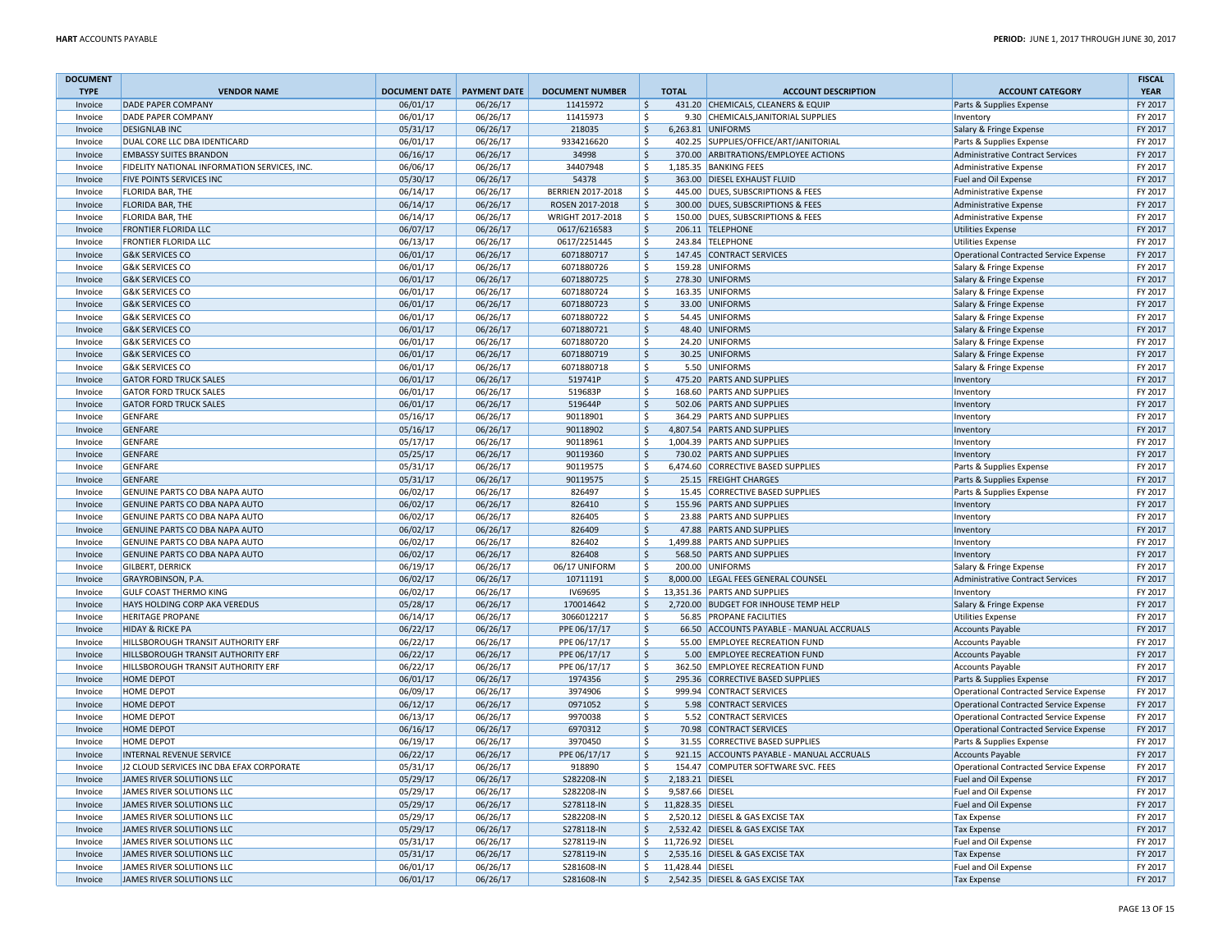| DOCUMENT TYPE | VENDOR NAME | DOCUMENT DATE | PAYMENT DATE | DOCUMENT NUMBER | TOTAL | ACCOUNT DESCRIPTION | ACCOUNT CATEGORY | FISCAL YEAR |
|---|---|---|---|---|---|---|---|---|
| Invoice | DADE PAPER COMPANY | 06/01/17 | 06/26/17 | 11415972 | $ 431.20 | CHEMICALS, CLEANERS & EQUIP | Parts & Supplies Expense | FY 2017 |
| Invoice | DADE PAPER COMPANY | 06/01/17 | 06/26/17 | 11415973 | $ 9.30 | CHEMICALS,JANITORIAL SUPPLIES | Inventory | FY 2017 |
| Invoice | DESIGNLAB INC | 05/31/17 | 06/26/17 | 218035 | $ 6,263.81 | UNIFORMS | Salary & Fringe Expense | FY 2017 |
| Invoice | DUAL CORE LLC DBA IDENTICARD | 06/01/17 | 06/26/17 | 9334216620 | $ 402.25 | SUPPLIES/OFFICE/ART/JANITORIAL | Parts & Supplies Expense | FY 2017 |
| Invoice | EMBASSY SUITES BRANDON | 06/16/17 | 06/26/17 | 34998 | $ 370.00 | ARBITRATIONS/EMPLOYEE ACTIONS | Administrative Contract Services | FY 2017 |
| Invoice | FIDELITY NATIONAL INFORMATION SERVICES, INC. | 06/06/17 | 06/26/17 | 34407948 | $ 1,185.35 | BANKING FEES | Administrative Expense | FY 2017 |
| Invoice | FIVE POINTS SERVICES INC | 05/30/17 | 06/26/17 | 54378 | $ 363.00 | DIESEL EXHAUST FLUID | Fuel and Oil Expense | FY 2017 |
| Invoice | FLORIDA BAR, THE | 06/14/17 | 06/26/17 | BERRIEN 2017-2018 | $ 445.00 | DUES, SUBSCRIPTIONS & FEES | Administrative Expense | FY 2017 |
| Invoice | FLORIDA BAR, THE | 06/14/17 | 06/26/17 | ROSEN 2017-2018 | $ 300.00 | DUES, SUBSCRIPTIONS & FEES | Administrative Expense | FY 2017 |
| Invoice | FLORIDA BAR, THE | 06/14/17 | 06/26/17 | WRIGHT 2017-2018 | $ 150.00 | DUES, SUBSCRIPTIONS & FEES | Administrative Expense | FY 2017 |
| Invoice | FRONTIER FLORIDA LLC | 06/07/17 | 06/26/17 | 0617/6216583 | $ 206.11 | TELEPHONE | Utilities Expense | FY 2017 |
| Invoice | FRONTIER FLORIDA LLC | 06/13/17 | 06/26/17 | 0617/2251445 | $ 243.84 | TELEPHONE | Utilities Expense | FY 2017 |
| Invoice | G&K SERVICES CO | 06/01/17 | 06/26/17 | 6071880717 | $ 147.45 | CONTRACT SERVICES | Operational Contracted Service Expense | FY 2017 |
| Invoice | G&K SERVICES CO | 06/01/17 | 06/26/17 | 6071880726 | $ 159.28 | UNIFORMS | Salary & Fringe Expense | FY 2017 |
| Invoice | G&K SERVICES CO | 06/01/17 | 06/26/17 | 6071880725 | $ 278.30 | UNIFORMS | Salary & Fringe Expense | FY 2017 |
| Invoice | G&K SERVICES CO | 06/01/17 | 06/26/17 | 6071880724 | $ 163.35 | UNIFORMS | Salary & Fringe Expense | FY 2017 |
| Invoice | G&K SERVICES CO | 06/01/17 | 06/26/17 | 6071880723 | $ 33.00 | UNIFORMS | Salary & Fringe Expense | FY 2017 |
| Invoice | G&K SERVICES CO | 06/01/17 | 06/26/17 | 6071880722 | $ 54.45 | UNIFORMS | Salary & Fringe Expense | FY 2017 |
| Invoice | G&K SERVICES CO | 06/01/17 | 06/26/17 | 6071880721 | $ 48.40 | UNIFORMS | Salary & Fringe Expense | FY 2017 |
| Invoice | G&K SERVICES CO | 06/01/17 | 06/26/17 | 6071880720 | $ 24.20 | UNIFORMS | Salary & Fringe Expense | FY 2017 |
| Invoice | G&K SERVICES CO | 06/01/17 | 06/26/17 | 6071880719 | $ 30.25 | UNIFORMS | Salary & Fringe Expense | FY 2017 |
| Invoice | G&K SERVICES CO | 06/01/17 | 06/26/17 | 6071880718 | $ 5.50 | UNIFORMS | Salary & Fringe Expense | FY 2017 |
| Invoice | GATOR FORD TRUCK SALES | 06/01/17 | 06/26/17 | 519741P | $ 475.20 | PARTS AND SUPPLIES | Inventory | FY 2017 |
| Invoice | GATOR FORD TRUCK SALES | 06/01/17 | 06/26/17 | 519683P | $ 168.60 | PARTS AND SUPPLIES | Inventory | FY 2017 |
| Invoice | GATOR FORD TRUCK SALES | 06/01/17 | 06/26/17 | 519644P | $ 502.06 | PARTS AND SUPPLIES | Inventory | FY 2017 |
| Invoice | GENFARE | 05/16/17 | 06/26/17 | 90118901 | $ 364.29 | PARTS AND SUPPLIES | Inventory | FY 2017 |
| Invoice | GENFARE | 05/16/17 | 06/26/17 | 90118902 | $ 4,807.54 | PARTS AND SUPPLIES | Inventory | FY 2017 |
| Invoice | GENFARE | 05/17/17 | 06/26/17 | 90118961 | $ 1,004.39 | PARTS AND SUPPLIES | Inventory | FY 2017 |
| Invoice | GENFARE | 05/25/17 | 06/26/17 | 90119360 | $ 730.02 | PARTS AND SUPPLIES | Inventory | FY 2017 |
| Invoice | GENFARE | 05/31/17 | 06/26/17 | 90119575 | $ 6,474.60 | CORRECTIVE BASED SUPPLIES | Parts & Supplies Expense | FY 2017 |
| Invoice | GENFARE | 05/31/17 | 06/26/17 | 90119575 | $ 25.15 | FREIGHT CHARGES | Parts & Supplies Expense | FY 2017 |
| Invoice | GENUINE PARTS CO DBA NAPA AUTO | 06/02/17 | 06/26/17 | 826497 | $ 15.45 | CORRECTIVE BASED SUPPLIES | Parts & Supplies Expense | FY 2017 |
| Invoice | GENUINE PARTS CO DBA NAPA AUTO | 06/02/17 | 06/26/17 | 826410 | $ 155.96 | PARTS AND SUPPLIES | Inventory | FY 2017 |
| Invoice | GENUINE PARTS CO DBA NAPA AUTO | 06/02/17 | 06/26/17 | 826405 | $ 23.88 | PARTS AND SUPPLIES | Inventory | FY 2017 |
| Invoice | GENUINE PARTS CO DBA NAPA AUTO | 06/02/17 | 06/26/17 | 826409 | $ 47.88 | PARTS AND SUPPLIES | Inventory | FY 2017 |
| Invoice | GENUINE PARTS CO DBA NAPA AUTO | 06/02/17 | 06/26/17 | 826402 | $ 1,499.88 | PARTS AND SUPPLIES | Inventory | FY 2017 |
| Invoice | GENUINE PARTS CO DBA NAPA AUTO | 06/02/17 | 06/26/17 | 826408 | $ 568.50 | PARTS AND SUPPLIES | Inventory | FY 2017 |
| Invoice | GILBERT, DERRICK | 06/19/17 | 06/26/17 | 06/17 UNIFORM | $ 200.00 | UNIFORMS | Salary & Fringe Expense | FY 2017 |
| Invoice | GRAYROBINSON, P.A. | 06/02/17 | 06/26/17 | 10711191 | $ 8,000.00 | LEGAL FEES GENERAL COUNSEL | Administrative Contract Services | FY 2017 |
| Invoice | GULF COAST THERMO KING | 06/02/17 | 06/26/17 | IV69695 | $ 13,351.36 | PARTS AND SUPPLIES | Inventory | FY 2017 |
| Invoice | HAYS HOLDING CORP AKA VEREDUS | 05/28/17 | 06/26/17 | 170014642 | $ 2,720.00 | BUDGET FOR INHOUSE TEMP HELP | Salary & Fringe Expense | FY 2017 |
| Invoice | HERITAGE PROPANE | 06/14/17 | 06/26/17 | 3066012217 | $ 56.85 | PROPANE FACILITIES | Utilities Expense | FY 2017 |
| Invoice | HIDAY & RICKE PA | 06/22/17 | 06/26/17 | PPE 06/17/17 | $ 66.50 | ACCOUNTS PAYABLE - MANUAL ACCRUALS | Accounts Payable | FY 2017 |
| Invoice | HILLSBOROUGH TRANSIT AUTHORITY ERF | 06/22/17 | 06/26/17 | PPE 06/17/17 | $ 55.00 | EMPLOYEE RECREATION FUND | Accounts Payable | FY 2017 |
| Invoice | HILLSBOROUGH TRANSIT AUTHORITY ERF | 06/22/17 | 06/26/17 | PPE 06/17/17 | $ 5.00 | EMPLOYEE RECREATION FUND | Accounts Payable | FY 2017 |
| Invoice | HILLSBOROUGH TRANSIT AUTHORITY ERF | 06/22/17 | 06/26/17 | PPE 06/17/17 | $ 362.50 | EMPLOYEE RECREATION FUND | Accounts Payable | FY 2017 |
| Invoice | HOME DEPOT | 06/01/17 | 06/26/17 | 1974356 | $ 295.36 | CORRECTIVE BASED SUPPLIES | Parts & Supplies Expense | FY 2017 |
| Invoice | HOME DEPOT | 06/09/17 | 06/26/17 | 3974906 | $ 999.94 | CONTRACT SERVICES | Operational Contracted Service Expense | FY 2017 |
| Invoice | HOME DEPOT | 06/12/17 | 06/26/17 | 0971052 | $ 5.98 | CONTRACT SERVICES | Operational Contracted Service Expense | FY 2017 |
| Invoice | HOME DEPOT | 06/13/17 | 06/26/17 | 9970038 | $ 5.52 | CONTRACT SERVICES | Operational Contracted Service Expense | FY 2017 |
| Invoice | HOME DEPOT | 06/16/17 | 06/26/17 | 6970312 | $ 70.98 | CONTRACT SERVICES | Operational Contracted Service Expense | FY 2017 |
| Invoice | HOME DEPOT | 06/19/17 | 06/26/17 | 3970450 | $ 31.55 | CORRECTIVE BASED SUPPLIES | Parts & Supplies Expense | FY 2017 |
| Invoice | INTERNAL REVENUE SERVICE | 06/22/17 | 06/26/17 | PPE 06/17/17 | $ 921.15 | ACCOUNTS PAYABLE - MANUAL ACCRUALS | Accounts Payable | FY 2017 |
| Invoice | J2 CLOUD SERVICES INC DBA EFAX CORPORATE | 05/31/17 | 06/26/17 | 918890 | $ 154.47 | COMPUTER SOFTWARE SVC. FEES | Operational Contracted Service Expense | FY 2017 |
| Invoice | JAMES RIVER SOLUTIONS LLC | 05/29/17 | 06/26/17 | S282208-IN | $ 2,183.21 | DIESEL | Fuel and Oil Expense | FY 2017 |
| Invoice | JAMES RIVER SOLUTIONS LLC | 05/29/17 | 06/26/17 | S282208-IN | $ 9,587.66 | DIESEL | Fuel and Oil Expense | FY 2017 |
| Invoice | JAMES RIVER SOLUTIONS LLC | 05/29/17 | 06/26/17 | S278118-IN | $ 11,828.35 | DIESEL | Fuel and Oil Expense | FY 2017 |
| Invoice | JAMES RIVER SOLUTIONS LLC | 05/29/17 | 06/26/17 | S282208-IN | $ 2,520.12 | DIESEL & GAS EXCISE TAX | Tax Expense | FY 2017 |
| Invoice | JAMES RIVER SOLUTIONS LLC | 05/29/17 | 06/26/17 | S278118-IN | $ 2,532.42 | DIESEL & GAS EXCISE TAX | Tax Expense | FY 2017 |
| Invoice | JAMES RIVER SOLUTIONS LLC | 05/31/17 | 06/26/17 | S278119-IN | $ 11,726.92 | DIESEL | Fuel and Oil Expense | FY 2017 |
| Invoice | JAMES RIVER SOLUTIONS LLC | 05/31/17 | 06/26/17 | S278119-IN | $ 2,535.16 | DIESEL & GAS EXCISE TAX | Tax Expense | FY 2017 |
| Invoice | JAMES RIVER SOLUTIONS LLC | 06/01/17 | 06/26/17 | S281608-IN | $ 11,428.44 | DIESEL | Fuel and Oil Expense | FY 2017 |
| Invoice | JAMES RIVER SOLUTIONS LLC | 06/01/17 | 06/26/17 | S281608-IN | $ 2,542.35 | DIESEL & GAS EXCISE TAX | Tax Expense | FY 2017 |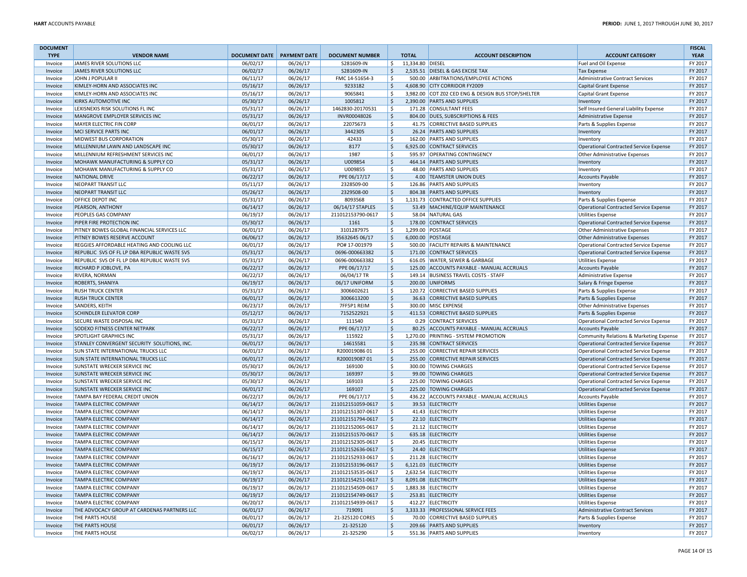| DOCUMENT TYPE | VENDOR NAME | DOCUMENT DATE | PAYMENT DATE | DOCUMENT NUMBER | TOTAL | ACCOUNT DESCRIPTION | ACCOUNT CATEGORY | FISCAL YEAR |
|---|---|---|---|---|---|---|---|---|
| Invoice | JAMES RIVER SOLUTIONS LLC | 06/02/17 | 06/26/17 | S281609-IN | $ 11,334.80 | DIESEL | Fuel and Oil Expense | FY 2017 |
| Invoice | JAMES RIVER SOLUTIONS LLC | 06/02/17 | 06/26/17 | S281609-IN | $ 2,535.51 | DIESEL & GAS EXCISE TAX | Tax Expense | FY 2017 |
| Invoice | JOHN J POPULAR II | 06/11/17 | 06/26/17 | FMC 14-51654-3 | $ 500.00 | ARBITRATIONS/EMPLOYEE ACTIONS | Administrative Contract Services | FY 2017 |
| Invoice | KIMLEY-HORN AND ASSOCIATES INC | 05/16/17 | 06/26/17 | 9233182 | $ 4,608.90 | CITY CORRIDOR FY2009 | Capital Grant Expense | FY 2017 |
| Invoice | KIMLEY-HORN AND ASSOCIATES INC | 05/16/17 | 06/26/17 | 9065841 | $ 3,982.00 | COT Z02 CED ENG & DESIGN BUS STOP/SHELTER | Capital Grant Expense | FY 2017 |
| Invoice | KIRKS AUTOMOTIVE INC | 05/30/17 | 06/26/17 | 1005812 | $ 2,390.00 | PARTS AND SUPPLIES | Inventory | FY 2017 |
| Invoice | LEXISNEXIS RISK SOLUTIONS FL INC | 05/31/17 | 06/26/17 | 1462830-20170531 | $ 171.28 | CONSULTANT FEES | Self Insured General Liability Expense | FY 2017 |
| Invoice | MANGROVE EMPLOYER SERVICES INC | 05/31/17 | 06/26/17 | INVR00048026 | $ 804.00 | DUES, SUBSCRIPTIONS & FEES | Administrative Expense | FY 2017 |
| Invoice | MAYER ELECTRIC FIN CORP | 06/01/17 | 06/26/17 | 22075673 | $ 41.75 | CORRECTIVE BASED SUPPLIES | Parts & Supplies Expense | FY 2017 |
| Invoice | MCI SERVICE PARTS INC | 06/01/17 | 06/26/17 | 3442305 | $ 26.24 | PARTS AND SUPPLIES | Inventory | FY 2017 |
| Invoice | MIDWEST BUS CORPORATION | 05/30/17 | 06/26/17 | 42433 | $ 162.00 | PARTS AND SUPPLIES | Inventory | FY 2017 |
| Invoice | MILLENNIUM LAWN AND LANDSCAPE INC | 05/30/17 | 06/26/17 | 8177 | $ 6,925.00 | CONTRACT SERVICES | Operational Contracted Service Expense | FY 2017 |
| Invoice | MILLENNIUM REFRESHMENT SERVICES INC | 06/01/17 | 06/26/17 | 1987 | $ 595.97 | OPERATING CONTINGENCY | Other Administrative Expenses | FY 2017 |
| Invoice | MOHAWK MANUFACTURING & SUPPLY CO | 05/31/17 | 06/26/17 | U009854 | $ 464.14 | PARTS AND SUPPLIES | Inventory | FY 2017 |
| Invoice | MOHAWK MANUFACTURING & SUPPLY CO | 05/31/17 | 06/26/17 | U009855 | $ 48.00 | PARTS AND SUPPLIES | Inventory | FY 2017 |
| Invoice | NATIONAL DRIVE | 06/22/17 | 06/26/17 | PPE 06/17/17 | $ 4.00 | TEAMSTER UNION DUES | Accounts Payable | FY 2017 |
| Invoice | NEOPART TRANSIT LLC | 05/11/17 | 06/26/17 | 2328509-00 | $ 126.86 | PARTS AND SUPPLIES | Inventory | FY 2017 |
| Invoice | NEOPART TRANSIT LLC | 05/26/17 | 06/26/17 | 2329508-00 | $ 804.38 | PARTS AND SUPPLIES | Inventory | FY 2017 |
| Invoice | OFFICE DEPOT INC | 05/31/17 | 06/26/17 | 8093568 | $ 1,131.73 | CONTRACTED OFFICE SUPPLIES | Parts & Supplies Expense | FY 2017 |
| Invoice | PEARSON, ANTHONY | 06/14/17 | 06/26/17 | 06/14/17 STAPLES | $ 53.49 | MACHINE/EQUIP MAINTENANCE | Operational Contracted Service Expense | FY 2017 |
| Invoice | PEOPLES GAS COMPANY | 06/19/17 | 06/26/17 | 211012153790-0617 | $ 58.04 | NATURAL GAS | Utilities Expense | FY 2017 |
| Invoice | PIPER FIRE PROTECTION INC | 05/30/17 | 06/26/17 | 1161 | $ 178.00 | CONTRACT SERVICES | Operational Contracted Service Expense | FY 2017 |
| Invoice | PITNEY BOWES GLOBAL FINANCIAL SERVICES LLC | 06/01/17 | 06/26/17 | 3101287975 | $ 1,299.00 | POSTAGE | Other Administrative Expenses | FY 2017 |
| Invoice | PITNEY BOWES RESERVE ACCOUNT | 06/06/17 | 06/26/17 | 35632645 06/17 | $ 6,000.00 | POSTAGE | Other Administrative Expenses | FY 2017 |
| Invoice | REGGIES AFFORDABLE HEATING AND COOLING LLC | 06/01/17 | 06/26/17 | PO# 17-001979 | $ 500.00 | FACILITY REPAIRS & MAINTENANCE | Operational Contracted Service Expense | FY 2017 |
| Invoice | REPUBLIC SVS OF FL LP DBA REPUBLIC WASTE SVS | 05/31/17 | 06/26/17 | 0696-000663382 | $ 171.00 | CONTRACT SERVICES | Operational Contracted Service Expense | FY 2017 |
| Invoice | REPUBLIC SVS OF FL LP DBA REPUBLIC WASTE SVS | 05/31/17 | 06/26/17 | 0696-000663382 | $ 616.05 | WATER, SEWER & GARBAGE | Utilities Expense | FY 2017 |
| Invoice | RICHARD P JOBLOVE, PA | 06/22/17 | 06/26/17 | PPE 06/17/17 | $ 125.00 | ACCOUNTS PAYABLE - MANUAL ACCRUALS | Accounts Payable | FY 2017 |
| Invoice | RIVERA, NORMAN | 06/22/17 | 06/26/17 | 06/04/17 TR | $ 149.14 | BUSINESS TRAVEL COSTS - STAFF | Administrative Expense | FY 2017 |
| Invoice | ROBERTS, SHANIYA | 06/19/17 | 06/26/17 | 06/17 UNIFORM | $ 200.00 | UNIFORMS | Salary & Fringe Expense | FY 2017 |
| Invoice | RUSH TRUCK CENTER | 05/31/17 | 06/26/17 | 3006602621 | $ 120.72 | CORRECTIVE BASED SUPPLIES | Parts & Supplies Expense | FY 2017 |
| Invoice | RUSH TRUCK CENTER | 06/01/17 | 06/26/17 | 3006613200 | $ 36.63 | CORRECTIVE BASED SUPPLIES | Parts & Supplies Expense | FY 2017 |
| Invoice | SANDERS, KEITH | 06/23/17 | 06/26/17 | 7FF5P1 REIM | $ 300.00 | MISC EXPENSE | Other Administrative Expenses | FY 2017 |
| Invoice | SCHINDLER ELEVATOR CORP | 05/12/17 | 06/26/17 | 7152522921 | $ 411.53 | CORRECTIVE BASED SUPPLIES | Parts & Supplies Expense | FY 2017 |
| Invoice | SECURE WASTE DISPOSAL INC | 05/31/17 | 06/26/17 | 111540 | $ 0.29 | CONTRACT SERVICES | Operational Contracted Service Expense | FY 2017 |
| Invoice | SODEXO FITNESS CENTER NETPARK | 06/22/17 | 06/26/17 | PPE 06/17/17 | $ 80.25 | ACCOUNTS PAYABLE - MANUAL ACCRUALS | Accounts Payable | FY 2017 |
| Invoice | SPOTLIGHT GRAPHICS INC | 05/31/17 | 06/26/17 | 115922 | $ 1,270.00 | PRINTING - SYSTEM PROMOTION | Community Relations & Marketing Expense | FY 2017 |
| Invoice | STANLEY CONVERGENT SECURITY SOLUTIONS, INC. | 06/01/17 | 06/26/17 | 14615581 | $ 235.98 | CONTRACT SERVICES | Operational Contracted Service Expense | FY 2017 |
| Invoice | SUN STATE INTERNATIONAL TRUCKS LLC | 06/01/17 | 06/26/17 | R200019086 01 | $ 255.00 | CORRECTIVE REPAIR SERVICES | Operational Contracted Service Expense | FY 2017 |
| Invoice | SUN STATE INTERNATIONAL TRUCKS LLC | 06/01/17 | 06/26/17 | R200019087 01 | $ 255.00 | CORRECTIVE REPAIR SERVICES | Operational Contracted Service Expense | FY 2017 |
| Invoice | SUNSTATE WRECKER SERVICE INC | 05/30/17 | 06/26/17 | 169100 | $ 300.00 | TOWING CHARGES | Operational Contracted Service Expense | FY 2017 |
| Invoice | SUNSTATE WRECKER SERVICE INC | 05/30/17 | 06/26/17 | 169397 | $ 99.00 | TOWING CHARGES | Operational Contracted Service Expense | FY 2017 |
| Invoice | SUNSTATE WRECKER SERVICE INC | 05/30/17 | 06/26/17 | 169103 | $ 225.00 | TOWING CHARGES | Operational Contracted Service Expense | FY 2017 |
| Invoice | SUNSTATE WRECKER SERVICE INC | 06/01/17 | 06/26/17 | 169107 | $ 225.00 | TOWING CHARGES | Operational Contracted Service Expense | FY 2017 |
| Invoice | TAMPA BAY FEDERAL CREDIT UNION | 06/22/17 | 06/26/17 | PPE 06/17/17 | $ 436.22 | ACCOUNTS PAYABLE - MANUAL ACCRUALS | Accounts Payable | FY 2017 |
| Invoice | TAMPA ELECTRIC COMPANY | 06/14/17 | 06/26/17 | 211012151059-0617 | $ 39.53 | ELECTRICITY | Utilities Expense | FY 2017 |
| Invoice | TAMPA ELECTRIC COMPANY | 06/14/17 | 06/26/17 | 211012151307-0617 | $ 41.43 | ELECTRICITY | Utilities Expense | FY 2017 |
| Invoice | TAMPA ELECTRIC COMPANY | 06/14/17 | 06/26/17 | 211012151794-0617 | $ 22.10 | ELECTRICITY | Utilities Expense | FY 2017 |
| Invoice | TAMPA ELECTRIC COMPANY | 06/14/17 | 06/26/17 | 211012152065-0617 | $ 21.12 | ELECTRICITY | Utilities Expense | FY 2017 |
| Invoice | TAMPA ELECTRIC COMPANY | 06/14/17 | 06/26/17 | 211012151570-0617 | $ 635.18 | ELECTRICITY | Utilities Expense | FY 2017 |
| Invoice | TAMPA ELECTRIC COMPANY | 06/15/17 | 06/26/17 | 211012152305-0617 | $ 20.45 | ELECTRICITY | Utilities Expense | FY 2017 |
| Invoice | TAMPA ELECTRIC COMPANY | 06/15/17 | 06/26/17 | 211012152636-0617 | $ 24.40 | ELECTRICITY | Utilities Expense | FY 2017 |
| Invoice | TAMPA ELECTRIC COMPANY | 06/16/17 | 06/26/17 | 211012152933-0617 | $ 211.28 | ELECTRICITY | Utilities Expense | FY 2017 |
| Invoice | TAMPA ELECTRIC COMPANY | 06/19/17 | 06/26/17 | 211012153196-0617 | $ 6,121.03 | ELECTRICITY | Utilities Expense | FY 2017 |
| Invoice | TAMPA ELECTRIC COMPANY | 06/19/17 | 06/26/17 | 211012153535-0617 | $ 2,632.54 | ELECTRICITY | Utilities Expense | FY 2017 |
| Invoice | TAMPA ELECTRIC COMPANY | 06/19/17 | 06/26/17 | 211012154251-0617 | $ 8,091.08 | ELECTRICITY | Utilities Expense | FY 2017 |
| Invoice | TAMPA ELECTRIC COMPANY | 06/19/17 | 06/26/17 | 211012154509-0617 | $ 1,883.38 | ELECTRICITY | Utilities Expense | FY 2017 |
| Invoice | TAMPA ELECTRIC COMPANY | 06/19/17 | 06/26/17 | 211012154749-0617 | $ 253.81 | ELECTRICITY | Utilities Expense | FY 2017 |
| Invoice | TAMPA ELECTRIC COMPANY | 06/20/17 | 06/26/17 | 211012154939-0617 | $ 412.27 | ELECTRICITY | Utilities Expense | FY 2017 |
| Invoice | THE ADVOCACY GROUP AT CARDENAS PARTNERS LLC | 06/01/17 | 06/26/17 | 719091 | $ 3,333.33 | PROFESSIONAL SERVICE FEES | Administrative Contract Services | FY 2017 |
| Invoice | THE PARTS HOUSE | 06/01/17 | 06/26/17 | 21-325120 CORES | $ 70.00 | CORRECTIVE BASED SUPPLIES | Parts & Supplies Expense | FY 2017 |
| Invoice | THE PARTS HOUSE | 06/01/17 | 06/26/17 | 21-325120 | $ 209.66 | PARTS AND SUPPLIES | Inventory | FY 2017 |
| Invoice | THE PARTS HOUSE | 06/02/17 | 06/26/17 | 21-325290 | $ 551.36 | PARTS AND SUPPLIES | Inventory | FY 2017 |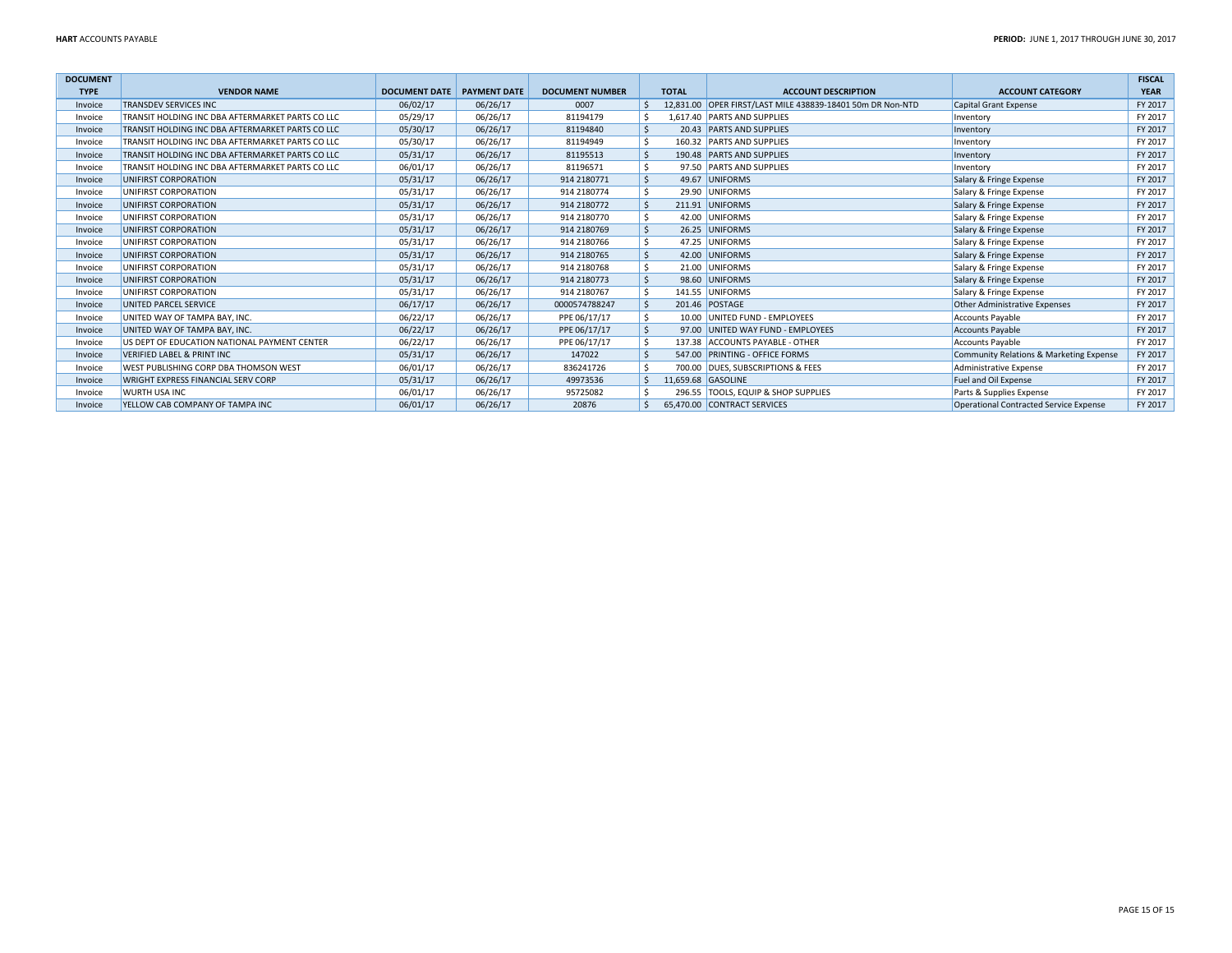| DOCUMENT TYPE | VENDOR NAME | DOCUMENT DATE | PAYMENT DATE | DOCUMENT NUMBER | TOTAL | ACCOUNT DESCRIPTION | ACCOUNT CATEGORY | FISCAL YEAR |
|---|---|---|---|---|---|---|---|---|
| Invoice | TRANSDEV SERVICES INC | 06/02/17 | 06/26/17 | 0007 | $ 12,831.00 | OPER FIRST/LAST MILE 438839-18401 50m DR Non-NTD | Capital Grant Expense | FY 2017 |
| Invoice | TRANSIT HOLDING INC DBA AFTERMARKET PARTS CO LLC | 05/29/17 | 06/26/17 | 81194179 | $ 1,617.40 | PARTS AND SUPPLIES | Inventory | FY 2017 |
| Invoice | TRANSIT HOLDING INC DBA AFTERMARKET PARTS CO LLC | 05/30/17 | 06/26/17 | 81194840 | $ 20.43 | PARTS AND SUPPLIES | Inventory | FY 2017 |
| Invoice | TRANSIT HOLDING INC DBA AFTERMARKET PARTS CO LLC | 05/30/17 | 06/26/17 | 81194949 | $ 160.32 | PARTS AND SUPPLIES | Inventory | FY 2017 |
| Invoice | TRANSIT HOLDING INC DBA AFTERMARKET PARTS CO LLC | 05/31/17 | 06/26/17 | 81195513 | $ 190.48 | PARTS AND SUPPLIES | Inventory | FY 2017 |
| Invoice | TRANSIT HOLDING INC DBA AFTERMARKET PARTS CO LLC | 06/01/17 | 06/26/17 | 81196571 | $ 97.50 | PARTS AND SUPPLIES | Inventory | FY 2017 |
| Invoice | UNIFIRST CORPORATION | 05/31/17 | 06/26/17 | 914 2180771 | $ 49.67 | UNIFORMS | Salary & Fringe Expense | FY 2017 |
| Invoice | UNIFIRST CORPORATION | 05/31/17 | 06/26/17 | 914 2180774 | $ 29.90 | UNIFORMS | Salary & Fringe Expense | FY 2017 |
| Invoice | UNIFIRST CORPORATION | 05/31/17 | 06/26/17 | 914 2180772 | $ 211.91 | UNIFORMS | Salary & Fringe Expense | FY 2017 |
| Invoice | UNIFIRST CORPORATION | 05/31/17 | 06/26/17 | 914 2180770 | $ 42.00 | UNIFORMS | Salary & Fringe Expense | FY 2017 |
| Invoice | UNIFIRST CORPORATION | 05/31/17 | 06/26/17 | 914 2180769 | $ 26.25 | UNIFORMS | Salary & Fringe Expense | FY 2017 |
| Invoice | UNIFIRST CORPORATION | 05/31/17 | 06/26/17 | 914 2180766 | $ 47.25 | UNIFORMS | Salary & Fringe Expense | FY 2017 |
| Invoice | UNIFIRST CORPORATION | 05/31/17 | 06/26/17 | 914 2180765 | $ 42.00 | UNIFORMS | Salary & Fringe Expense | FY 2017 |
| Invoice | UNIFIRST CORPORATION | 05/31/17 | 06/26/17 | 914 2180768 | $ 21.00 | UNIFORMS | Salary & Fringe Expense | FY 2017 |
| Invoice | UNIFIRST CORPORATION | 05/31/17 | 06/26/17 | 914 2180773 | $ 98.60 | UNIFORMS | Salary & Fringe Expense | FY 2017 |
| Invoice | UNIFIRST CORPORATION | 05/31/17 | 06/26/17 | 914 2180767 | $ 141.55 | UNIFORMS | Salary & Fringe Expense | FY 2017 |
| Invoice | UNITED PARCEL SERVICE | 06/17/17 | 06/26/17 | 0000574788247 | $ 201.46 | POSTAGE | Other Administrative Expenses | FY 2017 |
| Invoice | UNITED WAY OF TAMPA BAY, INC. | 06/22/17 | 06/26/17 | PPE 06/17/17 | $ 10.00 | UNITED FUND - EMPLOYEES | Accounts Payable | FY 2017 |
| Invoice | UNITED WAY OF TAMPA BAY, INC. | 06/22/17 | 06/26/17 | PPE 06/17/17 | $ 97.00 | UNITED WAY FUND - EMPLOYEES | Accounts Payable | FY 2017 |
| Invoice | US DEPT OF EDUCATION NATIONAL PAYMENT CENTER | 06/22/17 | 06/26/17 | PPE 06/17/17 | $ 137.38 | ACCOUNTS PAYABLE - OTHER | Accounts Payable | FY 2017 |
| Invoice | VERIFIED LABEL & PRINT INC | 05/31/17 | 06/26/17 | 147022 | $ 547.00 | PRINTING - OFFICE FORMS | Community Relations & Marketing Expense | FY 2017 |
| Invoice | WEST PUBLISHING CORP DBA THOMSON WEST | 06/01/17 | 06/26/17 | 836241726 | $ 700.00 | DUES, SUBSCRIPTIONS & FEES | Administrative Expense | FY 2017 |
| Invoice | WRIGHT EXPRESS FINANCIAL SERV CORP | 05/31/17 | 06/26/17 | 49973536 | $ 11,659.68 | GASOLINE | Fuel and Oil Expense | FY 2017 |
| Invoice | WURTH USA INC | 06/01/17 | 06/26/17 | 95725082 | $ 296.55 | TOOLS, EQUIP & SHOP SUPPLIES | Parts & Supplies Expense | FY 2017 |
| Invoice | YELLOW CAB COMPANY OF TAMPA INC | 06/01/17 | 06/26/17 | 20876 | $ 65,470.00 | CONTRACT SERVICES | Operational Contracted Service Expense | FY 2017 |